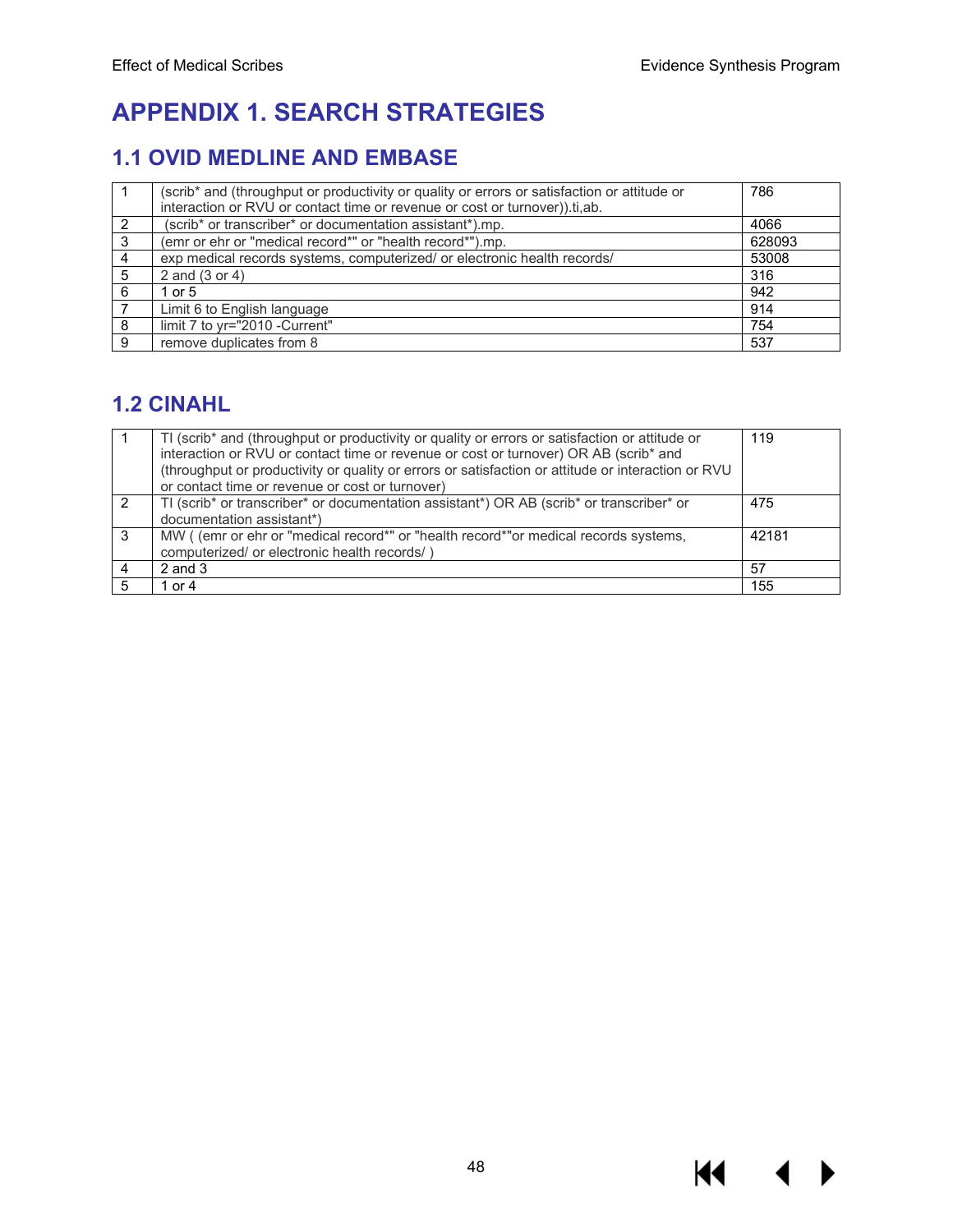# APPENDIX 1. SEARCH STRATEGIES

## 1.1 OVID MEDLINE AND EMBASE

| | | |
|---|---|---|
| 1 | (scrib* and (throughput or productivity or quality or errors or satisfaction or attitude or interaction or RVU or contact time or revenue or cost or turnover)).ti,ab. | 786 |
| 2 | (scrib* or transcriber* or documentation assistant*).mp. | 4066 |
| 3 | (emr or ehr or "medical record*" or "health record*").mp. | 628093 |
| 4 | exp medical records systems, computerized/ or electronic health records/ | 53008 |
| 5 | 2 and (3 or 4) | 316 |
| 6 | 1 or 5 | 942 |
| 7 | Limit 6 to English language | 914 |
| 8 | limit 7 to yr="2010 -Current" | 754 |
| 9 | remove duplicates from 8 | 537 |

## 1.2 CINAHL

| | | |
|---|---|---|
| 1 | TI (scrib* and (throughput or productivity or quality or errors or satisfaction or attitude or interaction or RVU or contact time or revenue or cost or turnover) OR AB (scrib* and (throughput or productivity or quality or errors or satisfaction or attitude or interaction or RVU or contact time or revenue or cost or turnover) | 119 |
| 2 | TI (scrib* or transcriber* or documentation assistant*) OR AB (scrib* or transcriber* or documentation assistant*) | 475 |
| 3 | MW ( (emr or ehr or "medical record*" or "health record*"or medical records systems, computerized/ or electronic health records/ ) | 42181 |
| 4 | 2 and 3 | 57 |
| 5 | 1 or 4 | 155 |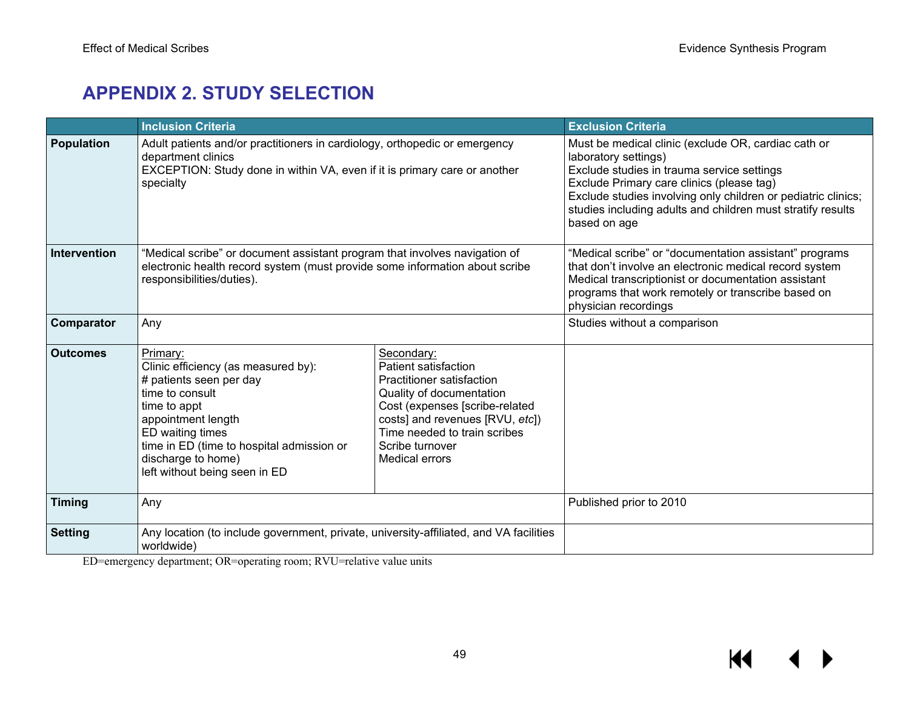## APPENDIX 2. STUDY SELECTION

| | Inclusion Criteria | | Exclusion Criteria |
|---|---|---|---|
| **Population** | Adult patients and/or practitioners in cardiology, orthopedic or emergency department clinics<br>EXCEPTION: Study done in within VA, even if it is primary care or another specialty | | Must be medical clinic (exclude OR, cardiac cath or laboratory settings)<br>Exclude studies in trauma service settings<br>Exclude Primary care clinics (please tag)<br>Exclude studies involving only children or pediatric clinics; studies including adults and children must stratify results based on age |
| **Intervention** | "Medical scribe" or document assistant program that involves navigation of electronic health record system (must provide some information about scribe responsibilities/duties). | | "Medical scribe" or "documentation assistant" programs that don't involve an electronic medical record system<br>Medical transcriptionist or documentation assistant programs that work remotely or transcribe based on physician recordings |
| **Comparator** | Any | | Studies without a comparison |
| **Outcomes** | Primary:<br>Clinic efficiency (as measured by):<br># patients seen per day<br>time to consult<br>time to appt<br>appointment length<br>ED waiting times<br>time in ED (time to hospital admission or discharge to home)<br>left without being seen in ED | Secondary:<br>Patient satisfaction<br>Practitioner satisfaction<br>Quality of documentation<br>Cost (expenses [scribe-related costs] and revenues [RVU, *etc*])<br>Time needed to train scribes<br>Scribe turnover<br>Medical errors | |
| **Timing** | Any | | Published prior to 2010 |
| **Setting** | Any location (to include government, private, university-affiliated, and VA facilities worldwide) | | |

ED=emergency department; OR=operating room; RVU=relative value units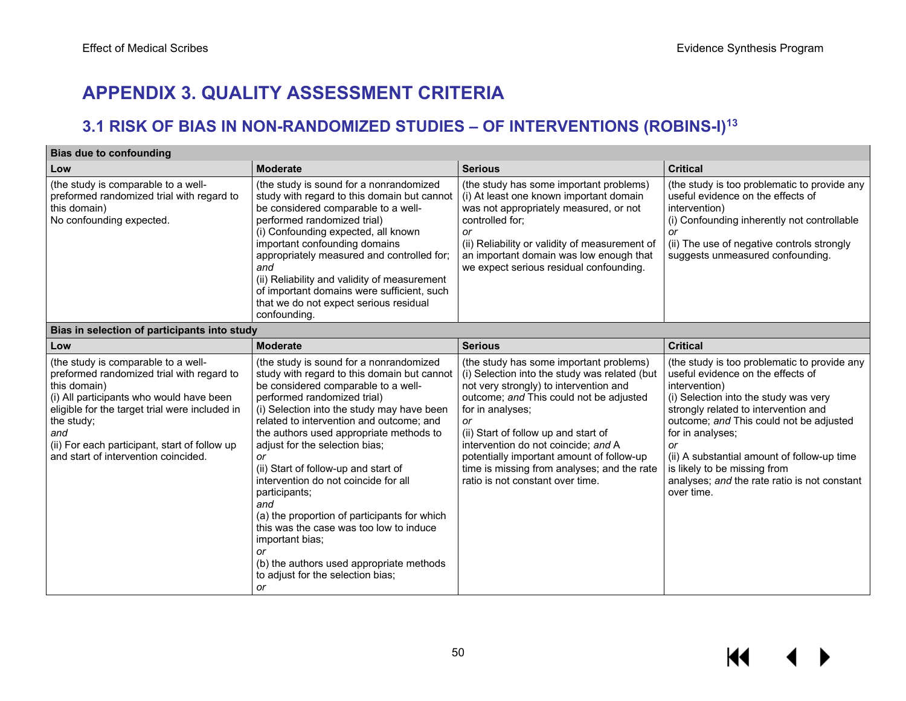# APPENDIX 3. QUALITY ASSESSMENT CRITERIA

## 3.1 RISK OF BIAS IN NON-RANDOMIZED STUDIES – OF INTERVENTIONS (ROBINS-I)[13]

| **Bias due to confounding** | | | |
|---|---|---|---|
| **Low** | **Moderate** | **Serious** | **Critical** |
| (the study is comparable to a well-preformed randomized trial with regard to this domain)<br>No confounding expected. | (the study is sound for a nonrandomized study with regard to this domain but cannot be considered comparable to a well-performed randomized trial)<br>(i) Confounding expected, all known important confounding domains appropriately measured and controlled for;<br>*and*<br>(ii) Reliability and validity of measurement of important domains were sufficient, such that we do not expect serious residual confounding. | (the study has some important problems)<br>(i) At least one known important domain was not appropriately measured, or not controlled for;<br>*or*<br>(ii) Reliability or validity of measurement of an important domain was low enough that we expect serious residual confounding. | (the study is too problematic to provide any useful evidence on the effects of intervention)<br>(i) Confounding inherently not controllable<br>*or*<br>(ii) The use of negative controls strongly suggests unmeasured confounding. |
| **Bias in selection of participants into study** | | | |
| **Low** | **Moderate** | **Serious** | **Critical** |
| (the study is comparable to a well-preformed randomized trial with regard to this domain)<br>(i) All participants who would have been eligible for the target trial were included in the study;<br>*and*<br>(ii) For each participant, start of follow up and start of intervention coincided. | (the study is sound for a nonrandomized study with regard to this domain but cannot be considered comparable to a well-performed randomized trial)<br>(i) Selection into the study may have been related to intervention and outcome; and the authors used appropriate methods to adjust for the selection bias;<br>*or*<br>(ii) Start of follow-up and start of intervention do not coincide for all participants;<br>*and*<br>(a) the proportion of participants for which this was the case was too low to induce important bias;<br>*or*<br>(b) the authors used appropriate methods to adjust for the selection bias;<br>*or* | (the study has some important problems)<br>(i) Selection into the study was related (but not very strongly) to intervention and outcome; *and* This could not be adjusted for in analyses;<br>*or*<br>(ii) Start of follow up and start of intervention do not coincide; *and* A potentially important amount of follow-up time is missing from analyses; and the rate ratio is not constant over time. | (the study is too problematic to provide any useful evidence on the effects of intervention)<br>(i) Selection into the study was very strongly related to intervention and outcome; *and* This could not be adjusted for in analyses;<br>*or*<br>(ii) A substantial amount of follow-up time is likely to be missing from analyses; *and* the rate ratio is not constant over time. |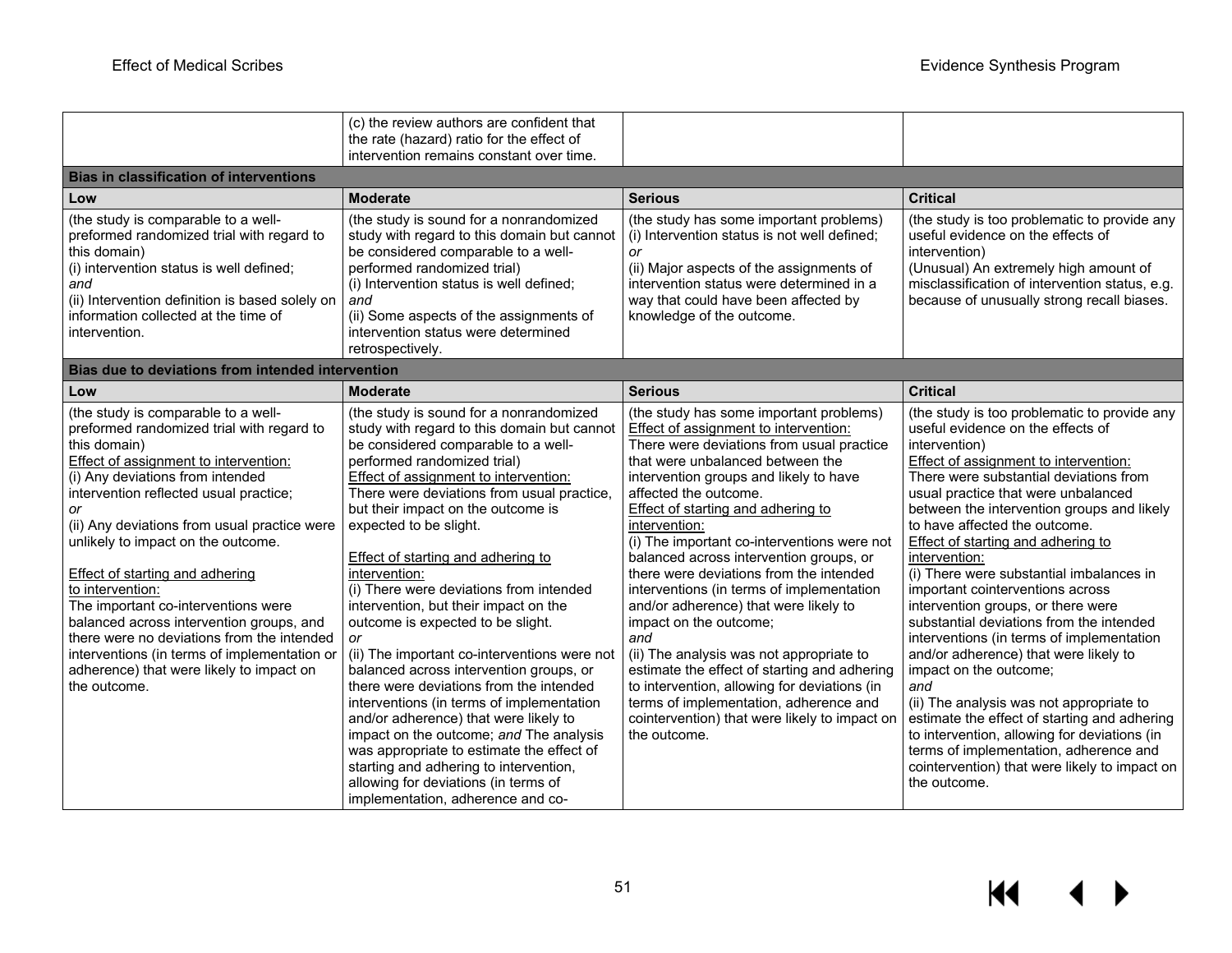| | | | |
|---|---|---|---|
| | (c) the review authors are confident that the rate (hazard) ratio for the effect of intervention remains constant over time. | | |
| **Bias in classification of interventions** | | | |
| **Low** | **Moderate** | **Serious** | **Critical** |
| (the study is comparable to a well-preformed randomized trial with regard to this domain)<br>(i) intervention status is well defined;<br>*and*<br>(ii) Intervention definition is based solely on information collected at the time of intervention. | (the study is sound for a nonrandomized study with regard to this domain but cannot be considered comparable to a well-performed randomized trial)<br>(i) Intervention status is well defined;<br>*and*<br>(ii) Some aspects of the assignments of intervention status were determined retrospectively. | (the study has some important problems)<br>(i) Intervention status is not well defined;<br>*or*<br>(ii) Major aspects of the assignments of intervention status were determined in a way that could have been affected by knowledge of the outcome. | (the study is too problematic to provide any useful evidence on the effects of intervention)<br>(Unusual) An extremely high amount of misclassification of intervention status, e.g. because of unusually strong recall biases. |
| **Bias due to deviations from intended intervention** | | | |
| **Low** | **Moderate** | **Serious** | **Critical** |
| (the study is comparable to a well-preformed randomized trial with regard to this domain)<br>Effect of assignment to intervention:<br>(i) Any deviations from intended intervention reflected usual practice;<br>*or*<br>(ii) Any deviations from usual practice were unlikely to impact on the outcome.<br><br>Effect of starting and adhering to intervention:<br>The important co-interventions were balanced across intervention groups, and there were no deviations from the intended interventions (in terms of implementation or adherence) that were likely to impact on the outcome. | (the study is sound for a nonrandomized study with regard to this domain but cannot be considered comparable to a well-performed randomized trial)<br>Effect of assignment to intervention:<br>There were deviations from usual practice, but their impact on the outcome is expected to be slight.<br><br>Effect of starting and adhering to intervention:<br>(i) There were deviations from intended intervention, but their impact on the outcome is expected to be slight.<br>*or*<br>(ii) The important co-interventions were not balanced across intervention groups, or there were deviations from the intended interventions (in terms of implementation and/or adherence) that were likely to impact on the outcome; *and* The analysis was appropriate to estimate the effect of starting and adhering to intervention, allowing for deviations (in terms of implementation, adherence and co- | (the study has some important problems)<br>Effect of assignment to intervention:<br>There were deviations from usual practice that were unbalanced between the intervention groups and likely to have affected the outcome.<br>Effect of starting and adhering to intervention:<br>(i) The important co-interventions were not balanced across intervention groups, or there were deviations from the intended interventions (in terms of implementation and/or adherence) that were likely to impact on the outcome;<br>*and*<br>(ii) The analysis was not appropriate to estimate the effect of starting and adhering to intervention, allowing for deviations (in terms of implementation, adherence and cointervention) that were likely to impact on the outcome. | (the study is too problematic to provide any useful evidence on the effects of intervention)<br>Effect of assignment to intervention:<br>There were substantial deviations from usual practice that were unbalanced between the intervention groups and likely to have affected the outcome.<br>Effect of starting and adhering to intervention:<br>(i) There were substantial imbalances in important cointerventions across intervention groups, or there were substantial deviations from the intended interventions (in terms of implementation and/or adherence) that were likely to impact on the outcome;<br>*and*<br>(ii) The analysis was not appropriate to estimate the effect of starting and adhering to intervention, allowing for deviations (in terms of implementation, adherence and cointervention) that were likely to impact on the outcome. |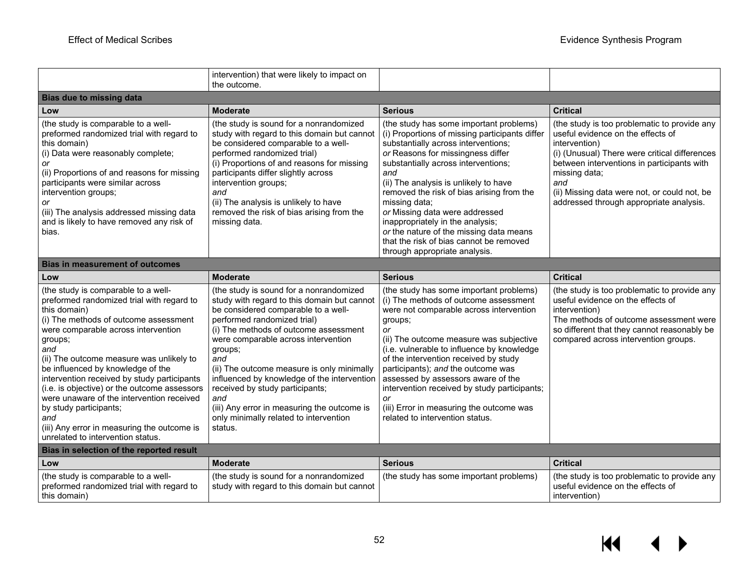| | | | |
|---|---|---|---|
| | intervention) that were likely to impact on the outcome. | | |
| **Bias due to missing data** | | | |
| **Low** | **Moderate** | **Serious** | **Critical** |
| (the study is comparable to a well-preformed randomized trial with regard to this domain)<br>(i) Data were reasonably complete;<br>*or*<br>(ii) Proportions of and reasons for missing participants were similar across intervention groups;<br>*or*<br>(iii) The analysis addressed missing data and is likely to have removed any risk of bias. | (the study is sound for a nonrandomized study with regard to this domain but cannot be considered comparable to a well-performed randomized trial)<br>(i) Proportions of and reasons for missing participants differ slightly across intervention groups;<br>*and*<br>(ii) The analysis is unlikely to have removed the risk of bias arising from the missing data. | (the study has some important problems)<br>(i) Proportions of missing participants differ substantially across interventions;<br>*or* Reasons for missingness differ substantially across interventions;<br>*and*<br>(ii) The analysis is unlikely to have removed the risk of bias arising from the missing data;<br>*or* Missing data were addressed inappropriately in the analysis;<br>*or* the nature of the missing data means that the risk of bias cannot be removed through appropriate analysis. | (the study is too problematic to provide any useful evidence on the effects of intervention)<br>(i) (Unusual) There were critical differences between interventions in participants with missing data;<br>*and*<br>(ii) Missing data were not, or could not, be addressed through appropriate analysis. |
| **Bias in measurement of outcomes** | | | |
| **Low** | **Moderate** | **Serious** | **Critical** |
| (the study is comparable to a well-preformed randomized trial with regard to this domain)<br>(i) The methods of outcome assessment were comparable across intervention groups;<br>*and*<br>(ii) The outcome measure was unlikely to be influenced by knowledge of the intervention received by study participants (i.e. is objective) or the outcome assessors were unaware of the intervention received by study participants;<br>*and*<br>(iii) Any error in measuring the outcome is unrelated to intervention status. | (the study is sound for a nonrandomized study with regard to this domain but cannot be considered comparable to a well-performed randomized trial)<br>(i) The methods of outcome assessment were comparable across intervention groups;<br>*and*<br>(ii) The outcome measure is only minimally influenced by knowledge of the intervention received by study participants;<br>*and*<br>(iii) Any error in measuring the outcome is only minimally related to intervention status. | (the study has some important problems)<br>(i) The methods of outcome assessment were not comparable across intervention groups;<br>*or*<br>(ii) The outcome measure was subjective (i.e. vulnerable to influence by knowledge of the intervention received by study participants); *and* the outcome was assessed by assessors aware of the intervention received by study participants;<br>*or*<br>(iii) Error in measuring the outcome was related to intervention status. | (the study is too problematic to provide any useful evidence on the effects of intervention)<br>The methods of outcome assessment were so different that they cannot reasonably be compared across intervention groups. |
| **Bias in selection of the reported result** | | | |
| **Low** | **Moderate** | **Serious** | **Critical** |
| (the study is comparable to a well-preformed randomized trial with regard to this domain) | (the study is sound for a nonrandomized study with regard to this domain but cannot | (the study has some important problems) | (the study is too problematic to provide any useful evidence on the effects of intervention) |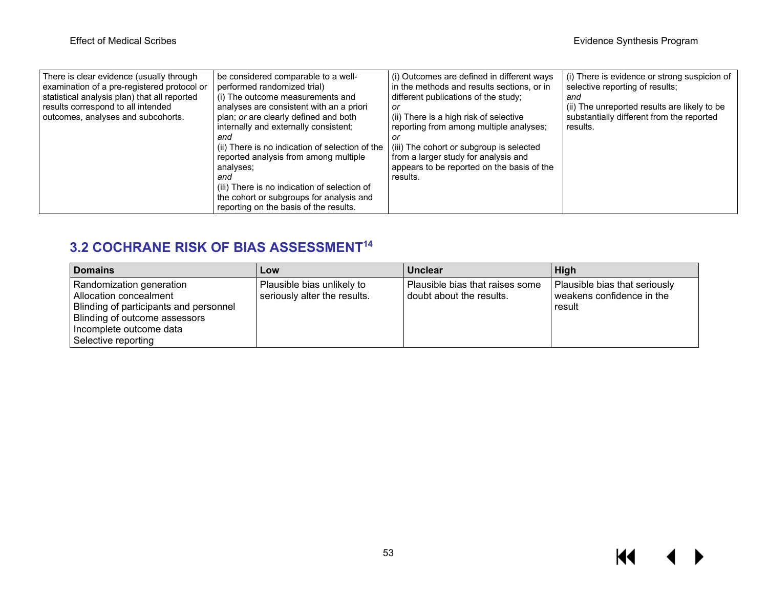| | | | |
|---|---|---|---|
| There is clear evidence (usually through examination of a pre-registered protocol or statistical analysis plan) that all reported results correspond to all intended outcomes, analyses and subcohorts. | be considered comparable to a well-performed randomized trial)<br>(i) The outcome measurements and analyses are consistent with an a priori plan; *or* are clearly defined and both internally and externally consistent;<br>*and*<br>(ii) There is no indication of selection of the reported analysis from among multiple analyses;<br>*and*<br>(iii) There is no indication of selection of the cohort or subgroups for analysis and reporting on the basis of the results. | (i) Outcomes are defined in different ways in the methods and results sections, or in different publications of the study;<br>*or*<br>(ii) There is a high risk of selective reporting from among multiple analyses;<br>*or*<br>(iii) The cohort or subgroup is selected from a larger study for analysis and appears to be reported on the basis of the results. | (i) There is evidence or strong suspicion of selective reporting of results;<br>*and*<br>(ii) The unreported results are likely to be substantially different from the reported results. |

## 3.2 COCHRANE RISK OF BIAS ASSESSMENT[14]

| Domains | Low | Unclear | High |
|---|---|---|---|
| Randomization generation<br>Allocation concealment<br>Blinding of participants and personnel<br>Blinding of outcome assessors<br>Incomplete outcome data<br>Selective reporting | Plausible bias unlikely to seriously alter the results. | Plausible bias that raises some doubt about the results. | Plausible bias that seriously weakens confidence in the result |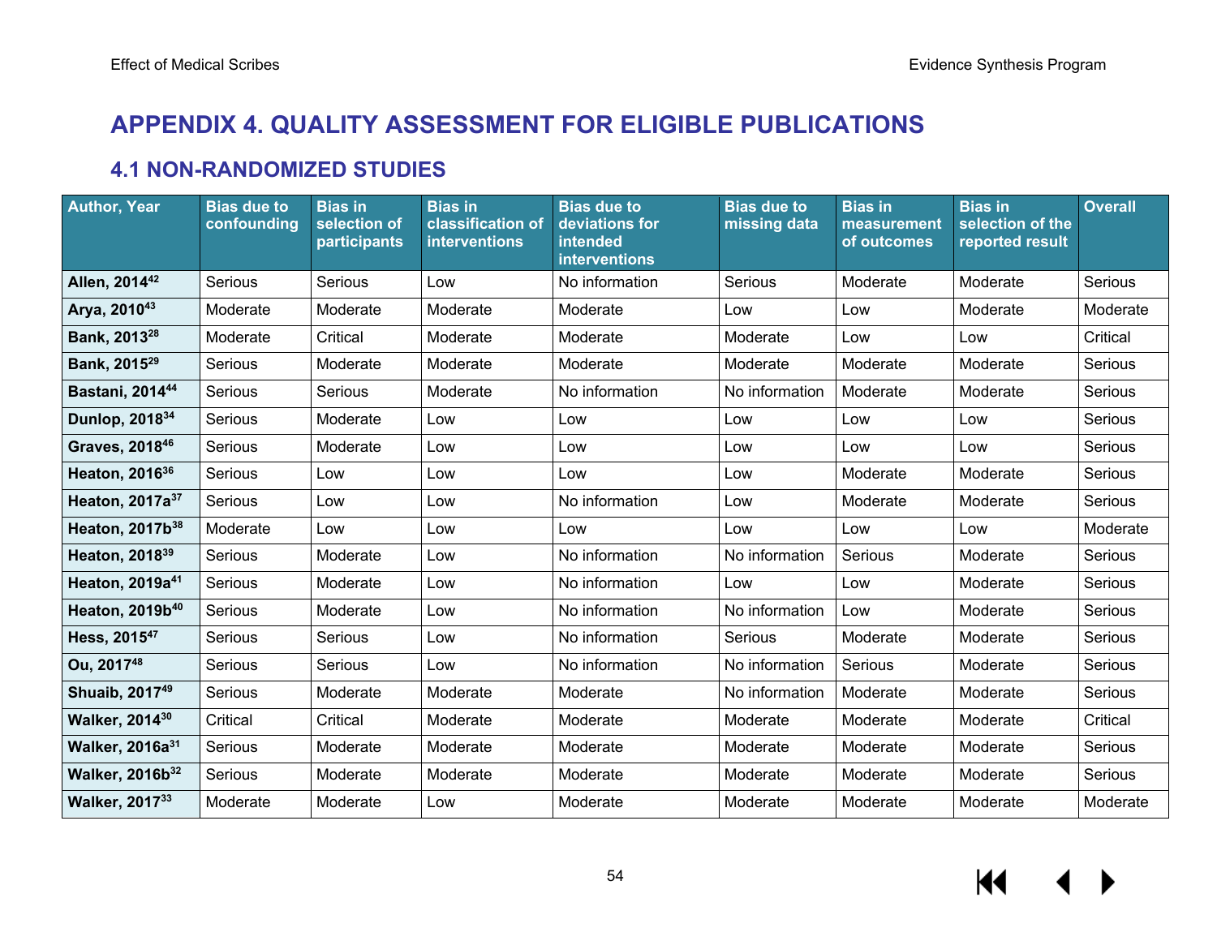# APPENDIX 4. QUALITY ASSESSMENT FOR ELIGIBLE PUBLICATIONS

## 4.1 NON-RANDOMIZED STUDIES

| Author, Year | Bias due to confounding | Bias in selection of participants | Bias in classification of interventions | Bias due to deviations for intended interventions | Bias due to missing data | Bias in measurement of outcomes | Bias in selection of the reported result | Overall |
|---|---|---|---|---|---|---|---|---|
| **Allen, 2014[42]** | Serious | Serious | Low | No information | Serious | Moderate | Moderate | Serious |
| **Arya, 2010[43]** | Moderate | Moderate | Moderate | Moderate | Low | Low | Moderate | Moderate |
| **Bank, 2013[28]** | Moderate | Critical | Moderate | Moderate | Moderate | Low | Low | Critical |
| **Bank, 2015[29]** | Serious | Moderate | Moderate | Moderate | Moderate | Moderate | Moderate | Serious |
| **Bastani, 2014[44]** | Serious | Serious | Moderate | No information | No information | Moderate | Moderate | Serious |
| **Dunlop, 2018[34]** | Serious | Moderate | Low | Low | Low | Low | Low | Serious |
| **Graves, 2018[46]** | Serious | Moderate | Low | Low | Low | Low | Low | Serious |
| **Heaton, 2016[36]** | Serious | Low | Low | Low | Low | Moderate | Moderate | Serious |
| **Heaton, 2017a[37]** | Serious | Low | Low | No information | Low | Moderate | Moderate | Serious |
| **Heaton, 2017b[38]** | Moderate | Low | Low | Low | Low | Low | Low | Moderate |
| **Heaton, 2018[39]** | Serious | Moderate | Low | No information | No information | Serious | Moderate | Serious |
| **Heaton, 2019a[41]** | Serious | Moderate | Low | No information | Low | Low | Moderate | Serious |
| **Heaton, 2019b[40]** | Serious | Moderate | Low | No information | No information | Low | Moderate | Serious |
| **Hess, 2015[47]** | Serious | Serious | Low | No information | Serious | Moderate | Moderate | Serious |
| **Ou, 2017[48]** | Serious | Serious | Low | No information | No information | Serious | Moderate | Serious |
| **Shuaib, 2017[49]** | Serious | Moderate | Moderate | Moderate | No information | Moderate | Moderate | Serious |
| **Walker, 2014[30]** | Critical | Critical | Moderate | Moderate | Moderate | Moderate | Moderate | Critical |
| **Walker, 2016a[31]** | Serious | Moderate | Moderate | Moderate | Moderate | Moderate | Moderate | Serious |
| **Walker, 2016b[32]** | Serious | Moderate | Moderate | Moderate | Moderate | Moderate | Moderate | Serious |
| **Walker, 2017[33]** | Moderate | Moderate | Low | Moderate | Moderate | Moderate | Moderate | Moderate |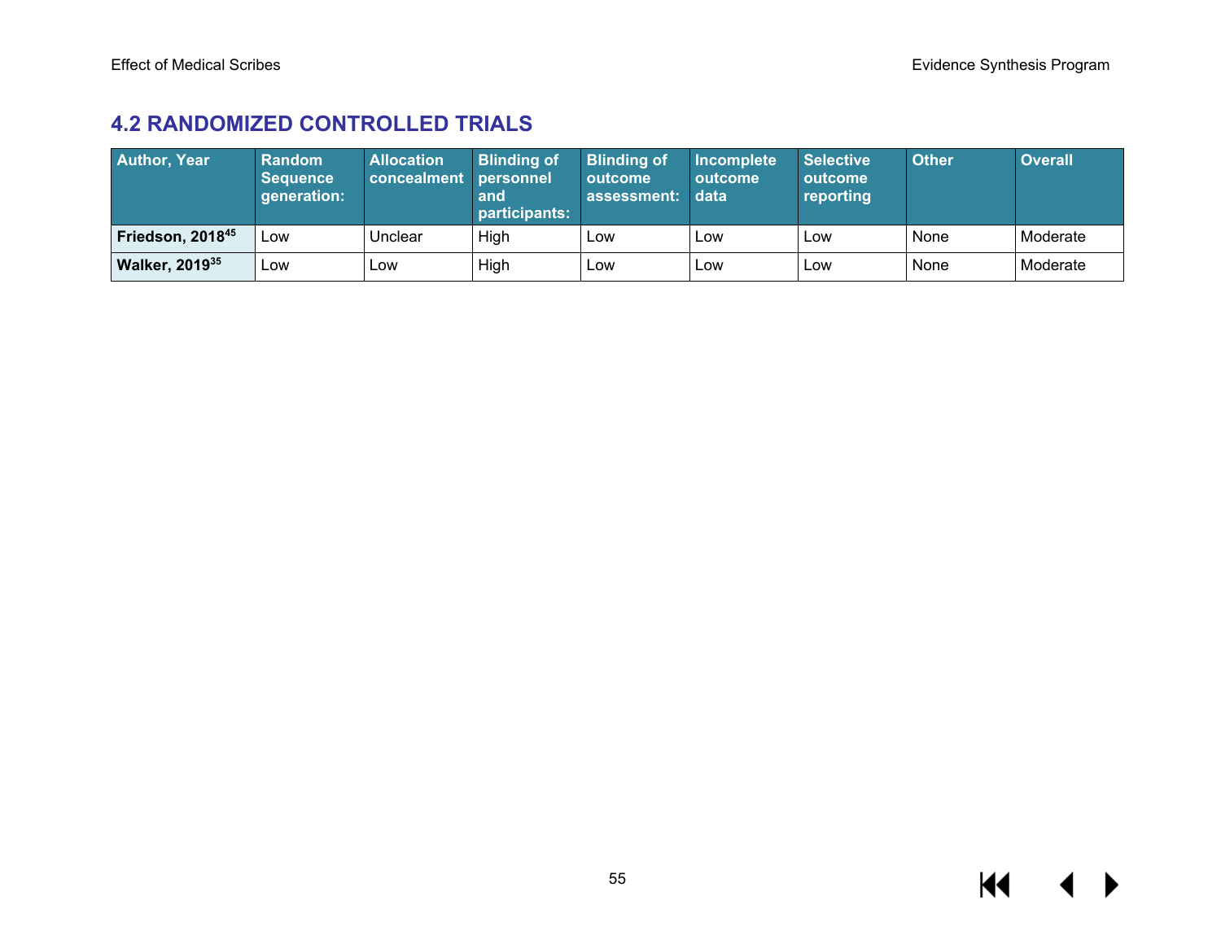## 4.2 RANDOMIZED CONTROLLED TRIALS

| Author, Year | Random Sequence generation: | Allocation concealment | Blinding of personnel and participants: | Blinding of outcome assessment: | Incomplete outcome data | Selective outcome reporting | Other | Overall |
|---|---|---|---|---|---|---|---|---|
| **Friedson, 2018**[45] | Low | Unclear | High | Low | Low | Low | None | Moderate |
| **Walker, 2019**[35] | Low | Low | High | Low | Low | Low | None | Moderate |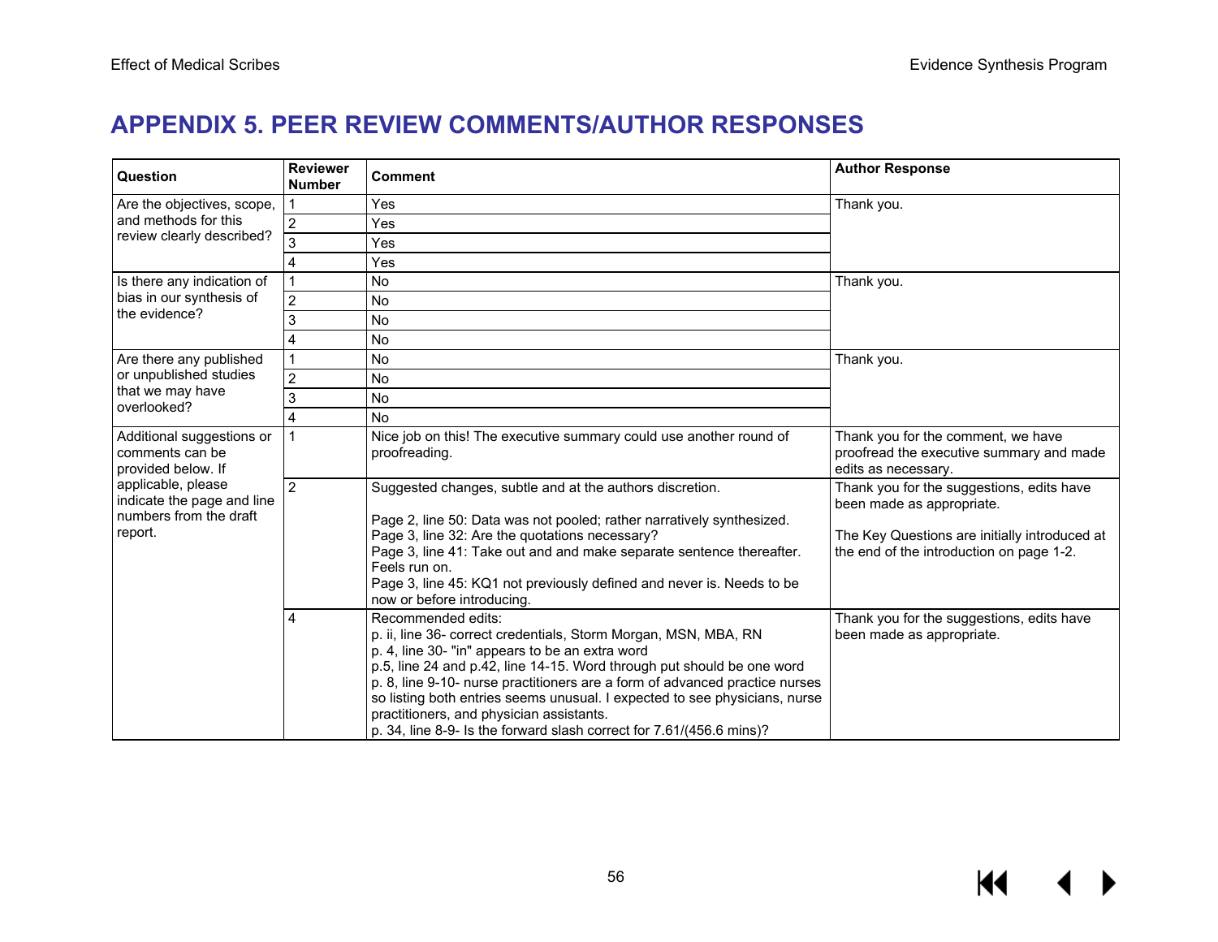# APPENDIX 5. PEER REVIEW COMMENTS/AUTHOR RESPONSES

| Question | Reviewer Number | Comment | Author Response |
|---|---|---|---|
| Are the objectives, scope, and methods for this review clearly described? | 1 | Yes | Thank you. |
| | 2 | Yes | |
| | 3 | Yes | |
| | 4 | Yes | |
| Is there any indication of bias in our synthesis of the evidence? | 1 | No | Thank you. |
| | 2 | No | |
| | 3 | No | |
| | 4 | No | |
| Are there any published or unpublished studies that we may have overlooked? | 1 | No | Thank you. |
| | 2 | No | |
| | 3 | No | |
| | 4 | No | |
| Additional suggestions or comments can be provided below. If applicable, please indicate the page and line numbers from the draft report. | 1 | Nice job on this! The executive summary could use another round of proofreading. | Thank you for the comment, we have proofread the executive summary and made edits as necessary. |
| | 2 | Suggested changes, subtle and at the authors discretion.<br><br>Page 2, line 50: Data was not pooled; rather narratively synthesized.<br>Page 3, line 32: Are the quotations necessary?<br>Page 3, line 41: Take out and and make separate sentence thereafter. Feels run on.<br>Page 3, line 45: KQ1 not previously defined and never is. Needs to be now or before introducing. | Thank you for the suggestions, edits have been made as appropriate.<br><br>The Key Questions are initially introduced at the end of the introduction on page 1-2. |
| | 4 | Recommended edits:<br>p. ii, line 36- correct credentials, Storm Morgan, MSN, MBA, RN<br>p. 4, line 30- "in" appears to be an extra word<br>p.5, line 24 and p.42, line 14-15. Word through put should be one word<br>p. 8, line 9-10- nurse practitioners are a form of advanced practice nurses so listing both entries seems unusual. I expected to see physicians, nurse practitioners, and physician assistants.<br>p. 34, line 8-9- Is the forward slash correct for 7.61/(456.6 mins)? | Thank you for the suggestions, edits have been made as appropriate. |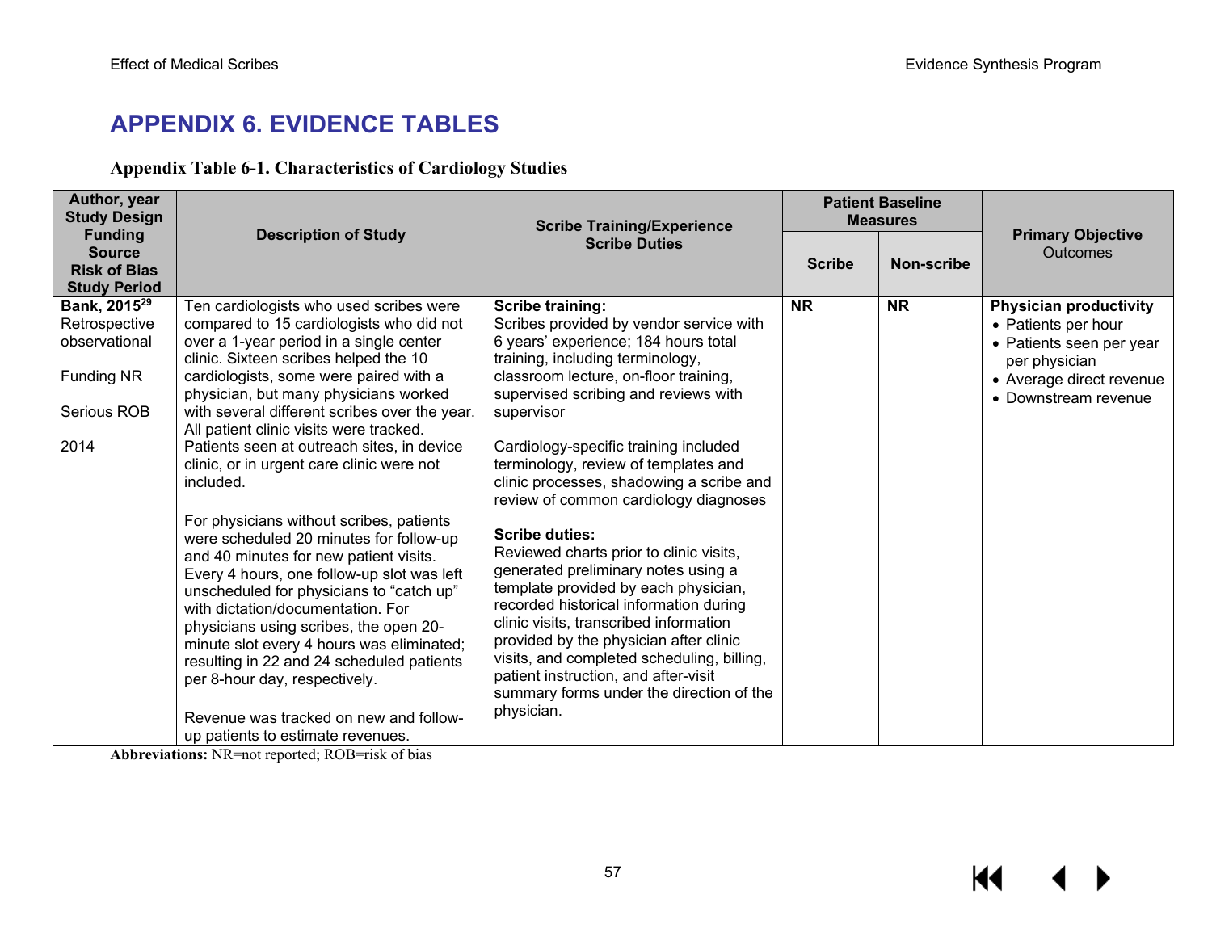# APPENDIX 6. EVIDENCE TABLES

### Appendix Table 6-1. Characteristics of Cardiology Studies

| Author, year<br>Study Design<br>Funding Source<br>Risk of Bias<br>Study Period | Description of Study | Scribe Training/Experience<br>Scribe Duties | Patient Baseline Measures | | Primary Objective<br>Outcomes |
|---|---|---|---|---|---|
| | | | Scribe | Non-scribe | |
| **Bank, 2015**[29]<br>Retrospective observational<br><br>Funding NR<br><br>Serious ROB<br><br>2014 | Ten cardiologists who used scribes were compared to 15 cardiologists who did not over a 1-year period in a single center clinic. Sixteen scribes helped the 10 cardiologists, some were paired with a physician, but many physicians worked with several different scribes over the year. All patient clinic visits were tracked. Patients seen at outreach sites, in device clinic, or in urgent care clinic were not included.<br><br>For physicians without scribes, patients were scheduled 20 minutes for follow-up and 40 minutes for new patient visits. Every 4 hours, one follow-up slot was left unscheduled for physicians to "catch up" with dictation/documentation. For physicians using scribes, the open 20-minute slot every 4 hours was eliminated; resulting in 22 and 24 scheduled patients per 8-hour day, respectively.<br><br>Revenue was tracked on new and follow-up patients to estimate revenues. | **Scribe training:**<br>Scribes provided by vendor service with 6 years' experience; 184 hours total training, including terminology, classroom lecture, on-floor training, supervised scribing and reviews with supervisor<br><br>Cardiology-specific training included terminology, review of templates and clinic processes, shadowing a scribe and review of common cardiology diagnoses<br><br>**Scribe duties:**<br>Reviewed charts prior to clinic visits, generated preliminary notes using a template provided by each physician, recorded historical information during clinic visits, transcribed information provided by the physician after clinic visits, and completed scheduling, billing, patient instruction, and after-visit summary forms under the direction of the physician. | **NR** | **NR** | **Physician productivity**<br>• Patients per hour<br>• Patients seen per year per physician<br>• Average direct revenue<br>• Downstream revenue |

**Abbreviations:** NR=not reported; ROB=risk of bias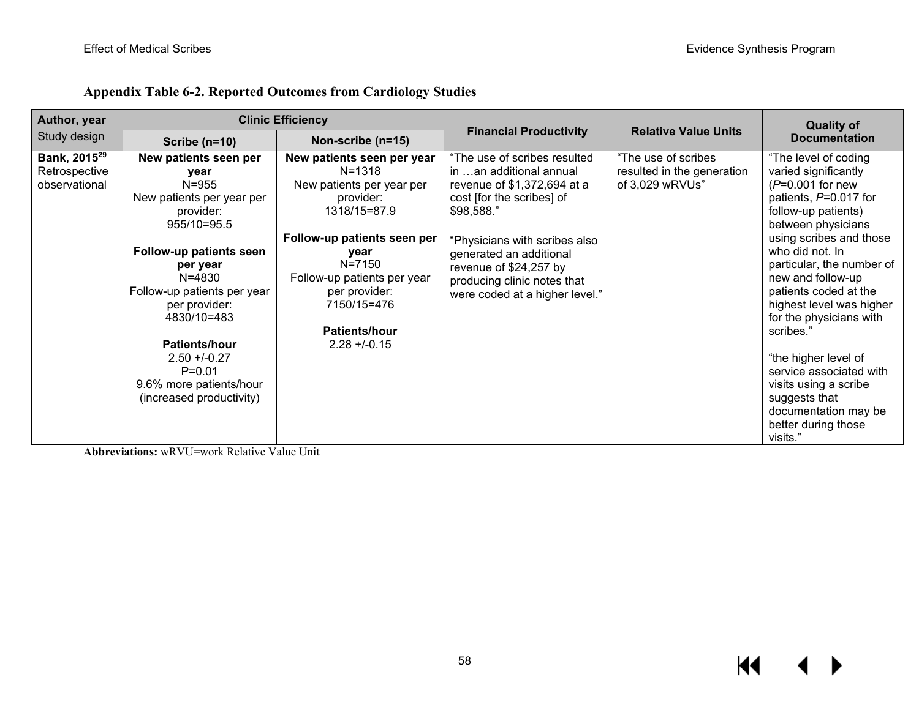**Appendix Table 6-2. Reported Outcomes from Cardiology Studies**

| **Author, year** Study design | **Clinic Efficiency** | | **Financial Productivity** | **Relative Value Units** | **Quality of Documentation** |
|---|---|---|---|---|---|
| | **Scribe (n=10)** | **Non-scribe (n=15)** | | | |
| **Bank, 2015[29]** Retrospective observational | **New patients seen per year** N=955 New patients per year per provider: 955/10=95.5 **Follow-up patients seen per year** N=4830 Follow-up patients per year per provider: 4830/10=483 **Patients/hour** 2.50 +/-0.27 P=0.01 9.6% more patients/hour (increased productivity) | **New patients seen per year** N=1318 New patients per year per provider: 1318/15=87.9 **Follow-up patients seen per year** N=7150 Follow-up patients per year per provider: 7150/15=476 **Patients/hour** 2.28 +/-0.15 | "The use of scribes resulted in …an additional annual revenue of $1,372,694 at a cost [for the scribes] of $98,588." "Physicians with scribes also generated an additional revenue of $24,257 by producing clinic notes that were coded at a higher level." | "The use of scribes resulted in the generation of 3,029 wRVUs" | "The level of coding varied significantly (*P*=0.001 for new patients, *P*=0.017 for follow-up patients) between physicians using scribes and those who did not. In particular, the number of new and follow-up patients coded at the highest level was higher for the physicians with scribes." "the higher level of service associated with visits using a scribe suggests that documentation may be better during those visits." |

**Abbreviations:** wRVU=work Relative Value Unit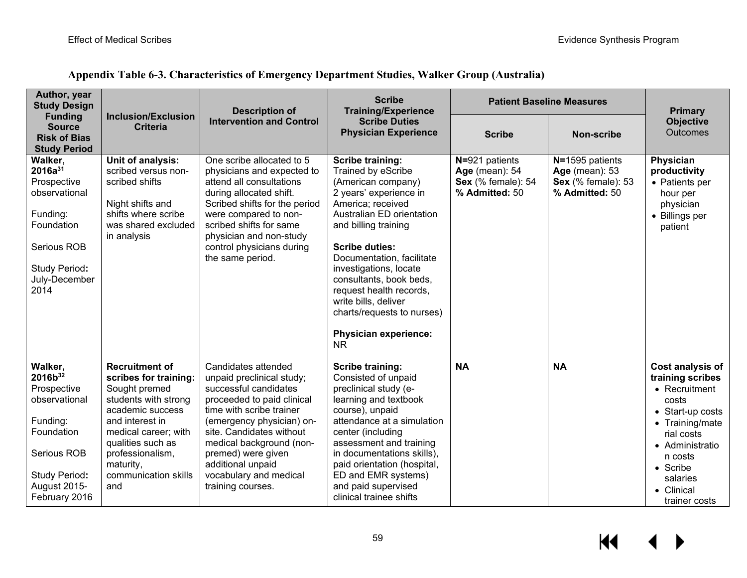## Appendix Table 6-3. Characteristics of Emergency Department Studies, Walker Group (Australia)

| Author, year<br>Study Design<br>Funding Source<br>Risk of Bias<br>Study Period | Inclusion/Exclusion Criteria | Description of Intervention and Control | Scribe Training/Experience<br>Scribe Duties<br>Physician Experience | Patient Baseline Measures | | Primary Objective<br>Outcomes |
|---|---|---|---|---|---|---|
| | | | | **Scribe** | **Non-scribe** | |
| **Walker, 2016a[31]**<br>Prospective observational<br><br>Funding: Foundation<br><br>Serious ROB<br><br>Study Period: July-December 2014 | **Unit of analysis:** scribed versus non-scribed shifts<br><br>Night shifts and shifts where scribe was shared excluded in analysis | One scribe allocated to 5 physicians and expected to attend all consultations during allocated shift. Scribed shifts for the period were compared to non-scribed shifts for same physician and non-study control physicians during the same period. | **Scribe training:** Trained by eScribe (American company) 2 years' experience in America; received Australian ED orientation and billing training<br><br>**Scribe duties:** Documentation, facilitate investigations, locate consultants, book beds, request health records, write bills, deliver charts/requests to nurses)<br><br>**Physician experience:** NR | **N=**921 patients<br>**Age** (mean): 54<br>**Sex** (% female): 54<br>**% Admitted:** 50 | **N=**1595 patients<br>**Age** (mean): 53<br>**Sex** (% female): 53<br>**% Admitted:** 50 | **Physician productivity**<br>• Patients per hour per physician<br>• Billings per patient |
| **Walker, 2016b[32]**<br>Prospective observational<br><br>Funding: Foundation<br><br>Serious ROB<br><br>Study Period: August 2015-February 2016 | **Recruitment of scribes for training:** Sought premed students with strong academic success and interest in medical career; with qualities such as professionalism, maturity, communication skills and | Candidates attended unpaid preclinical study; successful candidates proceeded to paid clinical time with scribe trainer (emergency physician) on-site. Candidates without medical background (non-premed) were given additional unpaid vocabulary and medical training courses. | **Scribe training:** Consisted of unpaid preclinical study (e-learning and textbook course), unpaid attendance at a simulation center (including assessment and training in documentations skills), paid orientation (hospital, ED and EMR systems) and paid supervised clinical trainee shifts | **NA** | **NA** | **Cost analysis of training scribes**<br>• Recruitment costs<br>• Start-up costs<br>• Training/material costs<br>• Administration costs<br>• Scribe salaries<br>• Clinical trainer costs |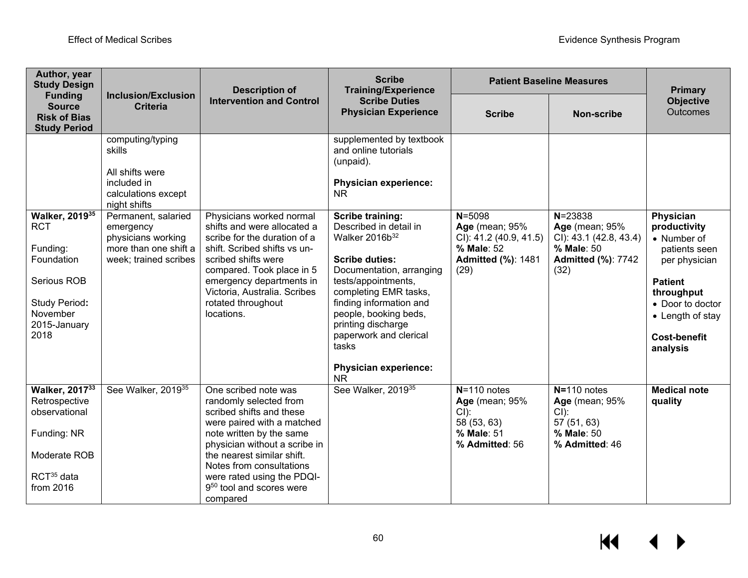| Author, year Study Design Funding Source Risk of Bias Study Period | Inclusion/Exclusion Criteria | Description of Intervention and Control | Scribe Training/Experience Scribe Duties Physician Experience | Patient Baseline Measures | | Primary Objective Outcomes |
|---|---|---|---|---|---|---|
| | | | | Scribe | Non-scribe | |
| | computing/typing skills<br><br>All shifts were included in calculations except night shifts | | supplemented by textbook and online tutorials (unpaid).<br><br>**Physician experience:** NR | | | |
| **Walker, 2019**[35]<br>RCT<br><br>Funding: Foundation<br><br>Serious ROB<br><br>Study Period**:** November 2015-January 2018 | Permanent, salaried emergency physicians working more than one shift a week; trained scribes | Physicians worked normal shifts and were allocated a scribe for the duration of a shift. Scribed shifts vs un-scribed shifts were compared. Took place in 5 emergency departments in Victoria, Australia. Scribes rotated throughout locations. | **Scribe training:** Described in detail in Walker 2016b[32]<br><br>**Scribe duties:** Documentation, arranging tests/appointments, completing EMR tasks, finding information and people, booking beds, printing discharge paperwork and clerical tasks<br><br>**Physician experience:** NR | **N**=5098<br>**Age** (mean; 95% CI): 41.2 (40.9, 41.5)<br>**% Male**: 52<br>**Admitted (%)**: 1481 (29) | **N**=23838<br>**Age** (mean; 95% CI): 43.1 (42.8, 43.4)<br>**% Male**: 50<br>**Admitted (%)**: 7742 (32) | **Physician productivity**<br>• Number of patients seen per physician<br><br>**Patient throughput**<br>• Door to doctor<br>• Length of stay<br><br>**Cost-benefit analysis** |
| **Walker, 2017**[33]<br>Retrospective observational<br><br>Funding: NR<br><br>Moderate ROB<br><br>RCT[35] data from 2016 | See Walker, 2019[35] | One scribed note was randomly selected from scribed shifts and these were paired with a matched note written by the same physician without a scribe in the nearest similar shift. Notes from consultations were rated using the PDQI-9[50] tool and scores were compared | See Walker, 2019[35] | **N**=110 notes<br>**Age** (mean; 95% CI): 58 (53, 63)<br>**% Male**: 51<br>**% Admitted**: 56 | **N=**110 notes<br>**Age** (mean; 95% CI): 57 (51, 63)<br>**% Male**: 50<br>**% Admitted**: 46 | **Medical note quality** |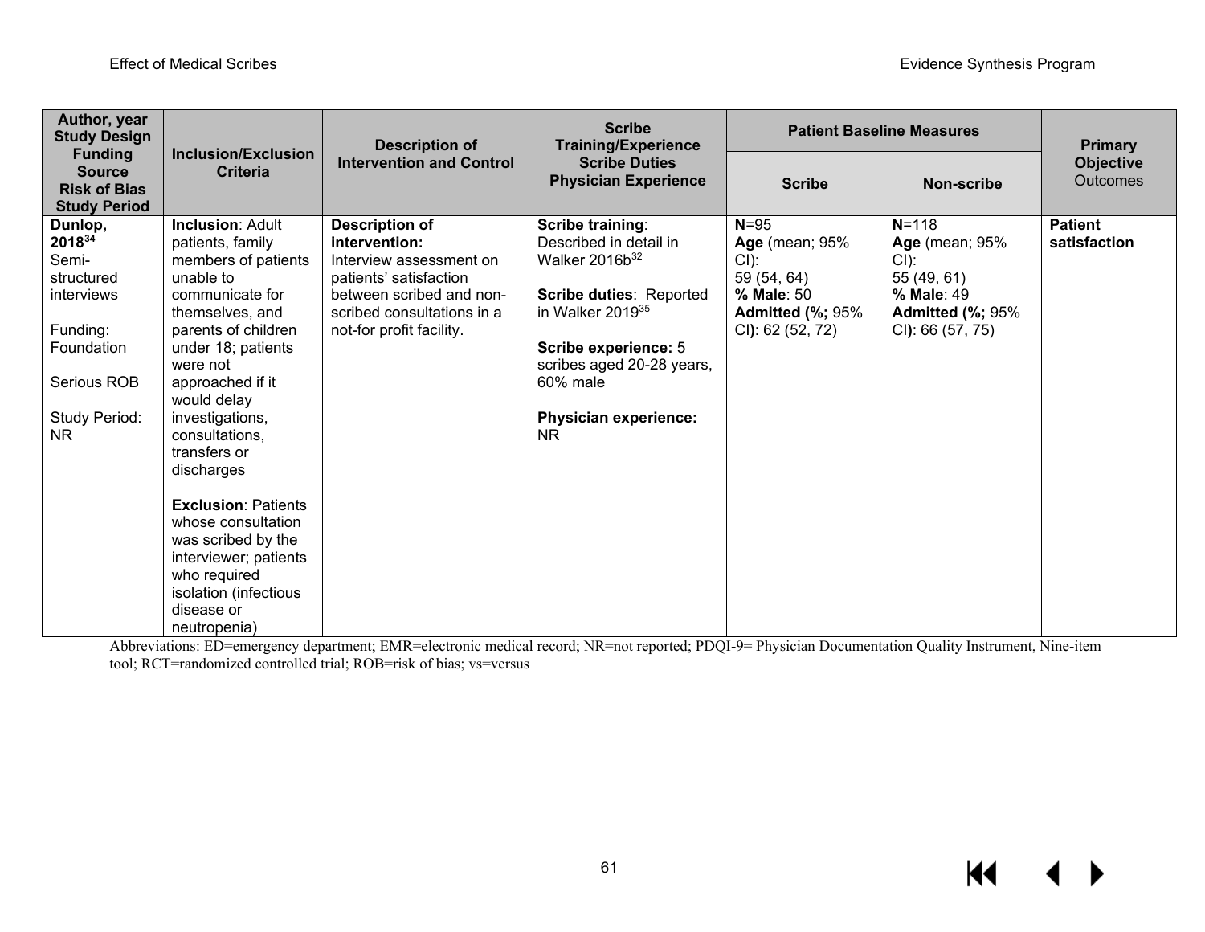| Author, year<br>Study Design<br>Funding Source<br>Risk of Bias<br>Study Period | Inclusion/Exclusion Criteria | Description of Intervention and Control | Scribe Training/Experience<br>Scribe Duties<br>Physician Experience | Patient Baseline Measures | | Primary Objective Outcomes |
|---|---|---|---|---|---|---|
| | | | | **Scribe** | **Non-scribe** | |
| **Dunlop, 2018**[34]<br>Semi-structured interviews<br><br>Funding: Foundation<br><br>Serious ROB<br><br>Study Period: NR | **Inclusion**: Adult patients, family members of patients unable to communicate for themselves, and parents of children under 18; patients were not approached if it would delay investigations, consultations, transfers or discharges<br><br>**Exclusion**: Patients whose consultation was scribed by the interviewer; patients who required isolation (infectious disease or neutropenia) | **Description of intervention:**<br>Interview assessment on patients' satisfaction between scribed and non-scribed consultations in a not-for profit facility. | **Scribe training**: Described in detail in Walker 2016b[32]<br><br>**Scribe duties**: Reported in Walker 2019[35]<br><br>**Scribe experience:** 5 scribes aged 20-28 years, 60% male<br><br>**Physician experience:** NR | **N**=95<br>**Age** (mean; 95% CI):<br>59 (54, 64)<br>**% Male**: 50<br>**Admitted (%;** 95% CI**)**: 62 (52, 72) | **N**=118<br>**Age** (mean; 95% CI):<br>55 (49, 61)<br>**% Male**: 49<br>**Admitted (%;** 95% CI**)**: 66 (57, 75) | **Patient satisfaction** |

Abbreviations: ED=emergency department; EMR=electronic medical record; NR=not reported; PDQI-9= Physician Documentation Quality Instrument, Nine-item tool; RCT=randomized controlled trial; ROB=risk of bias; vs=versus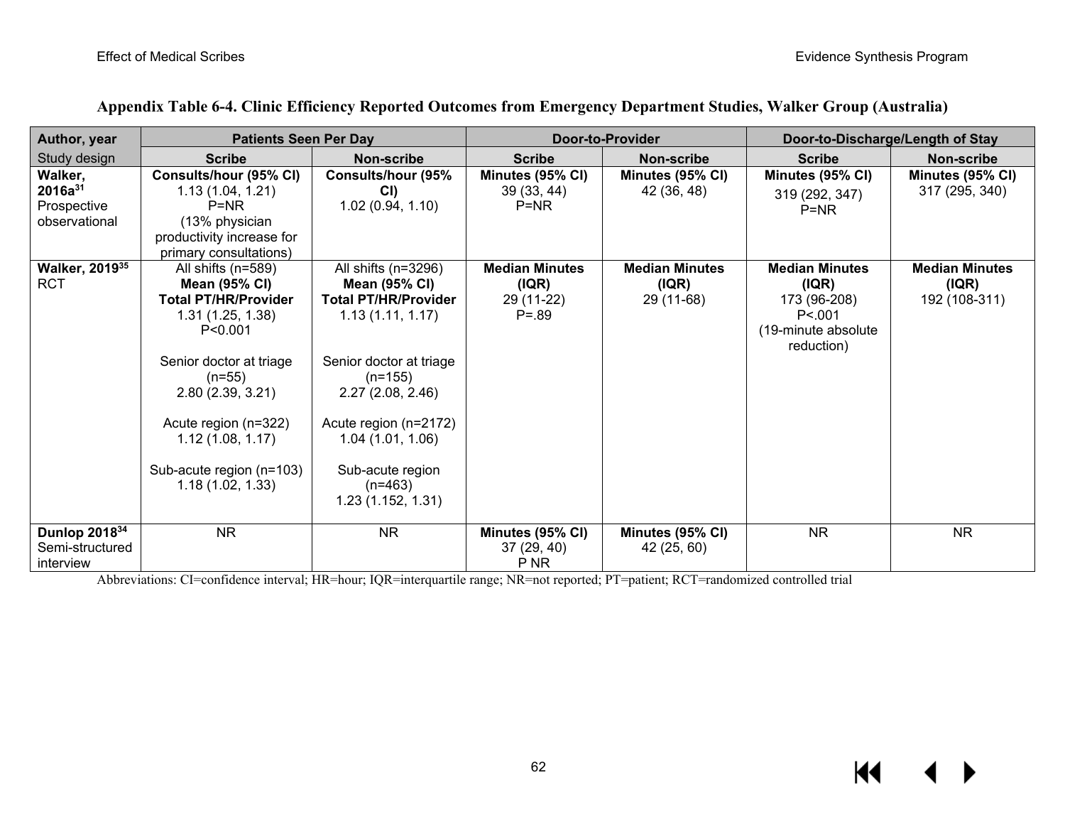### Appendix Table 6-4. Clinic Efficiency Reported Outcomes from Emergency Department Studies, Walker Group (Australia)

| Author, year | Patients Seen Per Day | | Door-to-Provider | | Door-to-Discharge/Length of Stay | |
|---|---|---|---|---|---|---|
| Study design | Scribe | Non-scribe | Scribe | Non-scribe | Scribe | Non-scribe |
| **Walker, 2016a[31]** Prospective observational | **Consults/hour (95% CI)** 1.13 (1.04, 1.21) P=NR (13% physician productivity increase for primary consultations) | **Consults/hour (95% CI)** 1.02 (0.94, 1.10) | **Minutes (95% CI)** 39 (33, 44) P=NR | **Minutes (95% CI)** 42 (36, 48) | **Minutes (95% CI)** 319 (292, 347) P=NR | **Minutes (95% CI)** 317 (295, 340) |
| **Walker, 2019[35]** RCT | All shifts (n=589) **Mean (95% CI) Total PT/HR/Provider** 1.31 (1.25, 1.38) P<0.001<br><br>Senior doctor at triage (n=55) 2.80 (2.39, 3.21)<br><br>Acute region (n=322) 1.12 (1.08, 1.17)<br><br>Sub-acute region (n=103) 1.18 (1.02, 1.33) | All shifts (n=3296) **Mean (95% CI) Total PT/HR/Provider** 1.13 (1.11, 1.17)<br><br>Senior doctor at triage (n=155) 2.27 (2.08, 2.46)<br><br>Acute region (n=2172) 1.04 (1.01, 1.06)<br><br>Sub-acute region (n=463) 1.23 (1.152, 1.31) | **Median Minutes (IQR)** 29 (11-22) P=.89 | **Median Minutes (IQR)** 29 (11-68) | **Median Minutes (IQR)** 173 (96-208) P<.001 (19-minute absolute reduction) | **Median Minutes (IQR)** 192 (108-311) |
| **Dunlop 2018[34]** Semi-structured interview | NR | NR | **Minutes (95% CI)** 37 (29, 40) P NR | **Minutes (95% CI)** 42 (25, 60) | NR | NR |

Abbreviations: CI=confidence interval; HR=hour; IQR=interquartile range; NR=not reported; PT=patient; RCT=randomized controlled trial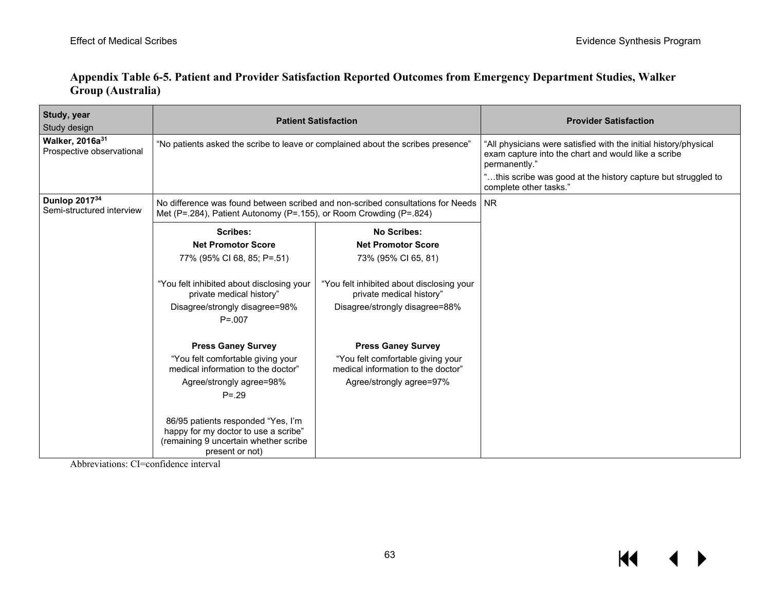**Appendix Table 6-5. Patient and Provider Satisfaction Reported Outcomes from Emergency Department Studies, Walker Group (Australia)**

| Study, year<br>Study design | Patient Satisfaction | | Provider Satisfaction |
|---|---|---|---|
| **Walker, 2016a**[31]<br>Prospective observational | "No patients asked the scribe to leave or complained about the scribes presence" | | "All physicians were satisfied with the initial history/physical exam capture into the chart and would like a scribe permanently."<br>"…this scribe was good at the history capture but struggled to complete other tasks." |
| **Dunlop 2017**[34]<br>Semi-structured interview | No difference was found between scribed and non-scribed consultations for Needs Met (P=.284), Patient Autonomy (P=.155), or Room Crowding (P=.824) | | NR |
| | **Scribes:**<br>**Net Promotor Score**<br>77% (95% CI 68, 85; P=.51)<br><br>"You felt inhibited about disclosing your private medical history"<br>Disagree/strongly disagree=98%<br>P=.007<br><br>**Press Ganey Survey**<br>"You felt comfortable giving your medical information to the doctor"<br>Agree/strongly agree=98%<br>P=.29<br><br>86/95 patients responded "Yes, I'm happy for my doctor to use a scribe" (remaining 9 uncertain whether scribe present or not) | **No Scribes:**<br>**Net Promotor Score**<br>73% (95% CI 65, 81)<br><br>"You felt inhibited about disclosing your private medical history"<br>Disagree/strongly disagree=88%<br><br>**Press Ganey Survey**<br>"You felt comfortable giving your medical information to the doctor"<br>Agree/strongly agree=97% | |

Abbreviations: CI=confidence interval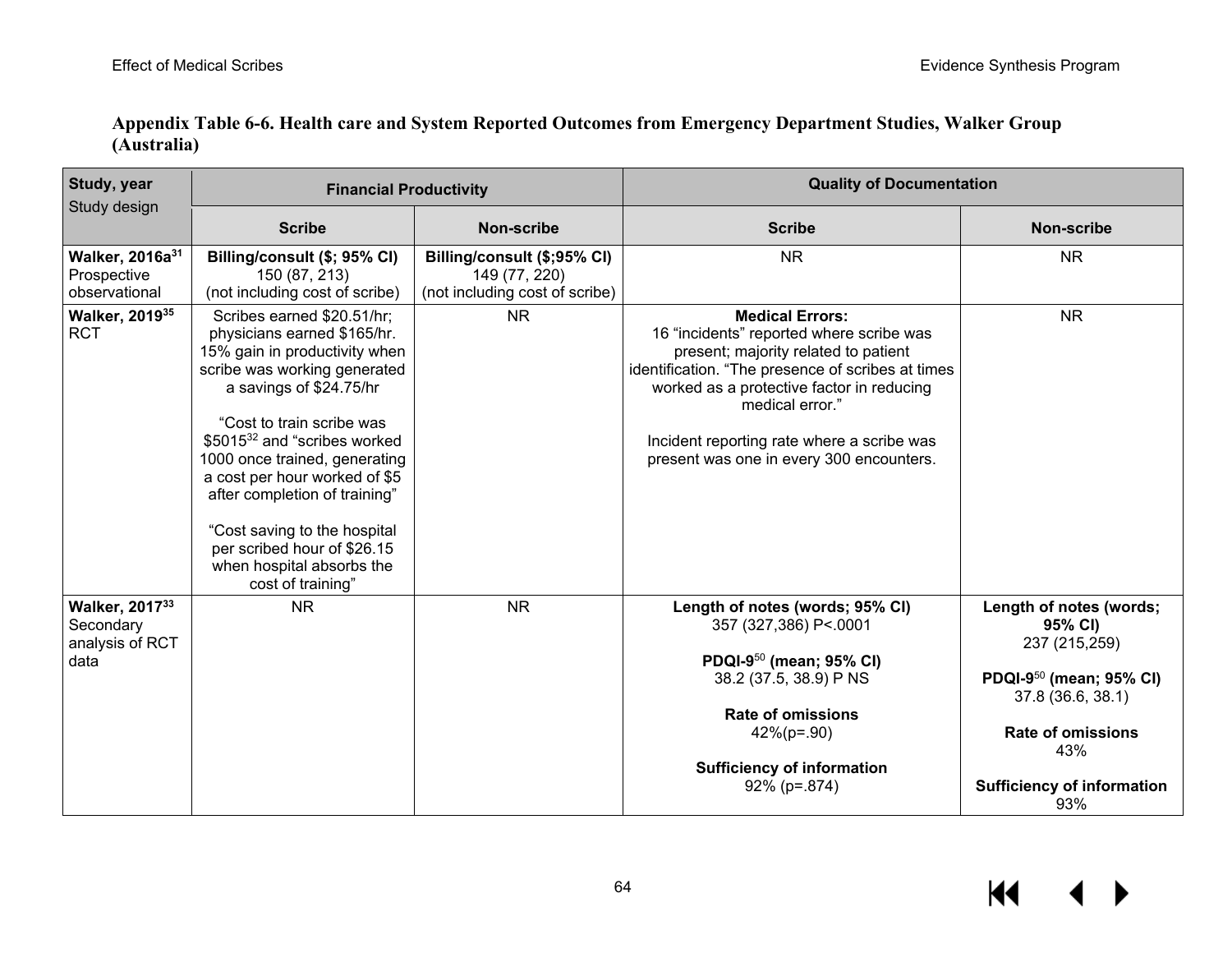**Appendix Table 6-6. Health care and System Reported Outcomes from Emergency Department Studies, Walker Group (Australia)**

| Study, year<br>Study design | Financial Productivity | | Quality of Documentation | |
|---|---|---|---|---|
| | **Scribe** | **Non-scribe** | **Scribe** | **Non-scribe** |
| **Walker, 2016a[31]**<br>Prospective observational | **Billing/consult ($; 95% CI)**<br>150 (87, 213)<br>(not including cost of scribe) | **Billing/consult ($;95% CI)**<br>149 (77, 220)<br>(not including cost of scribe) | NR | NR |
| **Walker, 2019[35]**<br>RCT | Scribes earned $20.51/hr; physicians earned $165/hr. 15% gain in productivity when scribe was working generated a savings of $24.75/hr<br><br>"Cost to train scribe was $5015[32] and "scribes worked 1000 once trained, generating a cost per hour worked of $5 after completion of training"<br><br>"Cost saving to the hospital per scribed hour of $26.15 when hospital absorbs the cost of training" | NR | **Medical Errors:**<br>16 "incidents" reported where scribe was present; majority related to patient identification. "The presence of scribes at times worked as a protective factor in reducing medical error."<br><br>Incident reporting rate where a scribe was present was one in every 300 encounters. | NR |
| **Walker, 2017[33]**<br>Secondary analysis of RCT data | NR | NR | **Length of notes (words; 95% CI)**<br>357 (327,386) P<.0001<br><br>**PDQI-9[50] (mean; 95% CI)**<br>38.2 (37.5, 38.9) P NS<br><br>**Rate of omissions**<br>42%(p=.90)<br><br>**Sufficiency of information**<br>92% (p=.874) | **Length of notes (words; 95% CI)**<br>237 (215,259)<br><br>**PDQI-9[50] (mean; 95% CI)**<br>37.8 (36.6, 38.1)<br><br>**Rate of omissions**<br>43%<br><br>**Sufficiency of information**<br>93% |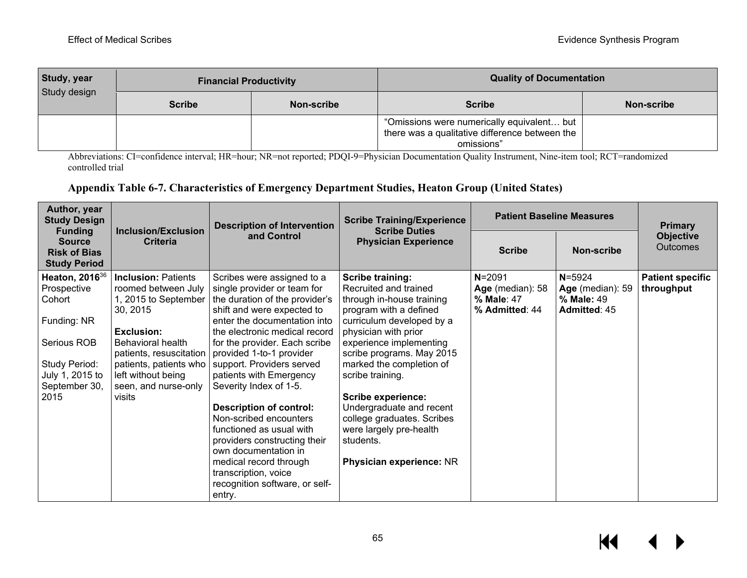| Study, year<br>Study design | Financial Productivity | | Quality of Documentation | |
|---|---|---|---|---|
| | Scribe | Non-scribe | Scribe | Non-scribe |
| | | | "Omissions were numerically equivalent… but there was a qualitative difference between the omissions" | |

Abbreviations: CI=confidence interval; HR=hour; NR=not reported; PDQI-9=Physician Documentation Quality Instrument, Nine-item tool; RCT=randomized controlled trial

### Appendix Table 6-7. Characteristics of Emergency Department Studies, Heaton Group (United States)

| Author, year<br>Study Design<br>Funding Source<br>Risk of Bias<br>Study Period | Inclusion/Exclusion Criteria | Description of Intervention and Control | Scribe Training/Experience<br>Scribe Duties<br>Physician Experience | Patient Baseline Measures | | Primary Objective<br>Outcomes |
|---|---|---|---|---|---|---|
| | | | | Scribe | Non-scribe | |
| **Heaton, 2016**[36]<br>Prospective Cohort<br><br>Funding: NR<br><br>Serious ROB<br><br>Study Period: July 1, 2015 to September 30, 2015 | **Inclusion:** Patients roomed between July 1, 2015 to September 30, 2015<br><br>**Exclusion:** Behavioral health patients, resuscitation patients, patients who left without being seen, and nurse-only visits | Scribes were assigned to a single provider or team for the duration of the provider's shift and were expected to enter the documentation into the electronic medical record for the provider. Each scribe provided 1-to-1 provider support. Providers served patients with Emergency Severity Index of 1-5.<br><br>**Description of control:** Non-scribed encounters functioned as usual with providers constructing their own documentation in medical record through transcription, voice recognition software, or self-entry. | **Scribe training:** Recruited and trained through in-house training program with a defined curriculum developed by a physician with prior experience implementing scribe programs. May 2015 marked the completion of scribe training.<br><br>**Scribe experience:** Undergraduate and recent college graduates. Scribes were largely pre-health students.<br><br>**Physician experience:** NR | **N**=2091<br>**Age** (median): 58<br>**% Male**: 47<br>**% Admitted**: 44 | **N**=5924<br>**Age** (median): 59<br>**% Male:** 49<br>**Admitted**: 45 | **Patient specific throughput** |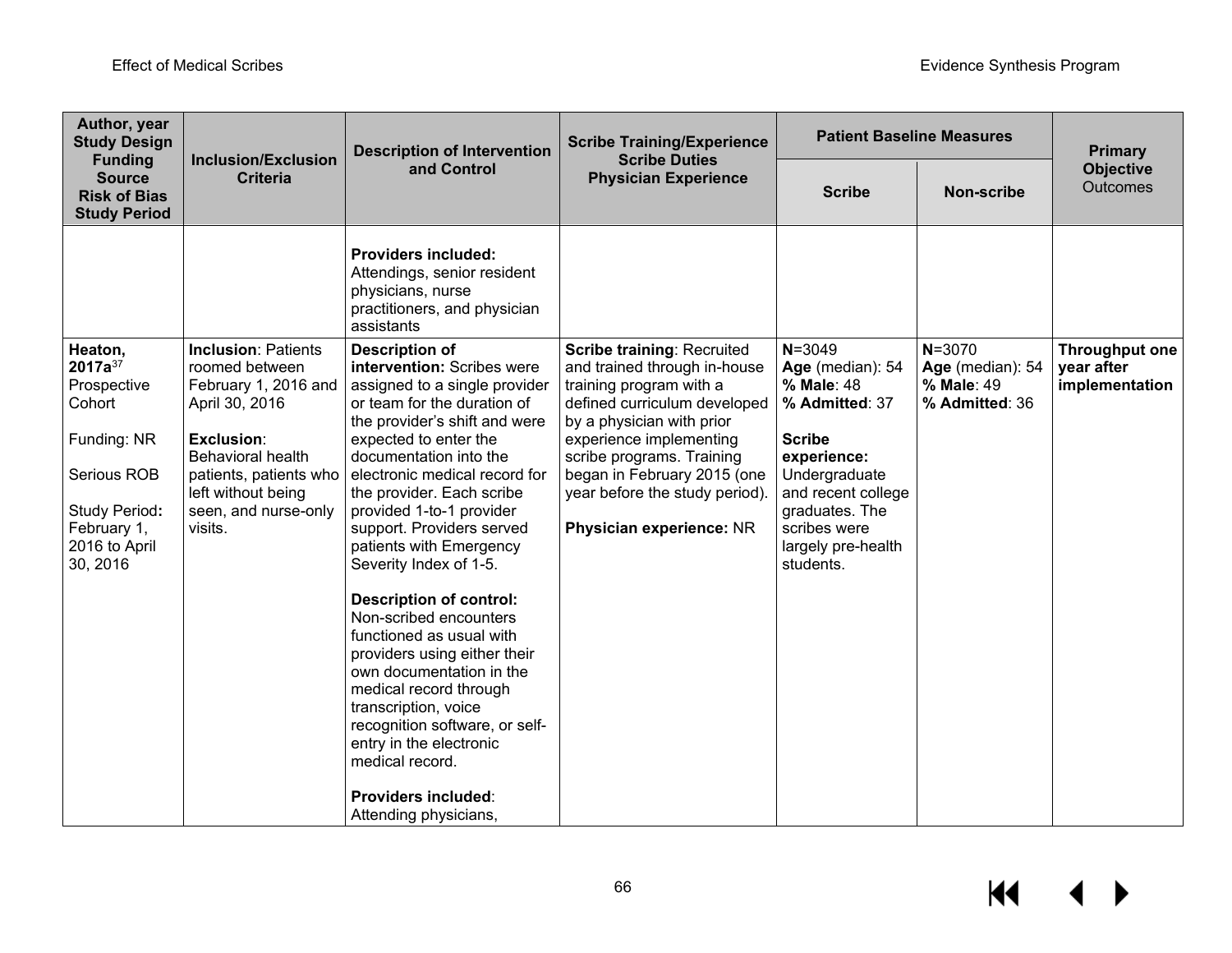| Author, year Study Design Funding Source Risk of Bias Study Period | Inclusion/Exclusion Criteria | Description of Intervention and Control | Scribe Training/Experience Scribe Duties Physician Experience | Patient Baseline Measures | | Primary Objective Outcomes |
|---|---|---|---|---|---|---|
| | | | | Scribe | Non-scribe | |
| | | **Providers included:** Attendings, senior resident physicians, nurse practitioners, and physician assistants | | | | |
| **Heaton, 2017a**[37] Prospective Cohort<br><br>Funding: NR<br><br>Serious ROB<br><br>Study Period**:** February 1, 2016 to April 30, 2016 | **Inclusion**: Patients roomed between February 1, 2016 and April 30, 2016<br><br>**Exclusion**: Behavioral health patients, patients who left without being seen, and nurse-only visits. | **Description of intervention:** Scribes were assigned to a single provider or team for the duration of the provider's shift and were expected to enter the documentation into the electronic medical record for the provider. Each scribe provided 1-to-1 provider support. Providers served patients with Emergency Severity Index of 1-5.<br><br>**Description of control:** Non-scribed encounters functioned as usual with providers using either their own documentation in the medical record through transcription, voice recognition software, or self-entry in the electronic medical record.<br><br>**Providers included**: Attending physicians, | **Scribe training**: Recruited and trained through in-house training program with a defined curriculum developed by a physician with prior experience implementing scribe programs. Training began in February 2015 (one year before the study period).<br><br>**Physician experience:** NR | **N**=3049<br>**Age** (median): 54<br>**% Male**: 48<br>**% Admitted**: 37<br><br>**Scribe experience:** Undergraduate and recent college graduates. The scribes were largely pre-health students. | **N**=3070<br>**Age** (median): 54<br>**% Male**: 49<br>**% Admitted**: 36 | **Throughput one year after implementation** |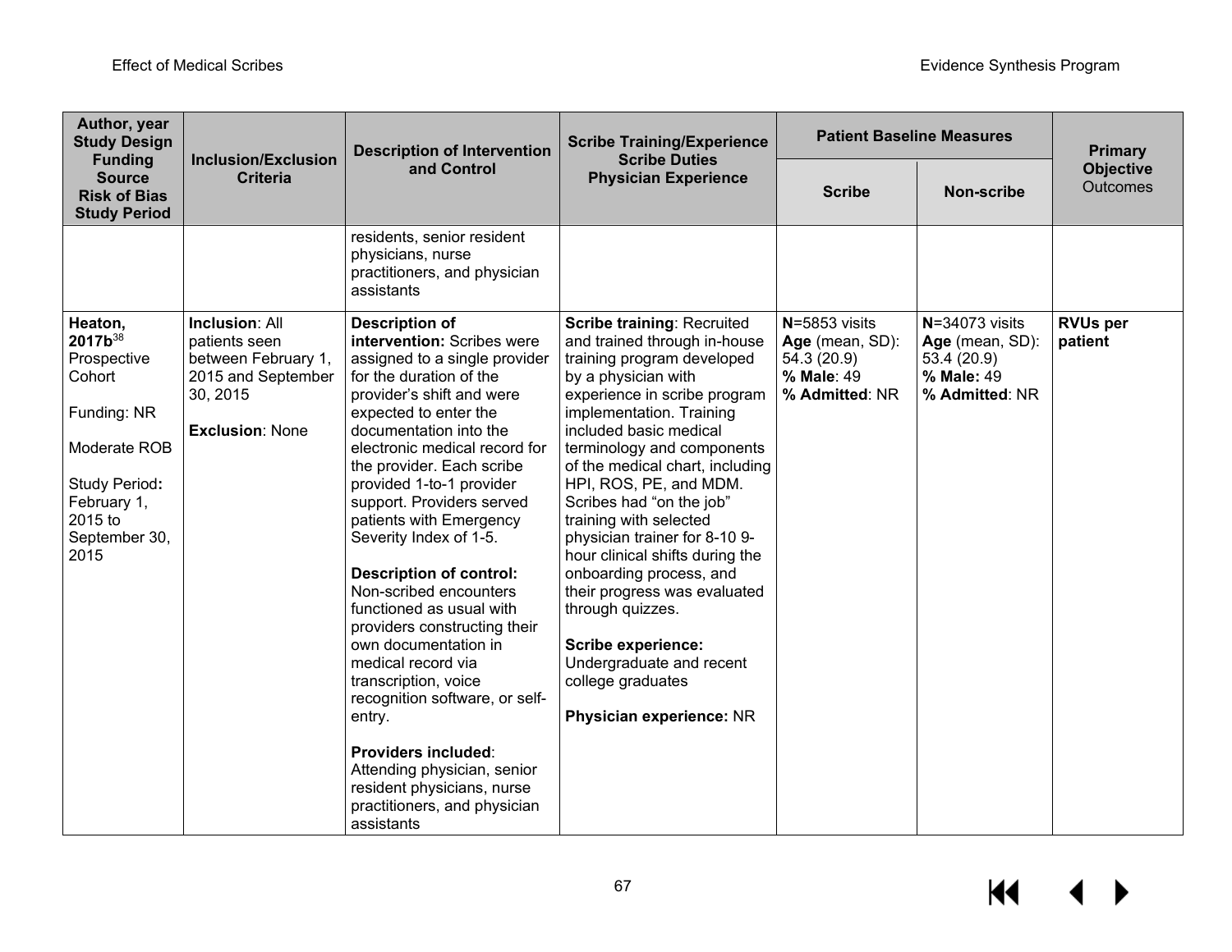| Author, year Study Design Funding Source Risk of Bias Study Period | Inclusion/Exclusion Criteria | Description of Intervention and Control | Scribe Training/Experience Scribe Duties Physician Experience | Patient Baseline Measures | | Primary Objective Outcomes |
|---|---|---|---|---|---|---|
| | | | | **Scribe** | **Non-scribe** | |
| | | residents, senior resident physicians, nurse practitioners, and physician assistants | | | | |
| **Heaton, 2017b**[38] Prospective Cohort<br><br>Funding: NR<br><br>Moderate ROB<br><br>Study Period**:** February 1, 2015 to September 30, 2015 | **Inclusion**: All patients seen between February 1, 2015 and September 30, 2015<br><br>**Exclusion**: None | **Description of intervention:** Scribes were assigned to a single provider for the duration of the provider's shift and were expected to enter the documentation into the electronic medical record for the provider. Each scribe provided 1-to-1 provider support. Providers served patients with Emergency Severity Index of 1-5.<br><br>**Description of control:** Non-scribed encounters functioned as usual with providers constructing their own documentation in medical record via transcription, voice recognition software, or self-entry.<br><br>**Providers included**: Attending physician, senior resident physicians, nurse practitioners, and physician assistants | **Scribe training**: Recruited and trained through in-house training program developed by a physician with experience in scribe program implementation. Training included basic medical terminology and components of the medical chart, including HPI, ROS, PE, and MDM. Scribes had "on the job" training with selected physician trainer for 8-10 9-hour clinical shifts during the onboarding process, and their progress was evaluated through quizzes.<br><br>**Scribe experience:** Undergraduate and recent college graduates<br><br>**Physician experience:** NR | **N**=5853 visits<br>**Age** (mean, SD): 54.3 (20.9)<br>**% Male**: 49<br>**% Admitted**: NR | **N**=34073 visits<br>**Age** (mean, SD): 53.4 (20.9)<br>**% Male:** 49<br>**% Admitted**: NR | **RVUs per patient** |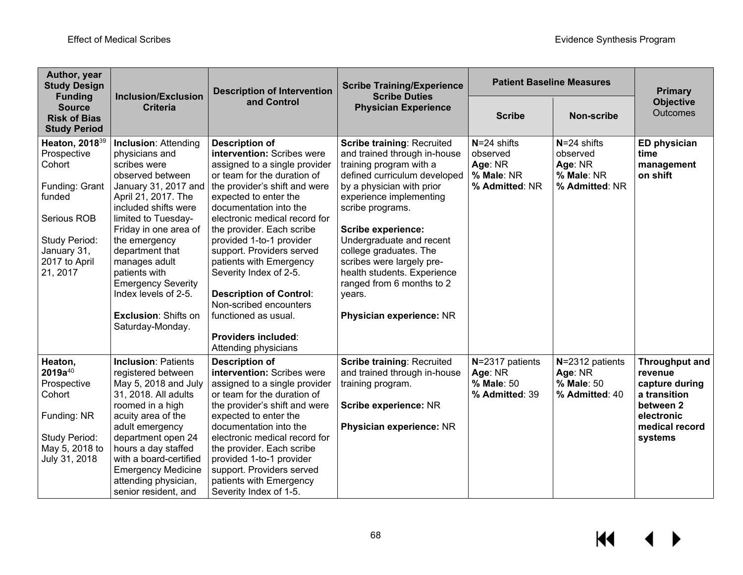| Author, year<br>Study Design<br>Funding Source<br>Risk of Bias<br>Study Period | Inclusion/Exclusion Criteria | Description of Intervention and Control | Scribe Training/Experience<br>Scribe Duties<br>Physician Experience | Patient Baseline Measures | | Primary Objective<br>Outcomes |
|---|---|---|---|---|---|---|
| | | | | Scribe | Non-scribe | |
| **Heaton, 2018**[39]<br>Prospective Cohort<br><br>Funding: Grant funded<br><br>Serious ROB<br><br>Study Period: January 31, 2017 to April 21, 2017 | **Inclusion**: Attending physicians and scribes were observed between January 31, 2017 and April 21, 2017. The included shifts were limited to Tuesday-Friday in one area of the emergency department that manages adult patients with Emergency Severity Index levels of 2-5.<br><br>**Exclusion**: Shifts on Saturday-Monday. | **Description of intervention:** Scribes were assigned to a single provider or team for the duration of the provider's shift and were expected to enter the documentation into the electronic medical record for the provider. Each scribe provided 1-to-1 provider support. Providers served patients with Emergency Severity Index of 2-5.<br><br>**Description of Control**: Non-scribed encounters functioned as usual.<br><br>**Providers included**: Attending physicians | **Scribe training**: Recruited and trained through in-house training program with a defined curriculum developed by a physician with prior experience implementing scribe programs.<br><br>**Scribe experience:** Undergraduate and recent college graduates. The scribes were largely pre-health students. Experience ranged from 6 months to 2 years.<br><br>**Physician experience:** NR | **N**=24 shifts observed<br>**Age**: NR<br>**% Male**: NR<br>**% Admitted**: NR | **N**=24 shifts observed<br>**Age**: NR<br>**% Male**: NR<br>**% Admitted**: NR | **ED physician time management on shift** |
| **Heaton, 2019a**[40]<br>Prospective Cohort<br><br>Funding: NR<br><br>Study Period: May 5, 2018 to July 31, 2018 | **Inclusion**: Patients registered between May 5, 2018 and July 31, 2018. All adults roomed in a high acuity area of the adult emergency department open 24 hours a day staffed with a board-certified Emergency Medicine attending physician, senior resident, and | **Description of intervention:** Scribes were assigned to a single provider or team for the duration of the provider's shift and were expected to enter the documentation into the electronic medical record for the provider. Each scribe provided 1-to-1 provider support. Providers served patients with Emergency Severity Index of 1-5. | **Scribe training**: Recruited and trained through in-house training program.<br><br>**Scribe experience:** NR<br><br>**Physician experience:** NR | **N**=2317 patients<br>**Age**: NR<br>**% Male**: 50<br>**% Admitted**: 39 | **N**=2312 patients<br>**Age**: NR<br>**% Male**: 50<br>**% Admitted**: 40 | **Throughput and revenue capture during a transition between 2 electronic medical record systems** |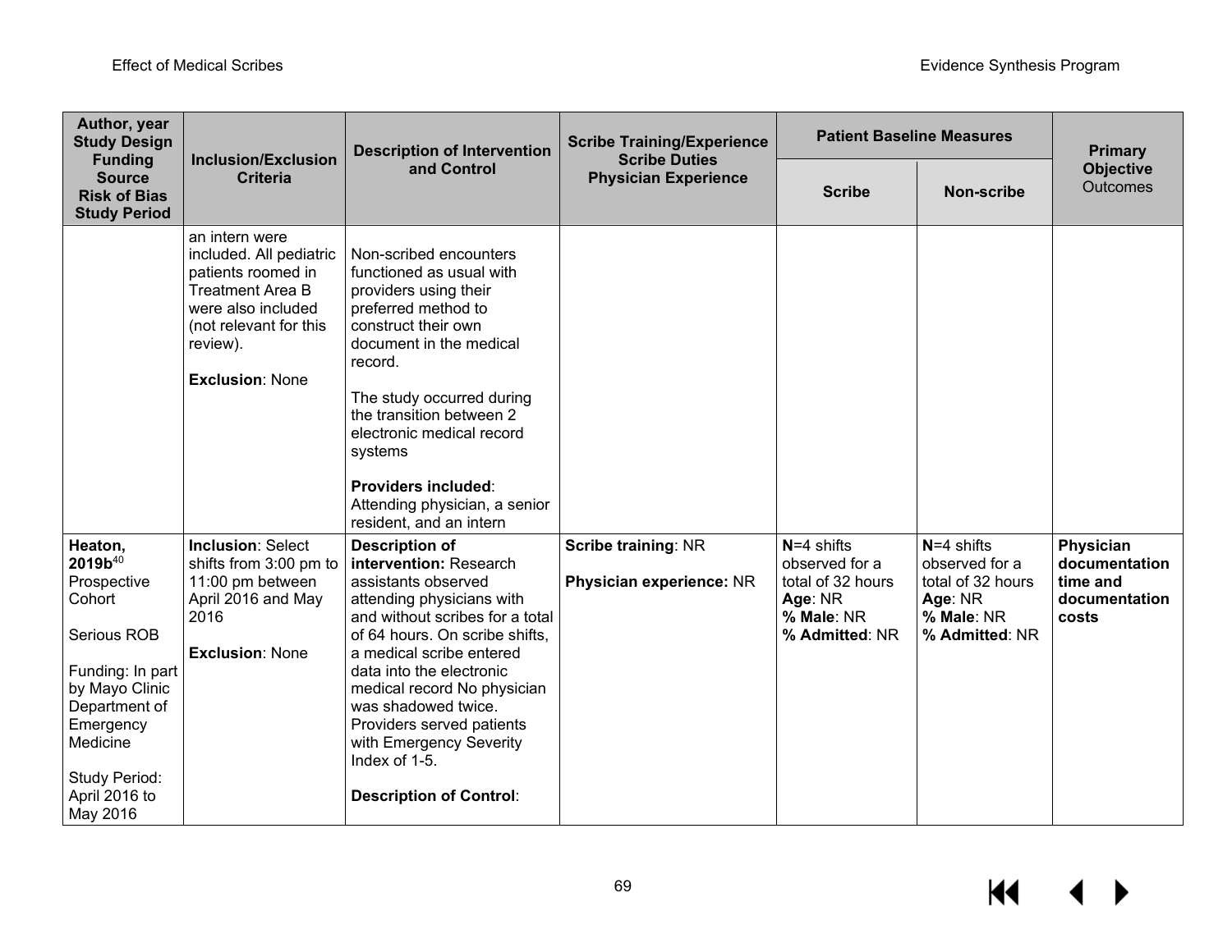| Author, year<br>Study Design<br>Funding Source<br>Risk of Bias<br>Study Period | Inclusion/Exclusion Criteria | Description of Intervention and Control | Scribe Training/Experience<br>Scribe Duties<br>Physician Experience | Patient Baseline Measures | | Primary **Objective** Outcomes |
|---|---|---|---|---|---|---|
| | | | | **Scribe** | **Non-scribe** | |
| | an intern were included. All pediatric patients roomed in Treatment Area B were also included (not relevant for this review).<br><br>**Exclusion**: None | Non-scribed encounters functioned as usual with providers using their preferred method to construct their own document in the medical record.<br><br>The study occurred during the transition between 2 electronic medical record systems<br><br>**Providers included**: Attending physician, a senior resident, and an intern | | | | |
| **Heaton, 2019b**[40]<br>Prospective Cohort<br><br>Serious ROB<br><br>Funding: In part by Mayo Clinic Department of Emergency Medicine<br><br>Study Period: April 2016 to May 2016 | **Inclusion**: Select shifts from 3:00 pm to 11:00 pm between April 2016 and May 2016<br><br>**Exclusion**: None | **Description of intervention:** Research assistants observed attending physicians with and without scribes for a total of 64 hours. On scribe shifts, a medical scribe entered data into the electronic medical record No physician was shadowed twice. Providers served patients with Emergency Severity Index of 1-5.<br><br>**Description of Control**: | **Scribe training**: NR<br><br>**Physician experience:** NR | **N**=4 shifts observed for a total of 32 hours<br>**Age**: NR<br>**% Male**: NR<br>**% Admitted**: NR | **N**=4 shifts observed for a total of 32 hours<br>**Age**: NR<br>**% Male**: NR<br>**% Admitted**: NR | **Physician documentation time and documentation costs** |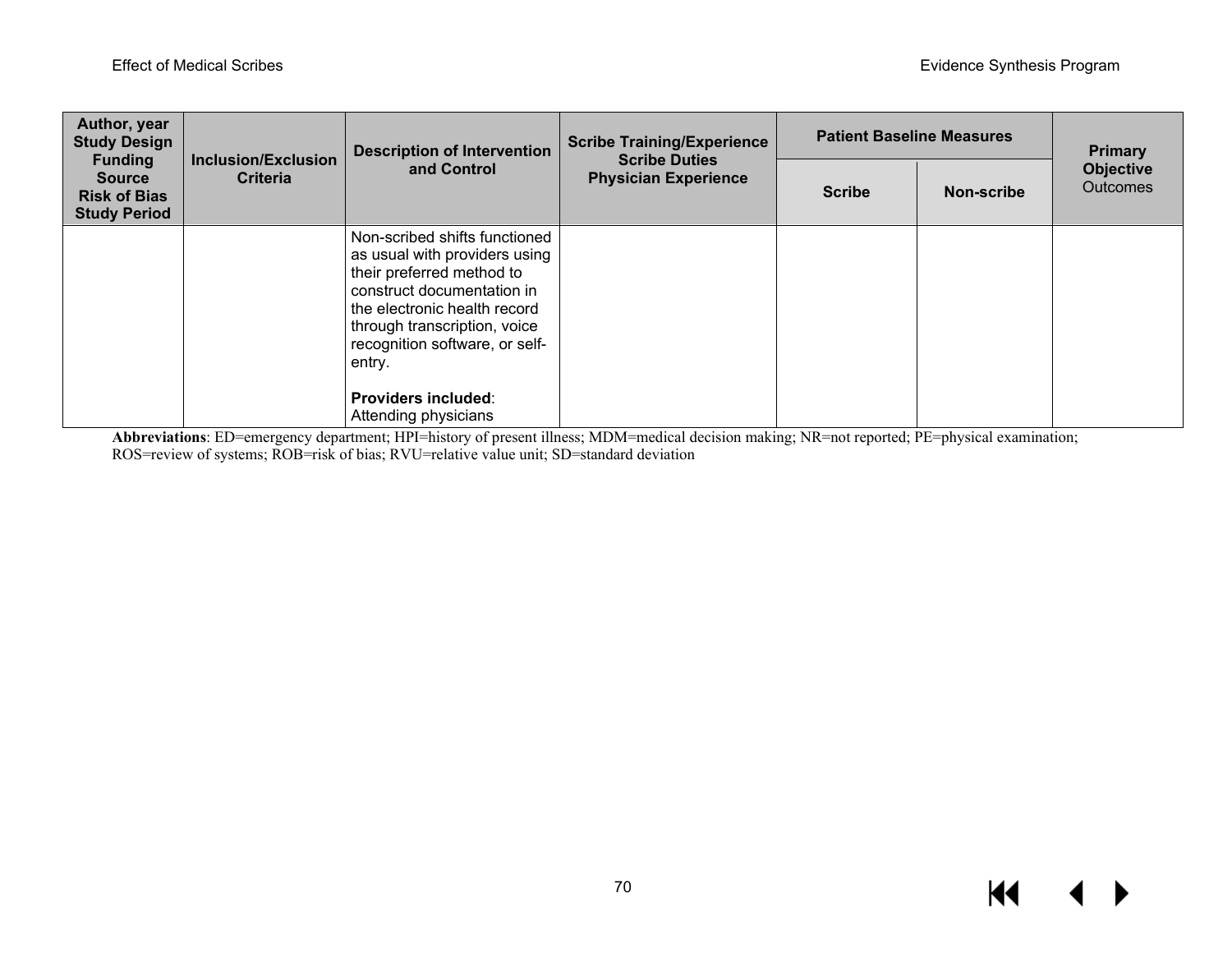| Author, year<br>Study Design<br>Funding Source<br>Risk of Bias<br>Study Period | Inclusion/Exclusion Criteria | Description of Intervention and Control | Scribe Training/Experience<br>Scribe Duties<br>Physician Experience | Patient Baseline Measures | | Primary Objective Outcomes |
|---|---|---|---|---|---|---|
| | | | | Scribe | Non-scribe | |
| | | Non-scribed shifts functioned as usual with providers using their preferred method to construct documentation in the electronic health record through transcription, voice recognition software, or self-entry.<br><br>**Providers included**: Attending physicians | | | | |

**Abbreviations**: ED=emergency department; HPI=history of present illness; MDM=medical decision making; NR=not reported; PE=physical examination; ROS=review of systems; ROB=risk of bias; RVU=relative value unit; SD=standard deviation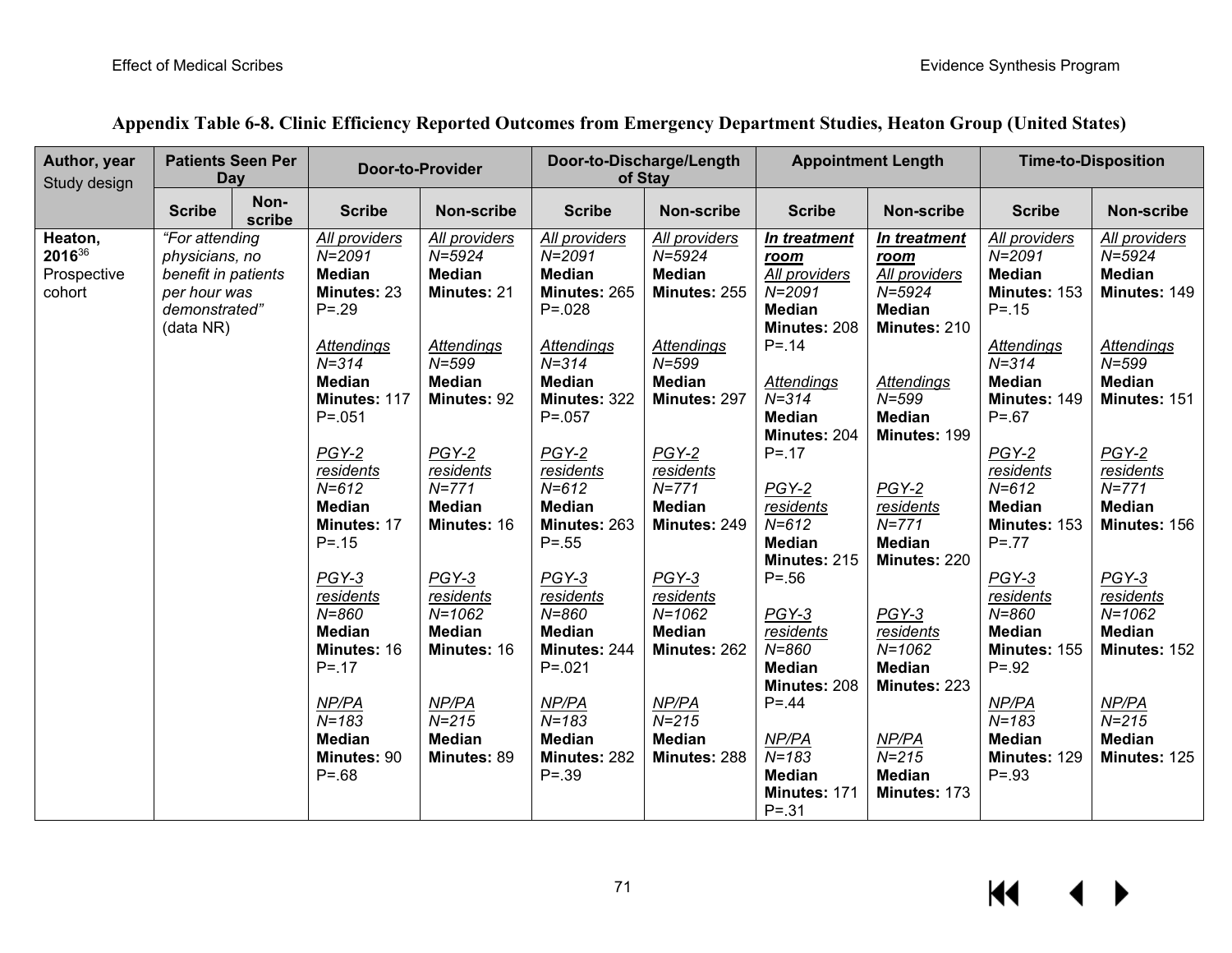## Appendix Table 6-8. Clinic Efficiency Reported Outcomes from Emergency Department Studies, Heaton Group (United States)

| Author, year<br>Study design | Patients Seen Per Day | | Door-to-Provider | | Door-to-Discharge/Length of Stay | | Appointment Length | | Time-to-Disposition | |
|---|---|---|---|---|---|---|---|---|---|---|
| | **Scribe** | **Non-scribe** | **Scribe** | **Non-scribe** | **Scribe** | **Non-scribe** | **Scribe** | **Non-scribe** | **Scribe** | **Non-scribe** |
| **Heaton, 2016**[36]<br>Prospective cohort | *"For attending physicians, no benefit in patients per hour was demonstrated"* (data NR) | | *All providers*<br>*N=2091*<br>**Median Minutes:** 23<br>P=.29<br><br>*Attendings*<br>*N=314*<br>**Median Minutes:** 117<br>P=.051<br><br>*PGY-2 residents*<br>*N=612*<br>**Median Minutes:** 17<br>P=.15<br><br>*PGY-3 residents*<br>*N=860*<br>**Median Minutes:** 16<br>P=.17<br><br>*NP/PA*<br>*N=183*<br>**Median Minutes:** 90<br>P=.68 | *All providers*<br>*N=5924*<br>**Median Minutes:** 21<br><br>*Attendings*<br>*N=599*<br>**Median Minutes:** 92<br><br>*PGY-2 residents*<br>*N=771*<br>**Median Minutes:** 16<br><br>*PGY-3 residents*<br>*N=1062*<br>**Median Minutes:** 16<br><br>*NP/PA*<br>*N=215*<br>**Median Minutes:** 89 | *All providers*<br>*N=2091*<br>**Median Minutes:** 265<br>P=.028<br><br>*Attendings*<br>*N=314*<br>**Median Minutes:** 322<br>P=.057<br><br>*PGY-2 residents*<br>*N=612*<br>**Median Minutes:** 263<br>P=.55<br><br>*PGY-3 residents*<br>*N=860*<br>**Median Minutes:** 244<br>P=.021<br><br>*NP/PA*<br>*N=183*<br>**Median Minutes:** 282<br>P=.39 | *All providers*<br>*N=5924*<br>**Median Minutes:** 255<br><br>*Attendings*<br>*N=599*<br>**Median Minutes:** 297<br><br>*PGY-2 residents*<br>*N=771*<br>**Median Minutes:** 249<br><br>*PGY-3 residents*<br>*N=1062*<br>**Median Minutes:** 262<br><br>*NP/PA*<br>*N=215*<br>**Median Minutes:** 288 | ***In treatment room***<br>*All providers*<br>*N=2091*<br>**Median Minutes:** 208<br>P=.14<br><br>*Attendings*<br>*N=314*<br>**Median Minutes:** 204<br>P=.17<br><br>*PGY-2 residents*<br>*N=612*<br>**Median Minutes:** 215<br>P=.56<br><br>*PGY-3 residents*<br>*N=860*<br>**Median Minutes:** 208<br>P=.44<br><br>*NP/PA*<br>*N=183*<br>**Median Minutes:** 171<br>P=.31 | ***In treatment room***<br>*All providers*<br>*N=5924*<br>**Median Minutes:** 210<br><br>*Attendings*<br>*N=599*<br>**Median Minutes:** 199<br><br>*PGY-2 residents*<br>*N=771*<br>**Median Minutes:** 220<br><br>*PGY-3 residents*<br>*N=1062*<br>**Median Minutes:** 223<br><br>*NP/PA*<br>*N=215*<br>**Median Minutes:** 173 | *All providers*<br>*N=2091*<br>**Median Minutes:** 153<br>P=.15<br><br>*Attendings*<br>*N=314*<br>**Median Minutes:** 149<br>P=.67<br><br>*PGY-2 residents*<br>*N=612*<br>**Median Minutes:** 153<br>P=.77<br><br>*PGY-3 residents*<br>*N=860*<br>**Median Minutes:** 155<br>P=.92<br><br>*NP/PA*<br>*N=183*<br>**Median Minutes:** 129<br>P=.93 | *All providers*<br>*N=5924*<br>**Median Minutes:** 149<br><br>*Attendings*<br>*N=599*<br>**Median Minutes:** 151<br><br>*PGY-2 residents*<br>*N=771*<br>**Median Minutes:** 156<br><br>*PGY-3 residents*<br>*N=1062*<br>**Median Minutes:** 152<br><br>*NP/PA*<br>*N=215*<br>**Median Minutes:** 125 |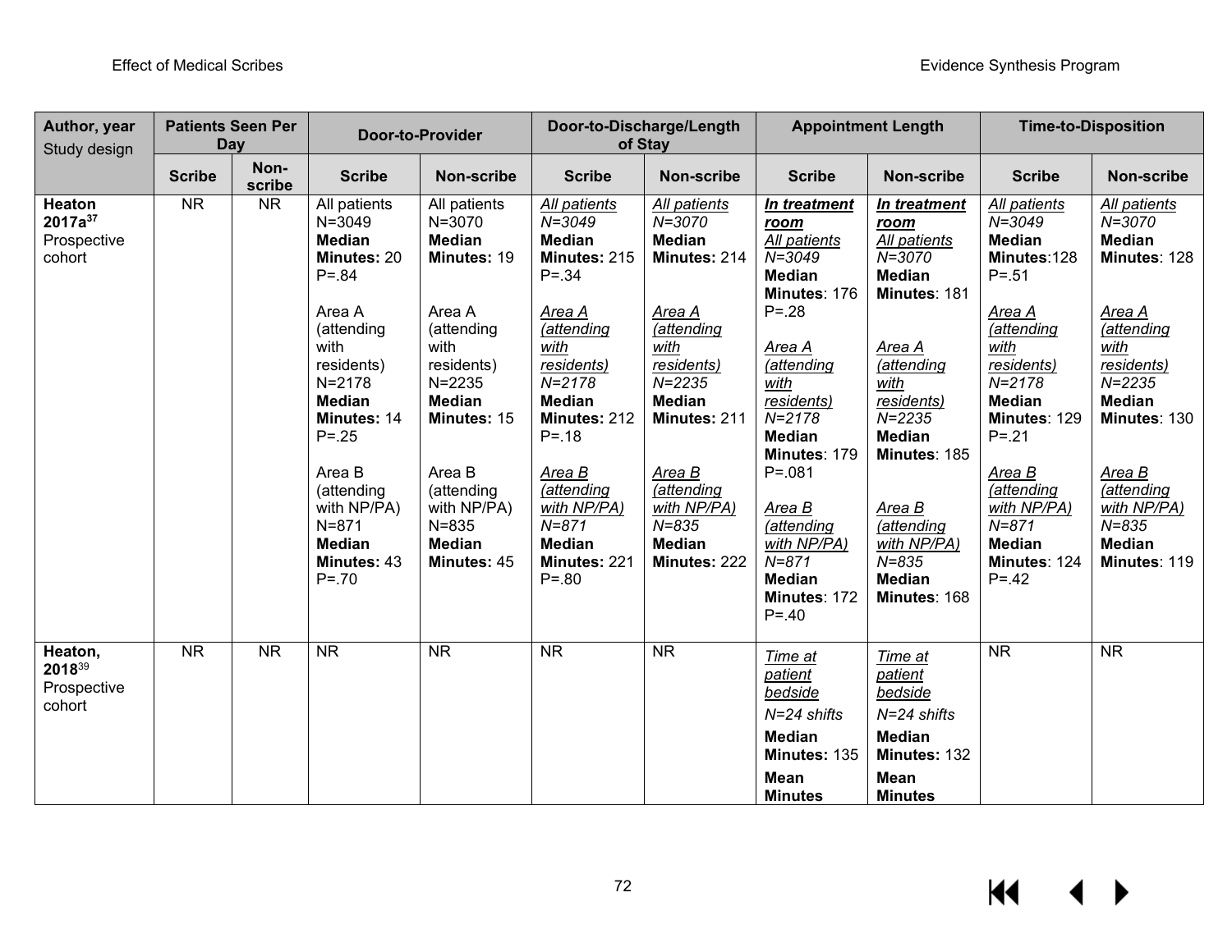| Author, year Study design | Patients Seen Per Day | | Door-to-Provider | | Door-to-Discharge/Length of Stay | | Appointment Length | | Time-to-Disposition | |
|---|---|---|---|---|---|---|---|---|---|---|
| | **Scribe** | **Non-scribe** | **Scribe** | **Non-scribe** | **Scribe** | **Non-scribe** | **Scribe** | **Non-scribe** | **Scribe** | **Non-scribe** |
| **Heaton 2017a[37]** Prospective cohort | NR | NR | All patients N=3049 **Median Minutes:** 20 P=.84<br><br>Area A (attending with residents) N=2178 **Median Minutes:** 14 P=.25<br><br>Area B (attending with NP/PA) N=871 **Median Minutes:** 43 P=.70 | All patients N=3070 **Median Minutes:** 19<br><br>Area A (attending with residents) N=2235 **Median Minutes:** 15<br><br>Area B (attending with NP/PA) N=835 **Median Minutes:** 45 | *All patients* *N=3049* **Median Minutes:** 215 P=.34<br><br>*Area A (attending with residents)* *N=2178* **Median Minutes:** 212 P=.18<br><br>*Area B (attending with NP/PA)* *N=871* **Median Minutes:** 221 P=.80 | *All patients* *N=3070* **Median Minutes:** 214<br><br>*Area A (attending with residents)* *N=2235* **Median Minutes:** 211<br><br>*Area B (attending with NP/PA)* *N=835* **Median Minutes:** 222 | ***In treatment room*** *All patients* *N=3049* **Median Minutes**: 176 P=.28<br><br>*Area A (attending with residents)* *N=2178* **Median Minutes**: 179 P=.081<br><br>*Area B (attending with NP/PA)* *N=871* **Median Minutes**: 172 P=.40 | ***In treatment room*** *All patients* *N=3070* **Median Minutes**: 181<br><br>*Area A (attending with residents)* *N=2235* **Median Minutes**: 185<br><br>*Area B (attending with NP/PA)* *N=835* **Median Minutes**: 168 | *All patients* *N=3049* **Median Minutes**:128 P=.51<br><br>*Area A (attending with residents)* *N=2178* **Median Minutes**: 129 P=.21<br><br>*Area B (attending with NP/PA)* *N=871* **Median Minutes**: 124 P=.42 | *All patients* *N=3070* **Median Minutes**: 128<br><br>*Area A (attending with residents)* *N=2235* **Median Minutes**: 130<br><br>*Area B (attending with NP/PA)* *N=835* **Median Minutes**: 119 |
| **Heaton, 2018[39]** Prospective cohort | NR | NR | NR | NR | NR | NR | *Time at patient bedside* *N=24 shifts* **Median Minutes:** 135 **Mean Minutes** | *Time at patient bedside* *N=24 shifts* **Median Minutes:** 132 **Mean Minutes** | NR | NR |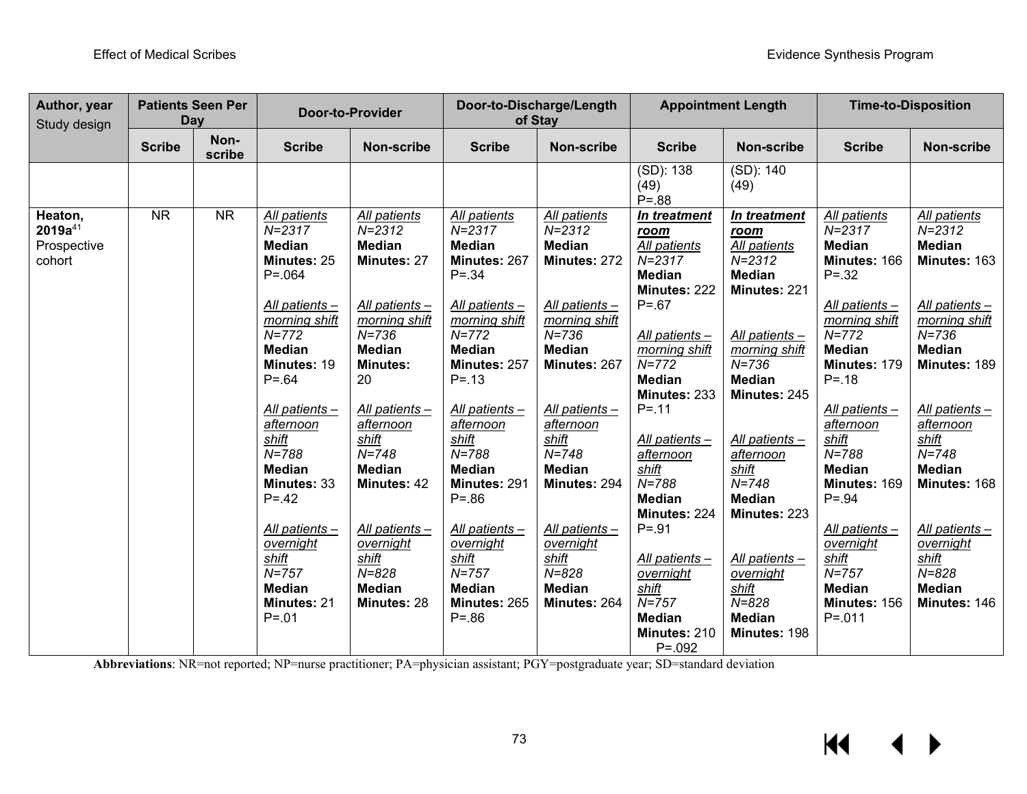| Author, year Study design | Patients Seen Per Day | | Door-to-Provider | | Door-to-Discharge/Length of Stay | | Appointment Length | | Time-to-Disposition | |
|---|---|---|---|---|---|---|---|---|---|---|
| | Scribe | Non-scribe | Scribe | Non-scribe | Scribe | Non-scribe | Scribe | Non-scribe | Scribe | Non-scribe |
| | | | | | | | (SD): 138 (49) P=.88 | (SD): 140 (49) | | |
| **Heaton, 2019a**[41] Prospective cohort | NR | NR | *All patients* *N=2317* **Median Minutes:** 25 P=.064<br><br>*All patients – morning shift* *N=772* **Median Minutes:** 19 P=.64<br><br>*All patients – afternoon shift* *N=788* **Median Minutes:** 33 P=.42<br><br>*All patients – overnight shift* *N=757* **Median Minutes:** 21 P=.01 | *All patients* *N=2312* **Median Minutes:** 27<br><br>*All patients – morning shift* *N=736* **Median Minutes:** 20<br><br>*All patients – afternoon shift* *N=748* **Median Minutes:** 42<br><br>*All patients – overnight shift* *N=828* **Median Minutes:** 28 | *All patients* *N=2317* **Median Minutes:** 267 P=.34<br><br>*All patients – morning shift* *N=772* **Median Minutes:** 257 P=.13<br><br>*All patients – afternoon shift* *N=788* **Median Minutes:** 291 P=.86<br><br>*All patients – overnight shift* *N=757* **Median Minutes:** 265 P=.86 | *All patients* *N=2312* **Median Minutes:** 272<br><br>*All patients – morning shift* *N=736* **Median Minutes:** 267<br><br>*All patients – afternoon shift* *N=748* **Median Minutes:** 294<br><br>*All patients – overnight shift* *N=828* **Median Minutes:** 264 | ***In treatment room*** *All patients* *N=2317* **Median Minutes:** 222 P=.67<br><br>*All patients – morning shift* *N=772* **Median Minutes:** 233 P=.11<br><br>*All patients – afternoon shift* *N=788* **Median Minutes:** 224 P=.91<br><br>*All patients – overnight shift* *N=757* **Median Minutes:** 210 P=.092 | ***In treatment room*** *All patients* *N=2312* **Median Minutes:** 221<br><br>*All patients – morning shift* *N=736* **Median Minutes:** 245<br><br>*All patients – afternoon shift* *N=748* **Median Minutes:** 223<br><br>*All patients – overnight shift* *N=828* **Median Minutes:** 198 | *All patients* *N=2317* **Median Minutes:** 166 P=.32<br><br>*All patients – morning shift* *N=772* **Median Minutes:** 179 P=.18<br><br>*All patients – afternoon shift* *N=788* **Median Minutes:** 169 P=.94<br><br>*All patients – overnight shift* *N=757* **Median Minutes:** 156 P=.011 | *All patients* *N=2312* **Median Minutes:** 163<br><br>*All patients – morning shift* *N=736* **Median Minutes:** 189<br><br>*All patients – afternoon shift* *N=748* **Median Minutes:** 168<br><br>*All patients – overnight shift* *N=828* **Median Minutes:** 146 |

**Abbreviations**: NR=not reported; NP=nurse practitioner; PA=physician assistant; PGY=postgraduate year; SD=standard deviation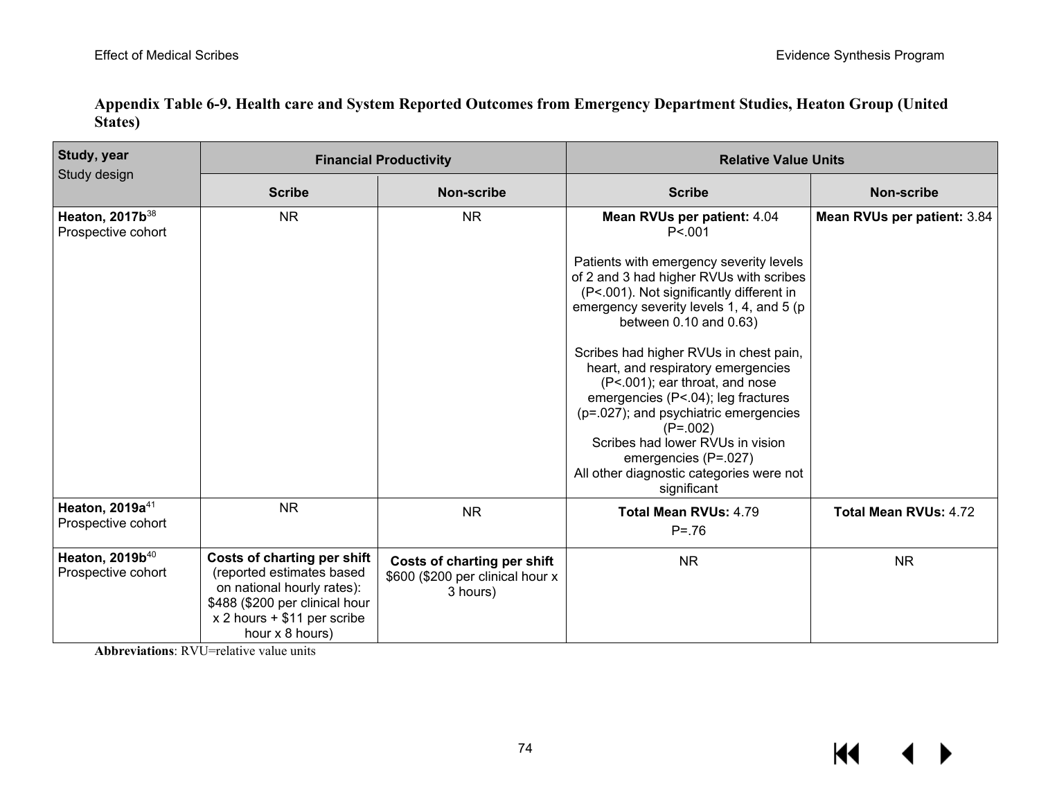**Appendix Table 6-9. Health care and System Reported Outcomes from Emergency Department Studies, Heaton Group (United States)**

| Study, year<br>Study design | Financial Productivity | | Relative Value Units | |
|---|---|---|---|---|
| | Scribe | Non-scribe | Scribe | Non-scribe |
| **Heaton, 2017b**[38]<br>Prospective cohort | NR | NR | **Mean RVUs per patient:** 4.04<br>P<.001<br><br>Patients with emergency severity levels of 2 and 3 had higher RVUs with scribes (P<.001). Not significantly different in emergency severity levels 1, 4, and 5 (p between 0.10 and 0.63)<br><br>Scribes had higher RVUs in chest pain, heart, and respiratory emergencies (P<.001); ear throat, and nose emergencies (P<.04); leg fractures (p=.027); and psychiatric emergencies (P=.002)<br>Scribes had lower RVUs in vision emergencies (P=.027)<br>All other diagnostic categories were not significant | **Mean RVUs per patient:** 3.84 |
| **Heaton, 2019a**[41]<br>Prospective cohort | NR | NR | **Total Mean RVUs:** 4.79<br>P=.76 | **Total Mean RVUs:** 4.72 |
| **Heaton, 2019b**[40]<br>Prospective cohort | **Costs of charting per shift** (reported estimates based on national hourly rates): $488 ($200 per clinical hour x 2 hours + $11 per scribe hour x 8 hours) | **Costs of charting per shift** $600 ($200 per clinical hour x 3 hours) | NR | NR |

**Abbreviations**: RVU=relative value units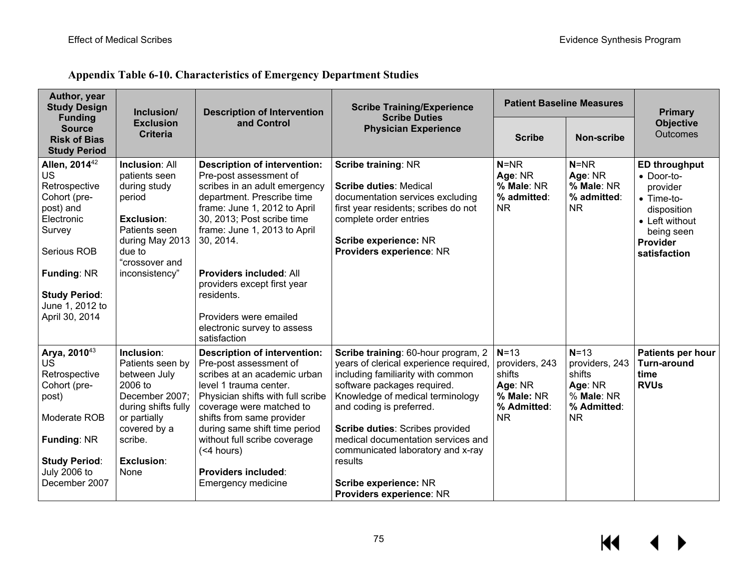## Appendix Table 6-10. Characteristics of Emergency Department Studies

| Author, year<br>Study Design<br>Funding Source<br>Risk of Bias<br>Study Period | Inclusion/<br>Exclusion Criteria | Description of Intervention and Control | Scribe Training/Experience<br>Scribe Duties<br>Physician Experience | Patient Baseline Measures | | Primary Objective<br>Outcomes |
|---|---|---|---|---|---|---|
| | | | | **Scribe** | **Non-scribe** | |
| **Allen, 2014**[42]<br>US<br>Retrospective Cohort (pre-post) and Electronic Survey<br><br>Serious ROB<br><br>**Funding**: NR<br><br>**Study Period**: June 1, 2012 to April 30, 2014 | **Inclusion**: All patients seen during study period<br><br>**Exclusion**: Patients seen during May 2013 due to "crossover and inconsistency" | **Description of intervention:** Pre-post assessment of scribes in an adult emergency department. Prescribe time frame: June 1, 2012 to April 30, 2013; Post scribe time frame: June 1, 2013 to April 30, 2014.<br><br>**Providers included**: All providers except first year residents.<br><br>Providers were emailed electronic survey to assess satisfaction | **Scribe training**: NR<br><br>**Scribe duties**: Medical documentation services excluding first year residents; scribes do not complete order entries<br><br>**Scribe experience:** NR<br>**Providers experience**: NR | **N**=NR<br>**Age**: NR<br>**% Male**: NR<br>**% admitted**: NR | **N**=NR<br>**Age**: NR<br>**% Male**: NR<br>**% admitted**: NR | **ED throughput**<br>• Door-to-provider<br>• Time-to-disposition<br>• Left without being seen<br>**Provider satisfaction** |
| **Arya, 2010**[43]<br>US<br>Retrospective Cohort (pre-post)<br><br>Moderate ROB<br><br>**Funding**: NR<br><br>**Study Period**: July 2006 to December 2007 | **Inclusion**: Patients seen by between July 2006 to December 2007; during shifts fully or partially covered by a scribe.<br><br>**Exclusion**: None | **Description of intervention:** Pre-post assessment of scribes at an academic urban level 1 trauma center. Physician shifts with full scribe coverage were matched to shifts from same provider during same shift time period without full scribe coverage (<4 hours)<br><br>**Providers included**: Emergency medicine | **Scribe training**: 60-hour program, 2 years of clerical experience required, including familiarity with common software packages required. Knowledge of medical terminology and coding is preferred.<br><br>**Scribe duties**: Scribes provided medical documentation services and communicated laboratory and x-ray results<br><br>**Scribe experience:** NR<br>**Providers experience**: NR | **N**=13 providers, 243 shifts<br>**Age**: NR<br>**% Male:** NR<br>**% Admitted**: NR | **N**=13 providers, 243 shifts<br>**Age**: NR<br>% **Male**: NR<br>**% Admitted**: NR | **Patients per hour**<br>**Turn-around time**<br>**RVUs** |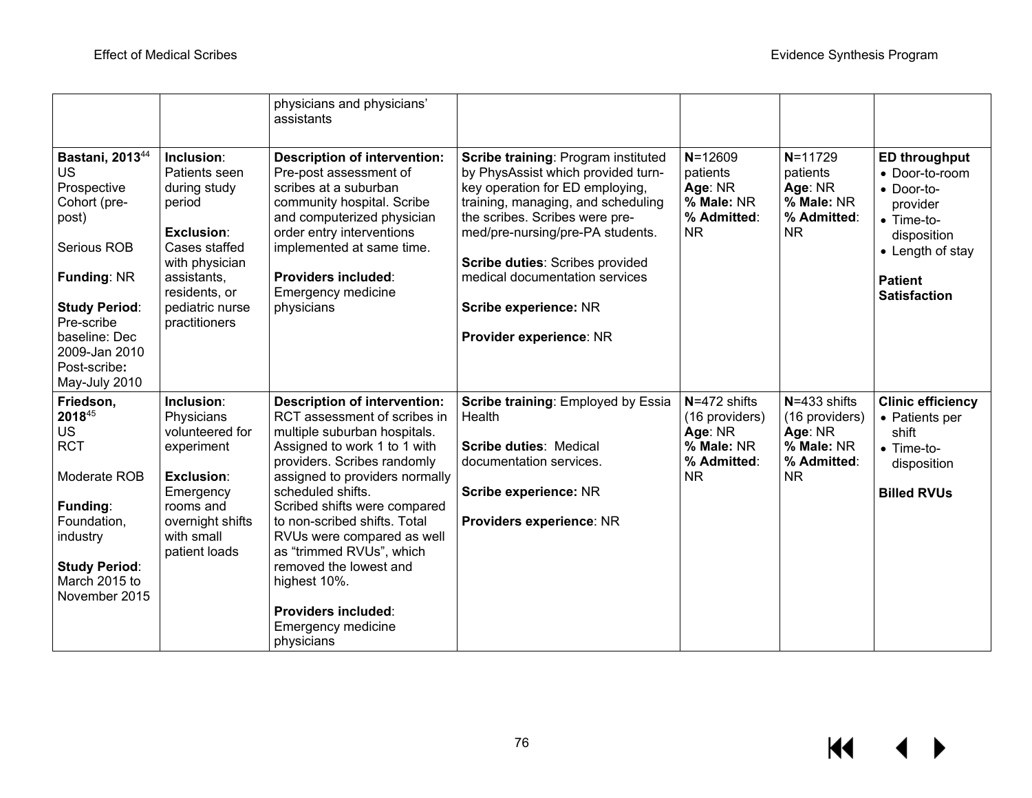| | | | | | | |
|---|---|---|---|---|---|---|
| | | physicians and physicians' assistants | | | | |
| **Bastani, 2013**[44]<br>US<br>Prospective Cohort (pre-post)<br><br>Serious ROB<br><br>**Funding**: NR<br><br>**Study Period**:<br>Pre-scribe baseline: Dec 2009-Jan 2010<br>Post-scribe**:** May-July 2010 | **Inclusion**: Patients seen during study period<br><br>**Exclusion**: Cases staffed with physician assistants, residents, or pediatric nurse practitioners | **Description of intervention:** Pre-post assessment of scribes at a suburban community hospital. Scribe and computerized physician order entry interventions implemented at same time.<br><br>**Providers included**: Emergency medicine physicians | **Scribe training**: Program instituted by PhysAssist which provided turn-key operation for ED employing, training, managing, and scheduling the scribes. Scribes were pre-med/pre-nursing/pre-PA students.<br><br>**Scribe duties**: Scribes provided medical documentation services<br><br>**Scribe experience:** NR<br><br>**Provider experience**: NR | **N**=12609 patients<br>**Age**: NR<br>**% Male:** NR<br>**% Admitted**: NR | **N**=11729 patients<br>**Age**: NR<br>**% Male:** NR<br>**% Admitted**: NR | **ED throughput**<br>• Door-to-room<br>• Door-to-provider<br>• Time-to-disposition<br>• Length of stay<br><br>**Patient Satisfaction** |
| **Friedson, 2018**[45]<br>US<br>RCT<br><br>Moderate ROB<br><br>**Funding**: Foundation, industry<br><br>**Study Period**: March 2015 to November 2015 | **Inclusion**: Physicians volunteered for experiment<br><br>**Exclusion**: Emergency rooms and overnight shifts with small patient loads | **Description of intervention:** RCT assessment of scribes in multiple suburban hospitals. Assigned to work 1 to 1 with providers. Scribes randomly assigned to providers normally scheduled shifts.<br>Scribed shifts were compared to non-scribed shifts. Total RVUs were compared as well as "trimmed RVUs", which removed the lowest and highest 10%.<br><br>**Providers included**: Emergency medicine physicians | **Scribe training**: Employed by Essia Health<br><br>**Scribe duties**: Medical documentation services.<br><br>**Scribe experience:** NR<br><br>**Providers experience**: NR | **N**=472 shifts (16 providers)<br>**Age**: NR<br>**% Male:** NR<br>**% Admitted**: NR | **N**=433 shifts (16 providers)<br>**Age**: NR<br>**% Male:** NR<br>**% Admitted**: NR | **Clinic efficiency**<br>• Patients per shift<br>• Time-to-disposition<br><br>**Billed RVUs** |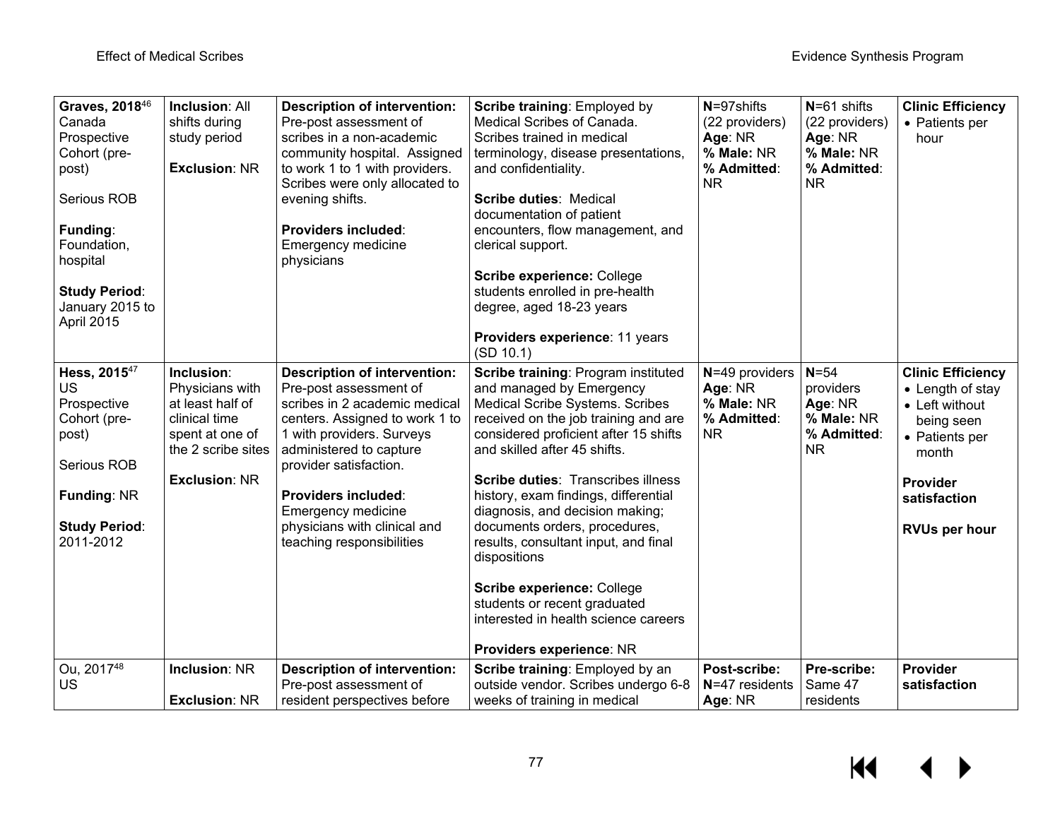| | | | | | | |
|---|---|---|---|---|---|---|
| **Graves, 2018**[46]<br>Canada<br>Prospective Cohort (pre-post)<br><br>Serious ROB<br><br>**Funding**: Foundation, hospital<br><br>**Study Period**: January 2015 to April 2015 | **Inclusion**: All shifts during study period<br><br>**Exclusion**: NR | **Description of intervention:** Pre-post assessment of scribes in a non-academic community hospital. Assigned to work 1 to 1 with providers. Scribes were only allocated to evening shifts.<br><br>**Providers included**: Emergency medicine physicians | **Scribe training**: Employed by Medical Scribes of Canada. Scribes trained in medical terminology, disease presentations, and confidentiality.<br><br>**Scribe duties**: Medical documentation of patient encounters, flow management, and clerical support.<br><br>**Scribe experience:** College students enrolled in pre-health degree, aged 18-23 years<br><br>**Providers experience**: 11 years (SD 10.1) | **N**=97shifts (22 providers)<br>**Age**: NR<br>**% Male:** NR<br>**% Admitted**: NR | **N**=61 shifts (22 providers)<br>**Age**: NR<br>**% Male:** NR<br>**% Admitted**: NR | **Clinic Efficiency**<br>• Patients per hour |
| **Hess, 2015**[47]<br>US<br>Prospective Cohort (pre-post)<br><br>Serious ROB<br><br>**Funding**: NR<br><br>**Study Period**: 2011-2012 | **Inclusion**: Physicians with at least half of clinical time spent at one of the 2 scribe sites<br><br>**Exclusion**: NR | **Description of intervention:** Pre-post assessment of scribes in 2 academic medical centers. Assigned to work 1 to 1 with providers. Surveys administered to capture provider satisfaction.<br><br>**Providers included**: Emergency medicine physicians with clinical and teaching responsibilities | **Scribe training**: Program instituted and managed by Emergency Medical Scribe Systems. Scribes received on the job training and are considered proficient after 15 shifts and skilled after 45 shifts.<br><br>**Scribe duties**: Transcribes illness history, exam findings, differential diagnosis, and decision making; documents orders, procedures, results, consultant input, and final dispositions<br><br>**Scribe experience:** College students or recent graduated interested in health science careers<br><br>**Providers experience**: NR | **N**=49 providers<br>**Age**: NR<br>**% Male:** NR<br>**% Admitted**: NR | **N**=54 providers<br>**Age**: NR<br>**% Male:** NR<br>**% Admitted**: NR | **Clinic Efficiency**<br>• Length of stay<br>• Left without being seen<br>• Patients per month<br><br>**Provider satisfaction**<br><br>**RVUs per hour** |
| Ou, 2017[48]<br>US | **Inclusion**: NR<br><br>**Exclusion**: NR | **Description of intervention:** Pre-post assessment of resident perspectives before | **Scribe training**: Employed by an outside vendor. Scribes undergo 6-8 weeks of training in medical | **Post-scribe:** **N**=47 residents<br>**Age**: NR | **Pre-scribe:** Same 47 residents | **Provider satisfaction** |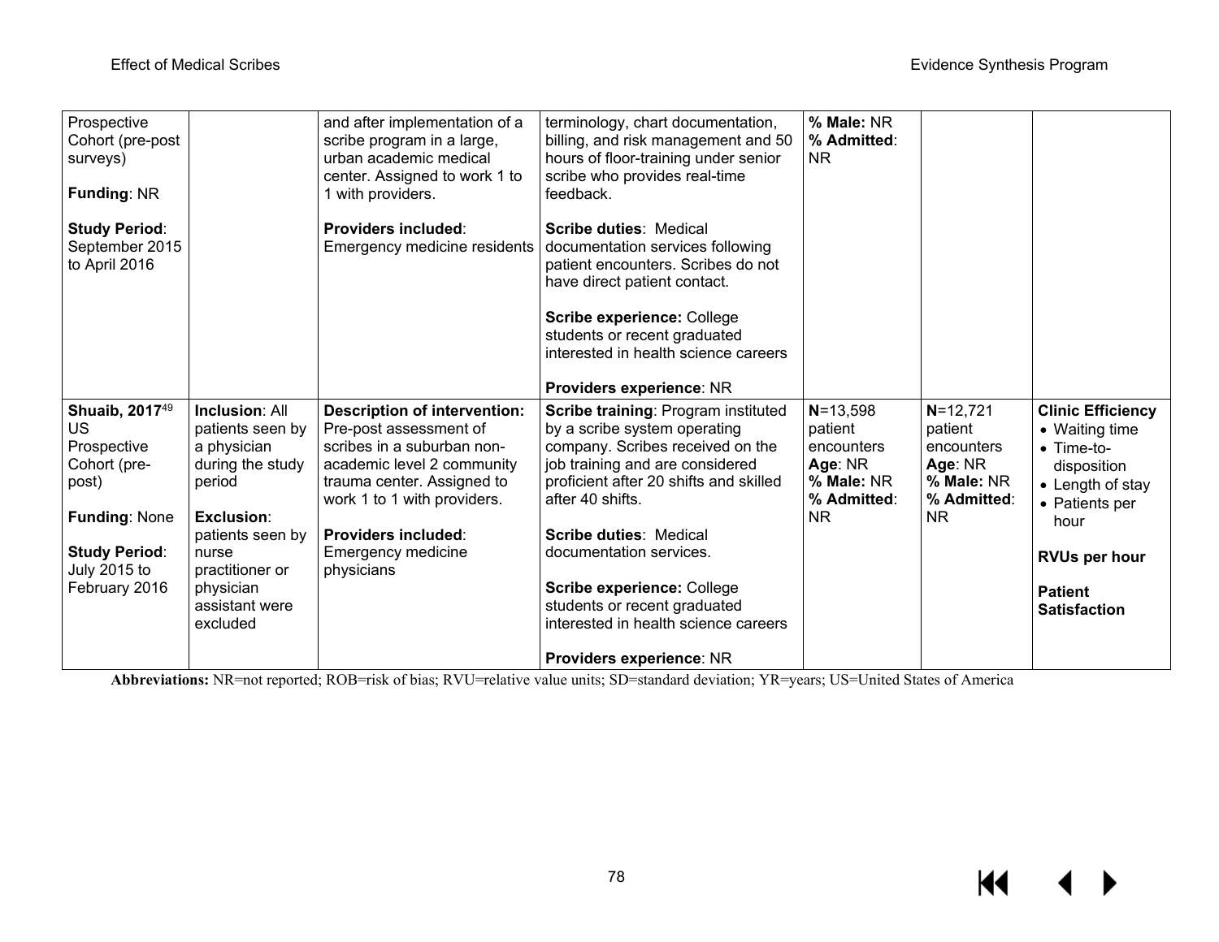| | | | | | | |
|---|---|---|---|---|---|---|
| Prospective Cohort (pre-post surveys)<br><br>**Funding**: NR<br><br>**Study Period**: September 2015 to April 2016 | | and after implementation of a scribe program in a large, urban academic medical center. Assigned to work 1 to 1 with providers.<br><br>**Providers included**: Emergency medicine residents | terminology, chart documentation, billing, and risk management and 50 hours of floor-training under senior scribe who provides real-time feedback.<br><br>**Scribe duties**: Medical documentation services following patient encounters. Scribes do not have direct patient contact.<br><br>**Scribe experience:** College students or recent graduated interested in health science careers<br><br>**Providers experience**: NR | **% Male:** NR<br>**% Admitted**: NR | | |
| **Shuaib, 2017**[49]<br>US<br>Prospective Cohort (pre-post)<br><br>**Funding**: None<br><br>**Study Period**: July 2015 to February 2016 | **Inclusion**: All patients seen by a physician during the study period<br><br>**Exclusion**: patients seen by nurse practitioner or physician assistant were excluded | **Description of intervention:** Pre-post assessment of scribes in a suburban non-academic level 2 community trauma center. Assigned to work 1 to 1 with providers.<br><br>**Providers included**: Emergency medicine physicians | **Scribe training**: Program instituted by a scribe system operating company. Scribes received on the job training and are considered proficient after 20 shifts and skilled after 40 shifts.<br><br>**Scribe duties**: Medical documentation services.<br><br>**Scribe experience:** College students or recent graduated interested in health science careers<br><br>**Providers experience**: NR | **N**=13,598 patient encounters<br>**Age**: NR<br>**% Male:** NR<br>**% Admitted**: NR | **N**=12,721 patient encounters<br>**Age**: NR<br>**% Male:** NR<br>**% Admitted**: NR | **Clinic Efficiency**<br>• Waiting time<br>• Time-to-disposition<br>• Length of stay<br>• Patients per hour<br><br>**RVUs per hour**<br><br>**Patient Satisfaction** |

**Abbreviations:** NR=not reported; ROB=risk of bias; RVU=relative value units; SD=standard deviation; YR=years; US=United States of America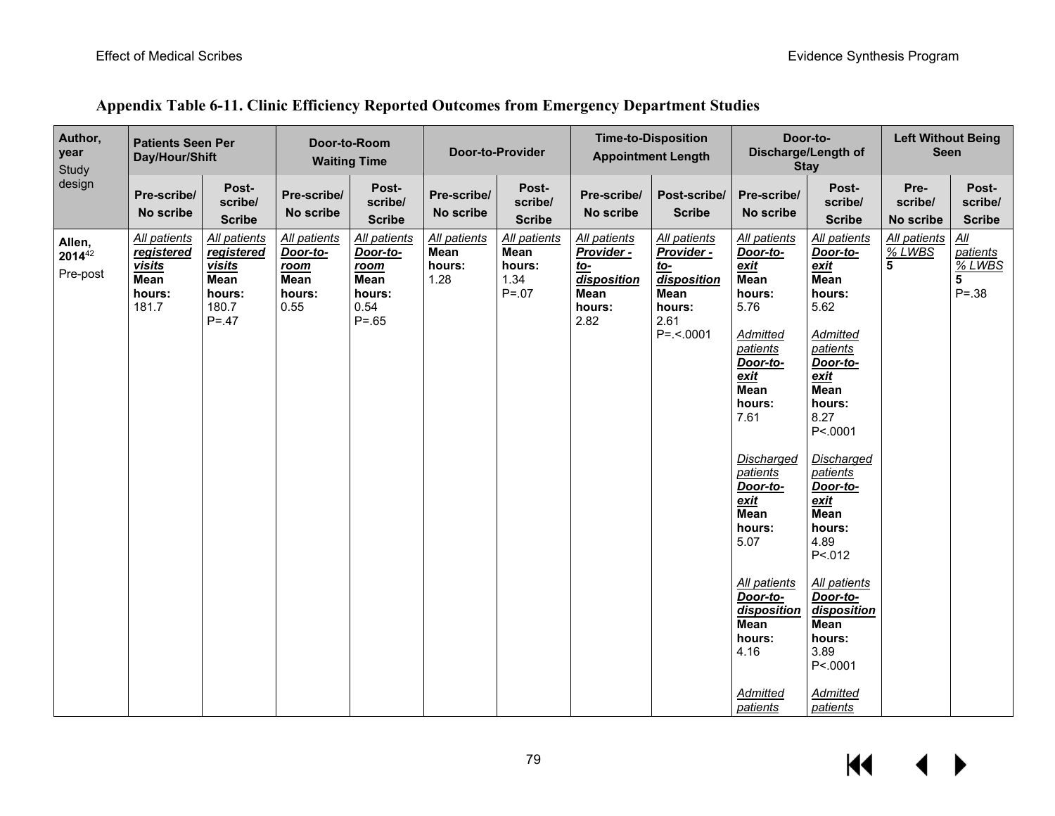# Appendix Table 6-11. Clinic Efficiency Reported Outcomes from Emergency Department Studies

| Author, year Study design | Patients Seen Per Day/Hour/Shift | | Door-to-Room Waiting Time | | Door-to-Provider | | Time-to-Disposition Appointment Length | | Door-to-Discharge/Length of Stay | | Left Without Being Seen | |
|---|---|---|---|---|---|---|---|---|---|---|---|---|
| | Pre-scribe/ No scribe | Post-scribe/ Scribe | Pre-scribe/ No scribe | Post-scribe/ Scribe | Pre-scribe/ No scribe | Post-scribe/ Scribe | Pre-scribe/ No scribe | Post-scribe/ Scribe | Pre-scribe/ No scribe | Post-scribe/ Scribe | Pre-scribe/ No scribe | Post-scribe/ Scribe |
| **Allen, 2014**[42] Pre-post | *All patients* ***registered visits*** **Mean hours:** 181.7 | *All patients* ***registered visits*** **Mean hours:** 180.7 P=.47 | *All patients* ***Door-to-room*** **Mean hours:** 0.55 | *All patients* ***Door-to-room*** **Mean hours:** 0.54 P=.65 | *All patients* **Mean hours:** 1.28 | *All patients* **Mean hours:** 1.34 P=.07 | *All patients* ***Provider - to-disposition*** **Mean hours:** 2.82 | *All patients* ***Provider - to-disposition*** **Mean hours:** 2.61 P=.<.0001 | *All patients* ***Door-to-exit*** **Mean hours:** 5.76<br><br>*Admitted patients* ***Door-to-exit*** **Mean hours:** 7.61<br><br>*Discharged patients* ***Door-to-exit*** **Mean hours:** 5.07<br><br>*All patients* ***Door-to-disposition*** **Mean hours:** 4.16<br><br>*Admitted patients* | *All patients* ***Door-to-exit*** **Mean hours:** 5.62<br><br>*Admitted patients* ***Door-to-exit*** **Mean hours:** 8.27 P<.0001<br><br>*Discharged patients* ***Door-to-exit*** **Mean hours:** 4.89 P<.012<br><br>*All patients* ***Door-to-disposition*** **Mean hours:** 3.89 P<.0001<br><br>*Admitted patients* | *All patients* *% LWBS* **5** | *All patients* *% LWBS* **5** P=.38 |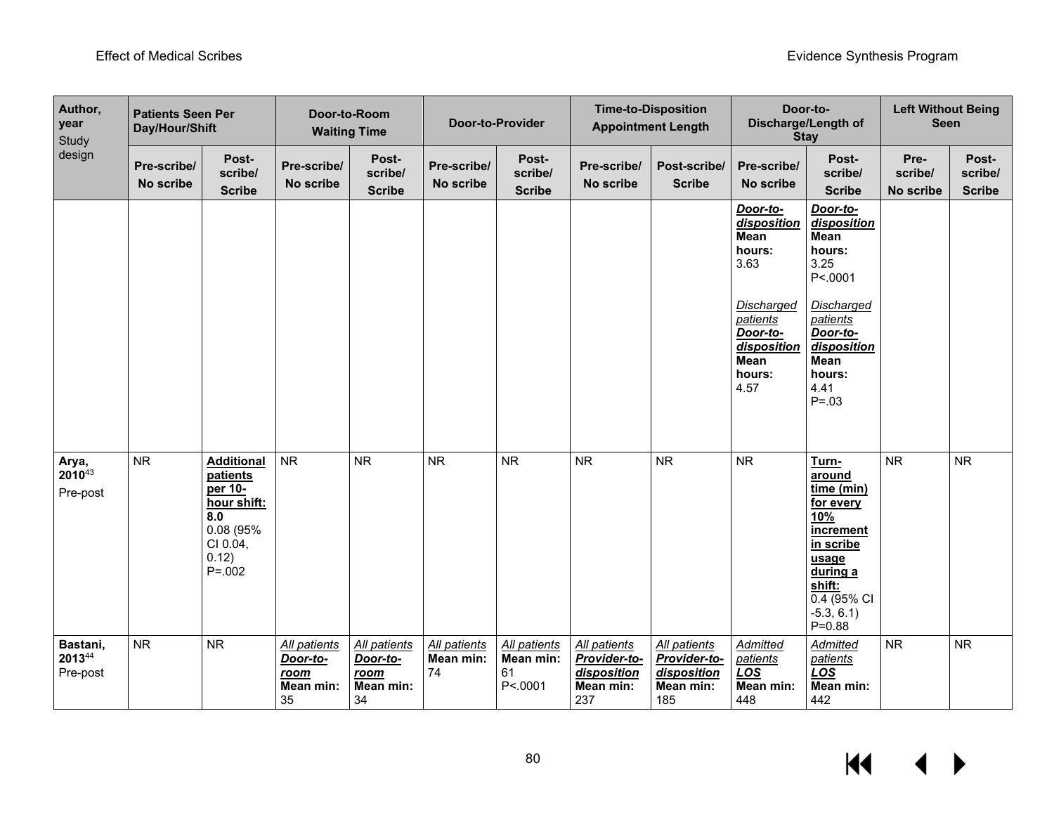| Author, year Study design | Patients Seen Per Day/Hour/Shift | | Door-to-Room Waiting Time | | Door-to-Provider | | Time-to-Disposition Appointment Length | | Door-to-Discharge/Length of Stay | | Left Without Being Seen | |
|---|---|---|---|---|---|---|---|---|---|---|---|---|
| | **Pre-scribe/ No scribe** | **Post-scribe/ Scribe** | **Pre-scribe/ No scribe** | **Post-scribe/ Scribe** | **Pre-scribe/ No scribe** | **Post-scribe/ Scribe** | **Pre-scribe/ No scribe** | **Post-scribe/ Scribe** | **Pre-scribe/ No scribe** | **Post-scribe/ Scribe** | **Pre-scribe/ No scribe** | **Post-scribe/ Scribe** |
| | | | | | | | | | ***Door-to-disposition*** **Mean hours:** 3.63 *Discharged patients* ***Door-to-disposition*** **Mean hours:** 4.57 | ***Door-to-disposition*** **Mean hours:** 3.25 P<.0001 *Discharged patients* ***Door-to-disposition*** **Mean hours:** 4.41 P=.03 | | |
| **Arya, 2010**[43] Pre-post | NR | **Additional patients per 10-hour shift: 8.0** 0.08 (95% CI 0.04, 0.12) P=.002 | NR | NR | NR | NR | NR | NR | NR | **Turn-around time (min) for every 10% increment in scribe usage during a shift:** 0.4 (95% CI -5.3, 6.1) P=0.88 | NR | NR |
| **Bastani, 2013**[44] Pre-post | NR | NR | *All patients* ***Door-to-room*** **Mean min:** 35 | *All patients* ***Door-to-room*** **Mean min:** 34 | *All patients* **Mean min:** 74 | *All patients* **Mean min:** 61 P<.0001 | *All patients* ***Provider-to-disposition*** **Mean min:** 237 | *All patients* ***Provider-to-disposition*** **Mean min:** 185 | *Admitted patients* ***LOS*** **Mean min:** 448 | *Admitted patients* ***LOS*** **Mean min:** 442 | NR | NR |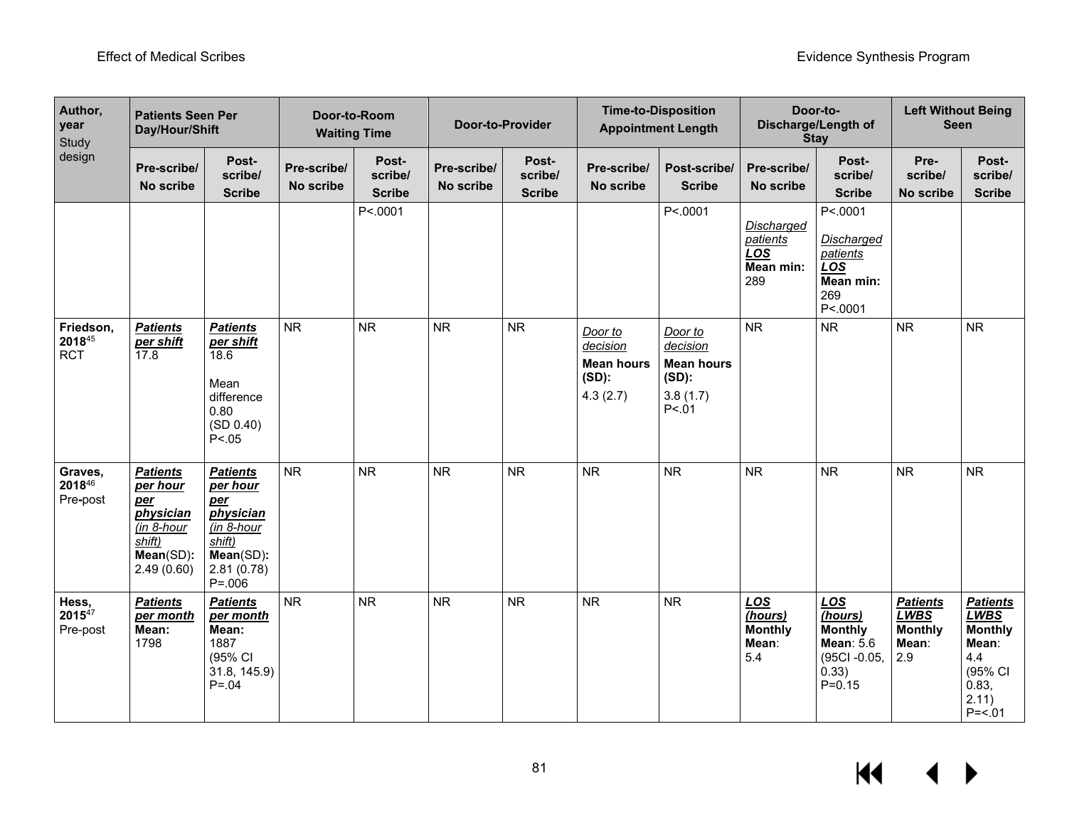| Author, year Study design | Patients Seen Per Day/Hour/Shift | | Door-to-Room Waiting Time | | Door-to-Provider | | Time-to-Disposition Appointment Length | | Door-to-Discharge/Length of Stay | | Left Without Being Seen | |
|---|---|---|---|---|---|---|---|---|---|---|---|---|
| | Pre-scribe/ No scribe | Post-scribe/ Scribe | Pre-scribe/ No scribe | Post-scribe/ Scribe | Pre-scribe/ No scribe | Post-scribe/ Scribe | Pre-scribe/ No scribe | Post-scribe/ Scribe | Pre-scribe/ No scribe | Post-scribe/ Scribe | Pre-scribe/ No scribe | Post-scribe/ Scribe |
| | | | | P<.0001 | | | | P<.0001 | ***Discharged patients LOS*** **Mean min:** 289 | P<.0001 ***Discharged patients LOS*** **Mean min:** 269 P<.0001 | | |
| **Friedson, 2018**[45] RCT | ***Patients per shift*** 17.8 | ***Patients per shift*** 18.6 Mean difference 0.80 (SD 0.40) P<.05 | NR | NR | NR | NR | *Door to decision* **Mean hours (SD):** 4.3 (2.7) | *Door to decision* **Mean hours (SD):** 3.8 (1.7) P<.01 | NR | NR | NR | NR |
| **Graves, 2018**[46] Pre-post | ***Patients per hour per physician*** *(in 8-hour shift)* **Mean**(SD)**:** 2.49 (0.60) | ***Patients per hour per physician*** *(in 8-hour shift)* **Mean**(SD)**:** 2.81 (0.78) P=.006 | NR | NR | NR | NR | NR | NR | NR | NR | NR | NR |
| **Hess, 2015**[47] Pre-post | ***Patients per month*** **Mean:** 1798 | ***Patients per month*** **Mean:** 1887 (95% CI 31.8, 145.9) P=.04 | NR | NR | NR | NR | NR | NR | ***LOS (hours)*** **Monthly Mean**: 5.4 | ***LOS (hours)*** **Monthly Mean**: 5.6 (95CI -0.05, 0.33) P=0.15 | ***Patients LWBS*** **Monthly Mean**: 2.9 | ***Patients LWBS*** **Monthly Mean**: 4.4 (95% CI 0.83, 2.11) P=<.01 |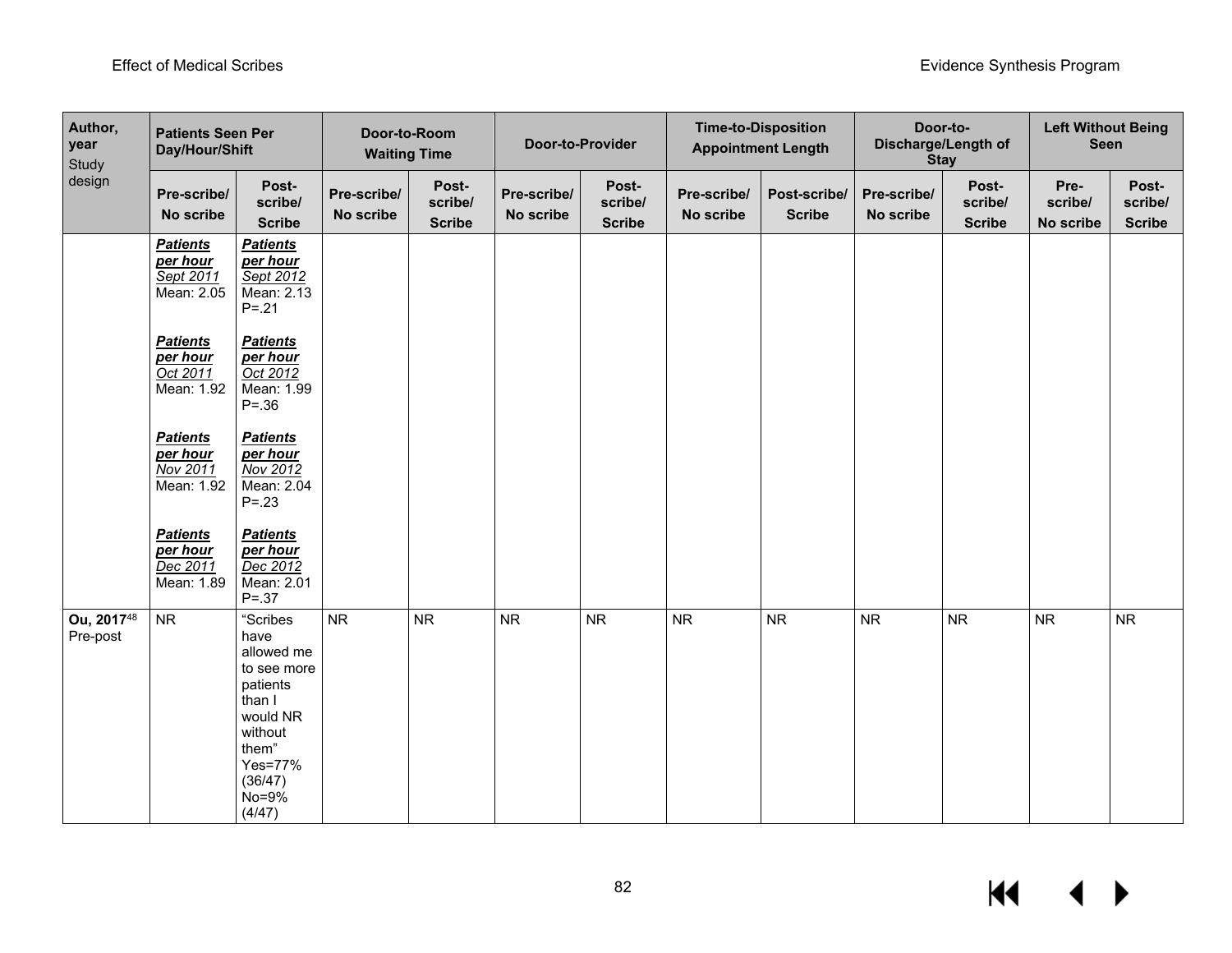| Author, year Study design | Patients Seen Per Day/Hour/Shift | | Door-to-Room Waiting Time | | Door-to-Provider | | Time-to-Disposition Appointment Length | | Door-to-Discharge/Length of Stay | | Left Without Being Seen | |
|---|---|---|---|---|---|---|---|---|---|---|---|---|
| | Pre-scribe/ No scribe | Post-scribe/ Scribe | Pre-scribe/ No scribe | Post-scribe/ Scribe | Pre-scribe/ No scribe | Post-scribe/ Scribe | Pre-scribe/ No scribe | Post-scribe/ Scribe | Pre-scribe/ No scribe | Post-scribe/ Scribe | Pre-scribe/ No scribe | Post-scribe/ Scribe |
| | ***Patients per hour*** *Sept 2011* Mean: 2.05<br><br>***Patients per hour*** *Oct 2011* Mean: 1.92<br><br>***Patients per hour*** *Nov 2011* Mean: 1.92<br><br>***Patients per hour*** *Dec 2011* Mean: 1.89 | ***Patients per hour*** *Sept 2012* Mean: 2.13 P=.21<br><br>***Patients per hour*** *Oct 2012* Mean: 1.99 P=.36<br><br>***Patients per hour*** *Nov 2012* Mean: 2.04 P=.23<br><br>***Patients per hour*** *Dec 2012* Mean: 2.01 P=.37 | | | | | | | | | | |
| **Ou, 2017**[48] Pre-post | NR | "Scribes have allowed me to see more patients than I would NR without them" Yes=77% (36/47) No=9% (4/47) | NR | NR | NR | NR | NR | NR | NR | NR | NR | NR |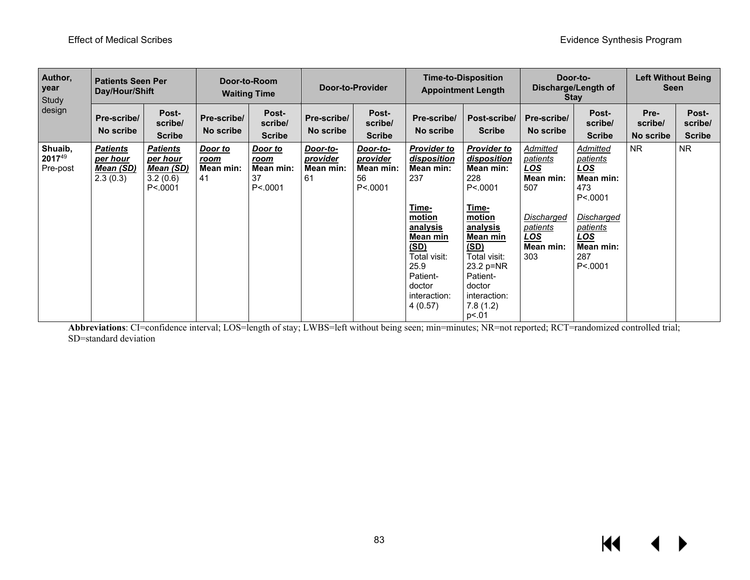| Author, year Study design | Patients Seen Per Day/Hour/Shift | | Door-to-Room Waiting Time | | Door-to-Provider | | Time-to-Disposition Appointment Length | | Door-to-Discharge/Length of Stay | | Left Without Being Seen | |
|---|---|---|---|---|---|---|---|---|---|---|---|---|
| | Pre-scribe/ No scribe | Post-scribe/ Scribe | Pre-scribe/ No scribe | Post-scribe/ Scribe | Pre-scribe/ No scribe | Post-scribe/ Scribe | Pre-scribe/ No scribe | Post-scribe/ Scribe | Pre-scribe/ No scribe | Post-scribe/ Scribe | Pre-scribe/ No scribe | Post-scribe/ Scribe |
| **Shuaib, 2017**[49] Pre-post | ***Patients per hour Mean (SD)*** 2.3 (0.3) | ***Patients per hour Mean (SD)*** 3.2 (0.6) P<.0001 | ***Door to room*** **Mean min:** 41 | ***Door to room*** **Mean min:** 37 P<.0001 | ***Door-to-provider*** **Mean min:** 61 | ***Door-to-provider*** **Mean min:** 56 P<.0001 | ***Provider to disposition*** **Mean min:** 237 <br><br> **Time-motion analysis Mean min (SD)** Total visit: 25.9 Patient-doctor interaction: 4 (0.57) | ***Provider to disposition*** **Mean min:** 228 P<.0001 <br><br> **Time-motion analysis Mean min (SD)** Total visit: 23.2 p=NR Patient-doctor interaction: 7.8 (1.2) p<.01 | *Admitted patients* ***LOS*** **Mean min:** 507 <br><br> *Discharged patients* ***LOS*** **Mean min:** 303 | *Admitted patients* ***LOS*** **Mean min:** 473 P<.0001 <br><br> *Discharged patients* ***LOS*** **Mean min:** 287 P<.0001 | NR | NR |

**Abbreviations**: CI=confidence interval; LOS=length of stay; LWBS=left without being seen; min=minutes; NR=not reported; RCT=randomized controlled trial; SD=standard deviation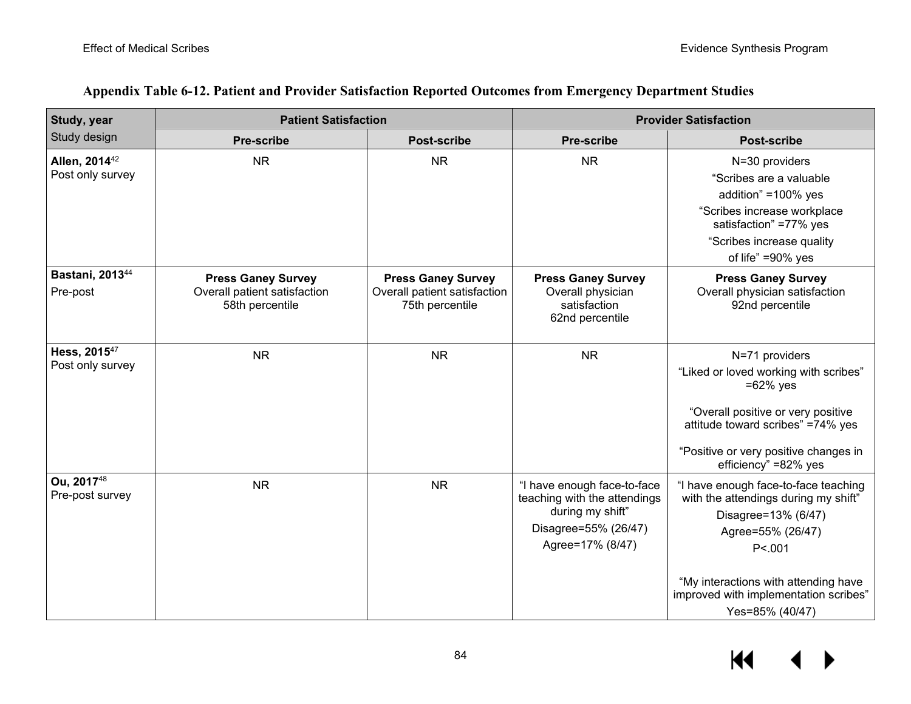**Appendix Table 6-12. Patient and Provider Satisfaction Reported Outcomes from Emergency Department Studies**

| **Study, year** Study design | **Patient Satisfaction** | | **Provider Satisfaction** | |
|---|---|---|---|---|
| | **Pre-scribe** | **Post-scribe** | **Pre-scribe** | **Post-scribe** |
| **Allen, 2014**[42] Post only survey | NR | NR | NR | N=30 providers<br>"Scribes are a valuable addition" =100% yes<br>"Scribes increase workplace satisfaction" =77% yes<br>"Scribes increase quality of life" =90% yes |
| **Bastani, 2013**[44] Pre-post | **Press Ganey Survey**<br>Overall patient satisfaction<br>58th percentile | **Press Ganey Survey**<br>Overall patient satisfaction<br>75th percentile | **Press Ganey Survey**<br>Overall physician satisfaction<br>62nd percentile | **Press Ganey Survey**<br>Overall physician satisfaction<br>92nd percentile |
| **Hess, 2015**[47] Post only survey | NR | NR | NR | N=71 providers<br>"Liked or loved working with scribes" =62% yes<br>"Overall positive or very positive attitude toward scribes" =74% yes<br>"Positive or very positive changes in efficiency" =82% yes |
| **Ou, 2017**[48] Pre-post survey | NR | NR | "I have enough face-to-face teaching with the attendings during my shift"<br>Disagree=55% (26/47)<br>Agree=17% (8/47) | "I have enough face-to-face teaching with the attendings during my shift"<br>Disagree=13% (6/47)<br>Agree=55% (26/47)<br>P<.001<br>"My interactions with attending have improved with implementation scribes"<br>Yes=85% (40/47) |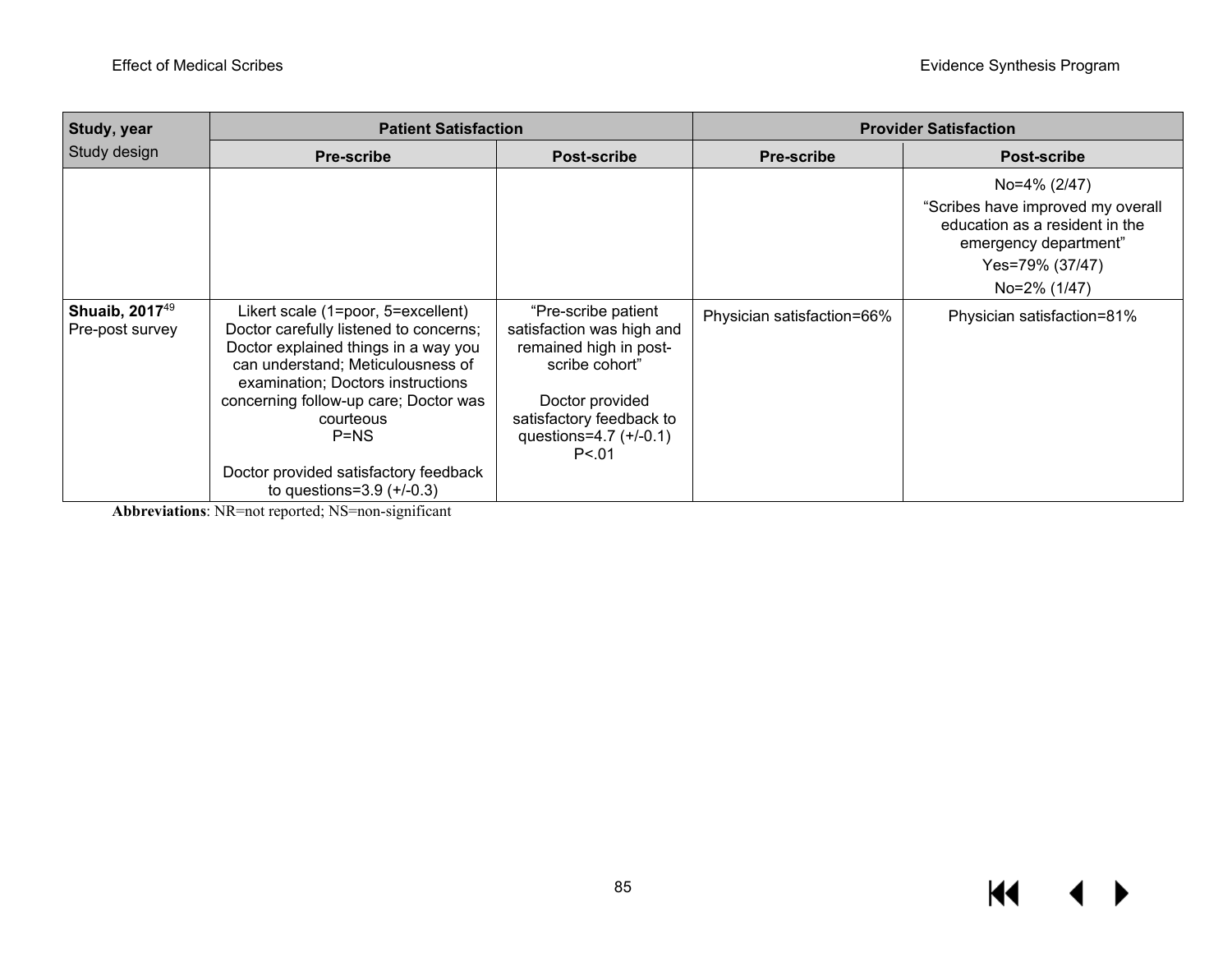| Study, year<br>Study design | Patient Satisfaction | | Provider Satisfaction | |
|---|---|---|---|---|
| | Pre-scribe | Post-scribe | Pre-scribe | Post-scribe |
| | | | | No=4% (2/47)<br>"Scribes have improved my overall education as a resident in the emergency department"<br>Yes=79% (37/47)<br>No=2% (1/47) |
| **Shuaib, 2017**[49]<br>Pre-post survey | Likert scale (1=poor, 5=excellent)<br>Doctor carefully listened to concerns; Doctor explained things in a way you can understand; Meticulousness of examination; Doctors instructions concerning follow-up care; Doctor was courteous<br>P=NS<br><br>Doctor provided satisfactory feedback to questions=3.9 (+/-0.3) | "Pre-scribe patient satisfaction was high and remained high in post-scribe cohort"<br><br>Doctor provided satisfactory feedback to questions=4.7 (+/-0.1)<br>P<.01 | Physician satisfaction=66% | Physician satisfaction=81% |

**Abbreviations**: NR=not reported; NS=non-significant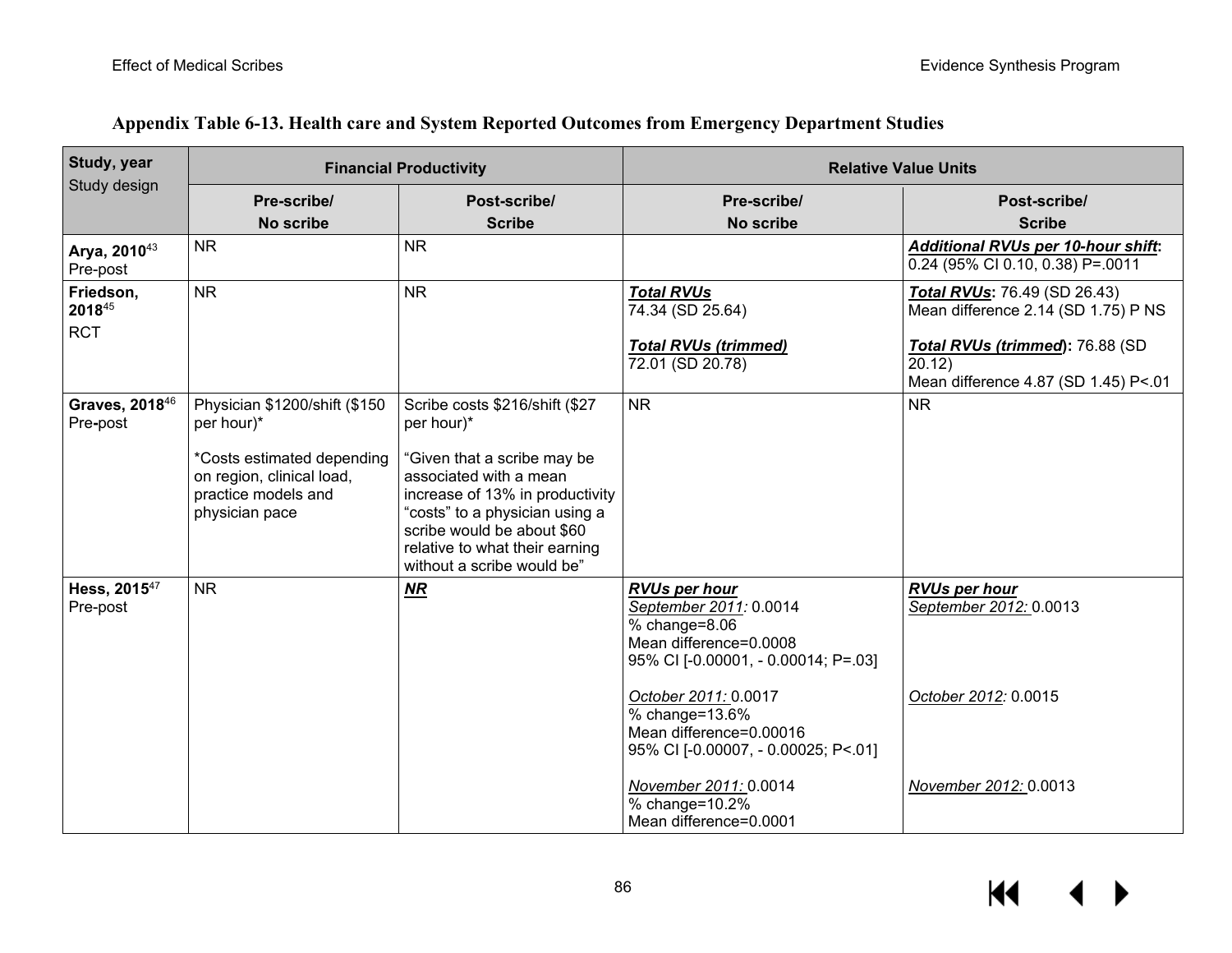## Appendix Table 6-13. Health care and System Reported Outcomes from Emergency Department Studies

| Study, year<br>Study design | Financial Productivity | | Relative Value Units | |
|---|---|---|---|---|
| | Pre-scribe/<br>No scribe | Post-scribe/<br>Scribe | Pre-scribe/<br>No scribe | Post-scribe/<br>Scribe |
| **Arya, 2010**[43]<br>Pre-post | NR | NR | | ***Additional RVUs per 10-hour shift*:**<br>0.24 (95% CI 0.10, 0.38) P=.0011 |
| **Friedson, 2018**[45]<br>RCT | NR | NR | ***Total RVUs***<br>74.34 (SD 25.64)<br><br>***Total RVUs (trimmed)***<br>72.01 (SD 20.78) | ***Total RVUs*:** 76.49 (SD 26.43)<br>Mean difference 2.14 (SD 1.75) P NS<br><br>***Total RVUs (trimmed)*:** 76.88 (SD 20.12)<br>Mean difference 4.87 (SD 1.45) P<.01 |
| **Graves, 2018**[46]<br>Pre-post | Physician $1200/shift ($150 per hour)*<br><br>*Costs estimated depending on region, clinical load, practice models and physician pace | Scribe costs $216/shift ($27 per hour)*<br><br>"Given that a scribe may be associated with a mean increase of 13% in productivity "costs" to a physician using a scribe would be about $60 relative to what their earning without a scribe would be" | NR | NR |
| **Hess, 2015**[47]<br>Pre-post | NR | ***NR*** | ***RVUs per hour***<br>*September 2011:* 0.0014<br>% change=8.06<br>Mean difference=0.0008<br>95% CI [-0.00001, - 0.00014; P=.03]<br><br>*October 2011:* 0.0017<br>% change=13.6%<br>Mean difference=0.00016<br>95% CI [-0.00007, - 0.00025; P<.01]<br><br>*November 2011:* 0.0014<br>% change=10.2%<br>Mean difference=0.0001 | ***RVUs per hour***<br>*September 2012:* 0.0013<br><br><br><br><br>*October 2012:* 0.0015<br><br><br><br><br>*November 2012:* 0.0013 |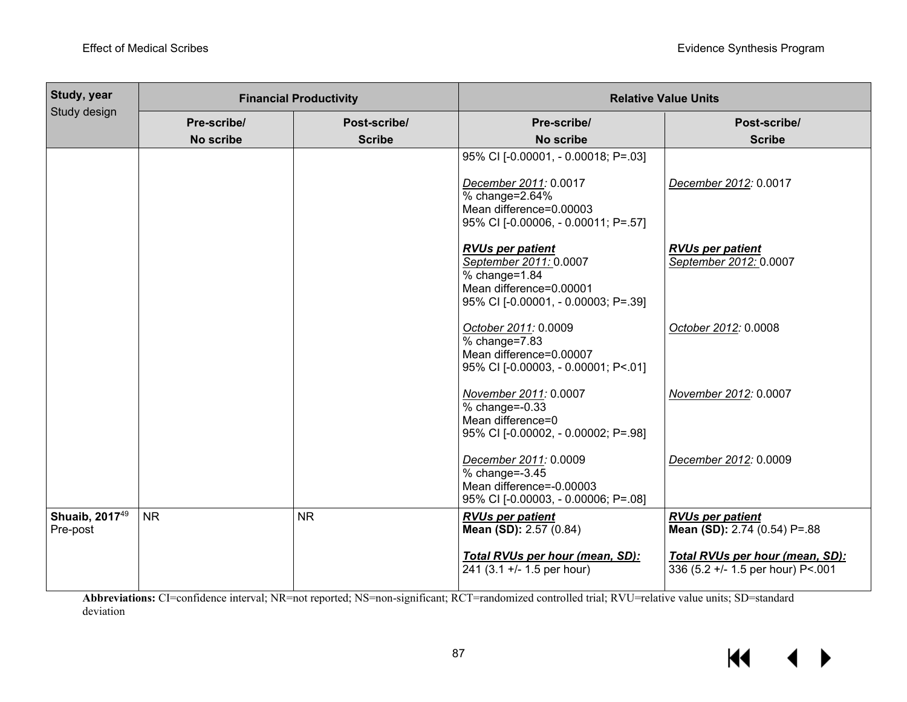| Study, year<br>Study design | Financial Productivity | | Relative Value Units | |
|---|---|---|---|---|
| | Pre-scribe/<br>No scribe | Post-scribe/<br>Scribe | Pre-scribe/<br>No scribe | Post-scribe/<br>Scribe |
| | | | 95% CI [-0.00001, - 0.00018; P=.03]<br><br>*December 2011:* 0.0017<br>% change=2.64%<br>Mean difference=0.00003<br>95% CI [-0.00006, - 0.00011; P=.57]<br><br>***RVUs per patient***<br>*September 2011:* 0.0007<br>% change=1.84<br>Mean difference=0.00001<br>95% CI [-0.00001, - 0.00003; P=.39]<br><br>*October 2011:* 0.0009<br>% change=7.83<br>Mean difference=0.00007<br>95% CI [-0.00003, - 0.00001; P<.01]<br><br>*November 2011:* 0.0007<br>% change=-0.33<br>Mean difference=0<br>95% CI [-0.00002, - 0.00002; P=.98]<br><br>*December 2011:* 0.0009<br>% change=-3.45<br>Mean difference=-0.00003<br>95% CI [-0.00003, - 0.00006; P=.08] | <br><br>*December 2012:* 0.0017<br><br><br><br><br>***RVUs per patient***<br>*September 2012:* 0.0007<br><br><br><br><br>*October 2012:* 0.0008<br><br><br><br><br>*November 2012:* 0.0007<br><br><br><br><br>*December 2012:* 0.0009 |
| **Shuaib, 2017**[49]<br>Pre-post | NR | NR | ***RVUs per patient***<br>**Mean (SD):** 2.57 (0.84)<br><br>***Total RVUs per hour (mean, SD):***<br>241 (3.1 +/- 1.5 per hour) | ***RVUs per patient***<br>**Mean (SD):** 2.74 (0.54) P=.88<br><br>***Total RVUs per hour (mean, SD):***<br>336 (5.2 +/- 1.5 per hour) P<.001 |

**Abbreviations:** CI=confidence interval; NR=not reported; NS=non-significant; RCT=randomized controlled trial; RVU=relative value units; SD=standard deviation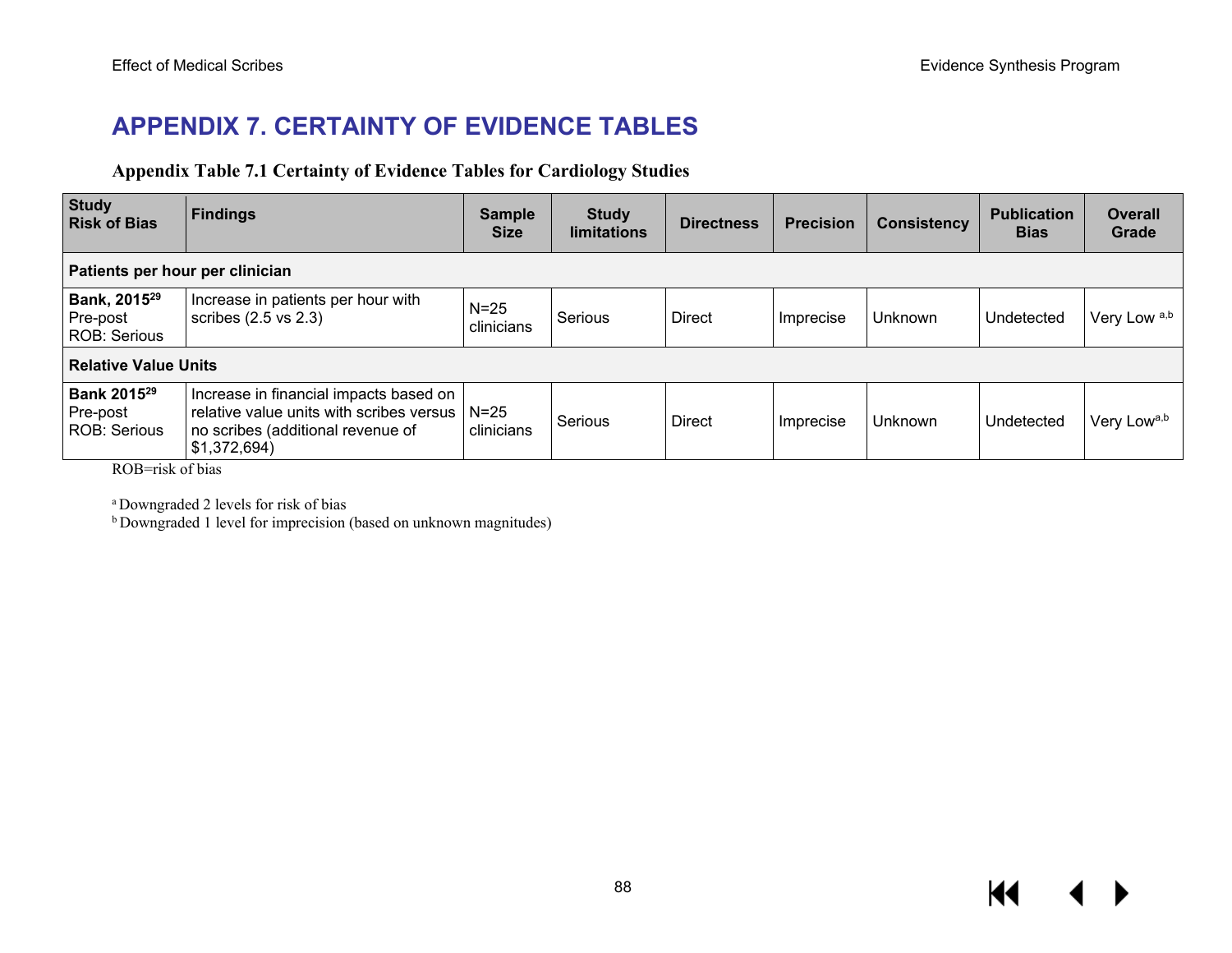# APPENDIX 7. CERTAINTY OF EVIDENCE TABLES

**Appendix Table 7.1 Certainty of Evidence Tables for Cardiology Studies**

| Study<br>Risk of Bias | Findings | Sample Size | Study limitations | Directness | Precision | Consistency | Publication Bias | Overall Grade |
|---|---|---|---|---|---|---|---|---|
| **Patients per hour per clinician** | | | | | | | | |
| **Bank, 2015**[29]<br>Pre-post<br>ROB: Serious | Increase in patients per hour with scribes (2.5 vs 2.3) | N=25 clinicians | Serious | Direct | Imprecise | Unknown | Undetected | Very Low [a,b] |
| **Relative Value Units** | | | | | | | | |
| **Bank 2015**[29]<br>Pre-post<br>ROB: Serious | Increase in financial impacts based on relative value units with scribes versus no scribes (additional revenue of $1,372,694) | N=25 clinicians | Serious | Direct | Imprecise | Unknown | Undetected | Very Low[a,b] |

ROB=risk of bias

[a] Downgraded 2 levels for risk of bias
[b] Downgraded 1 level for imprecision (based on unknown magnitudes)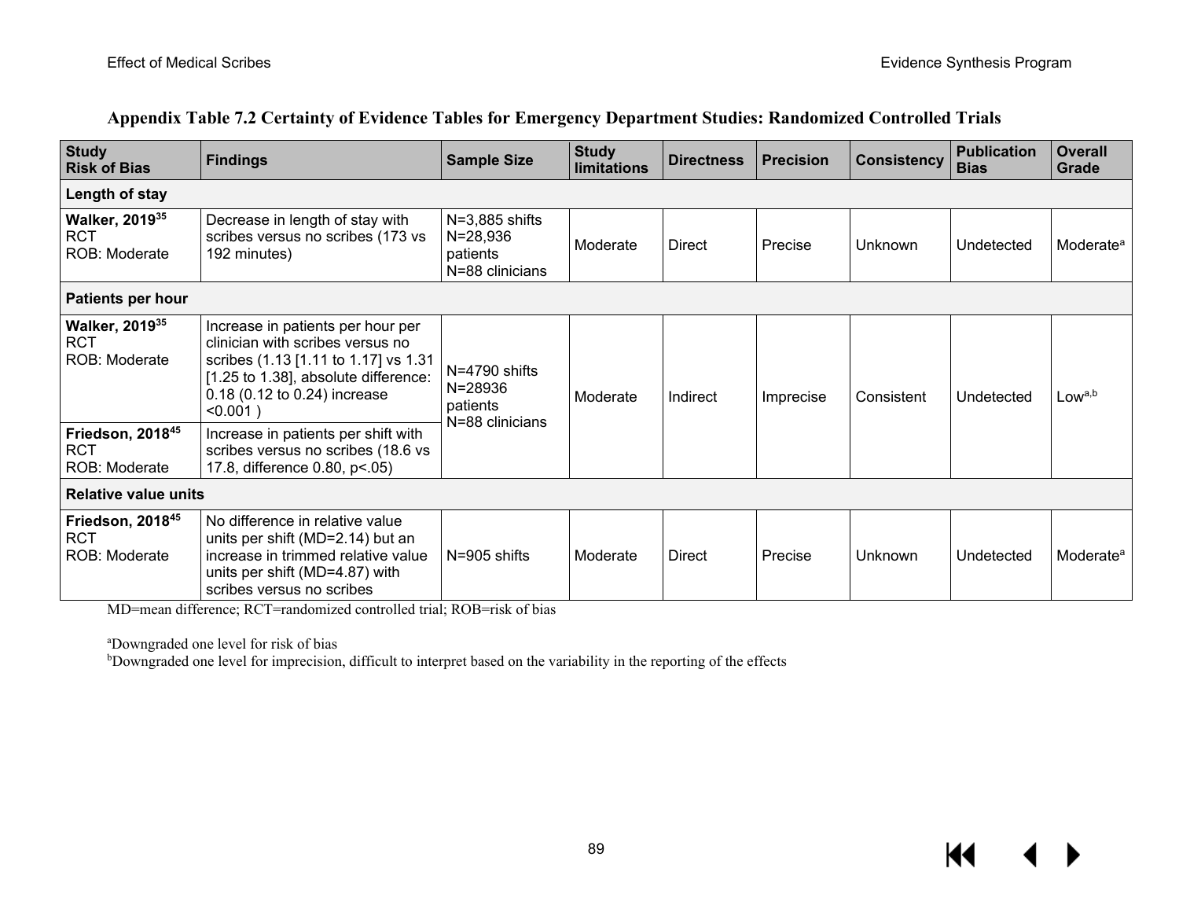### Appendix Table 7.2 Certainty of Evidence Tables for Emergency Department Studies: Randomized Controlled Trials

| Study<br>Risk of Bias | Findings | Sample Size | Study limitations | Directness | Precision | Consistency | Publication Bias | Overall Grade |
|---|---|---|---|---|---|---|---|---|
| **Length of stay** | | | | | | | | |
| **Walker, 2019**[35]<br>RCT<br>ROB: Moderate | Decrease in length of stay with scribes versus no scribes (173 vs 192 minutes) | N=3,885 shifts<br>N=28,936 patients<br>N=88 clinicians | Moderate | Direct | Precise | Unknown | Undetected | Moderate[a] |
| **Patients per hour** | | | | | | | | |
| **Walker, 2019**[35]<br>RCT<br>ROB: Moderate | Increase in patients per hour per clinician with scribes versus no scribes (1.13 [1.11 to 1.17] vs 1.31 [1.25 to 1.38], absolute difference: 0.18 (0.12 to 0.24) increase <0.001 ) | N=4790 shifts<br>N=28936 patients<br>N=88 clinicians | Moderate | Indirect | Imprecise | Consistent | Undetected | Low[a,b] |
| **Friedson, 2018**[45]<br>RCT<br>ROB: Moderate | Increase in patients per shift with scribes versus no scribes (18.6 vs 17.8, difference 0.80, p<.05) | | | | | | | |
| **Relative value units** | | | | | | | | |
| **Friedson, 2018**[45]<br>RCT<br>ROB: Moderate | No difference in relative value units per shift (MD=2.14) but an increase in trimmed relative value units per shift (MD=4.87) with scribes versus no scribes | N=905 shifts | Moderate | Direct | Precise | Unknown | Undetected | Moderate[a] |

MD=mean difference; RCT=randomized controlled trial; ROB=risk of bias

[a]Downgraded one level for risk of bias
[b]Downgraded one level for imprecision, difficult to interpret based on the variability in the reporting of the effects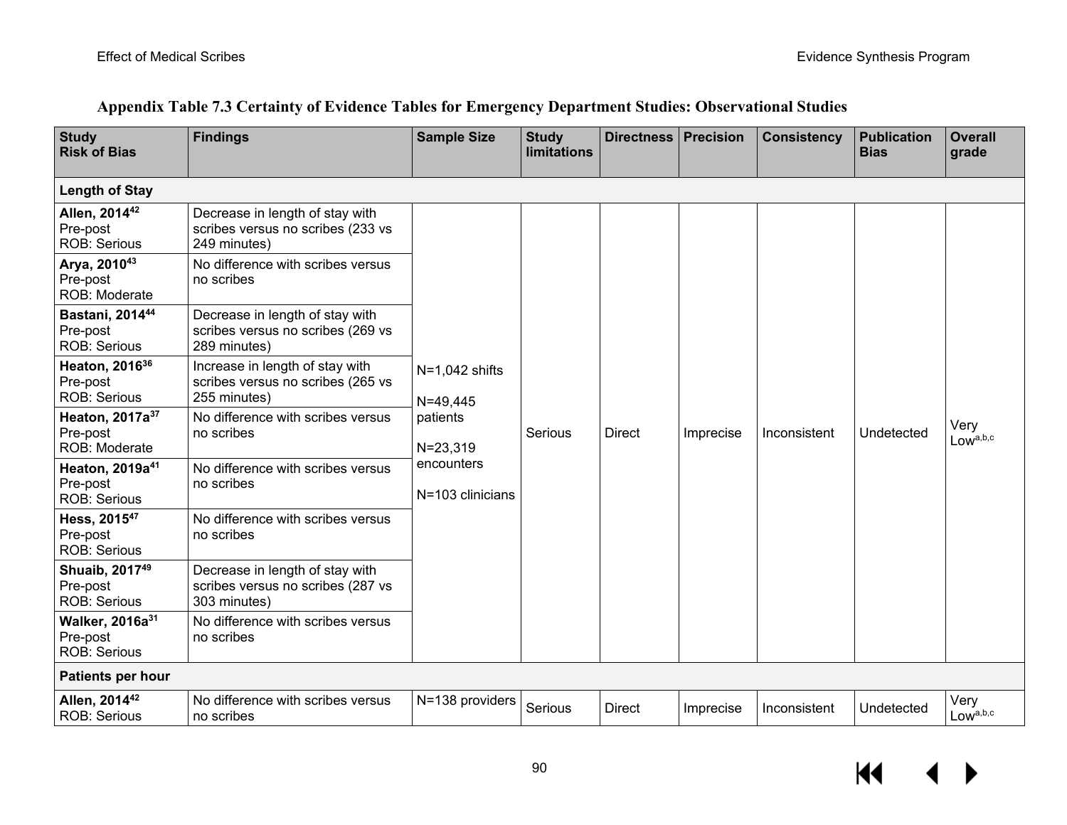## Appendix Table 7.3 Certainty of Evidence Tables for Emergency Department Studies: Observational Studies

| Study<br>Risk of Bias | Findings | Sample Size | Study limitations | Directness | Precision | Consistency | Publication Bias | Overall grade |
|---|---|---|---|---|---|---|---|---|
| **Length of Stay** | | | | | | | | |
| **Allen, 2014**[42]<br>Pre-post<br>ROB: Serious | Decrease in length of stay with scribes versus no scribes (233 vs 249 minutes) | N=1,042 shifts<br>N=49,445 patients<br>N=23,319 encounters<br>N=103 clinicians | Serious | Direct | Imprecise | Inconsistent | Undetected | Very Low[a,b,c] |
| **Arya, 2010**[43]<br>Pre-post<br>ROB: Moderate | No difference with scribes versus no scribes | | | | | | | |
| **Bastani, 2014**[44]<br>Pre-post<br>ROB: Serious | Decrease in length of stay with scribes versus no scribes (269 vs 289 minutes) | | | | | | | |
| **Heaton, 2016**[36]<br>Pre-post<br>ROB: Serious | Increase in length of stay with scribes versus no scribes (265 vs 255 minutes) | | | | | | | |
| **Heaton, 2017a**[37]<br>Pre-post<br>ROB: Moderate | No difference with scribes versus no scribes | | | | | | | |
| **Heaton, 2019a**[41]<br>Pre-post<br>ROB: Serious | No difference with scribes versus no scribes | | | | | | | |
| **Hess, 2015**[47]<br>Pre-post<br>ROB: Serious | No difference with scribes versus no scribes | | | | | | | |
| **Shuaib, 2017**[49]<br>Pre-post<br>ROB: Serious | Decrease in length of stay with scribes versus no scribes (287 vs 303 minutes) | | | | | | | |
| **Walker, 2016a**[31]<br>Pre-post<br>ROB: Serious | No difference with scribes versus no scribes | | | | | | | |
| **Patients per hour** | | | | | | | | |
| **Allen, 2014**[42]<br>ROB: Serious | No difference with scribes versus no scribes | N=138 providers | Serious | Direct | Imprecise | Inconsistent | Undetected | Very Low[a,b,c] |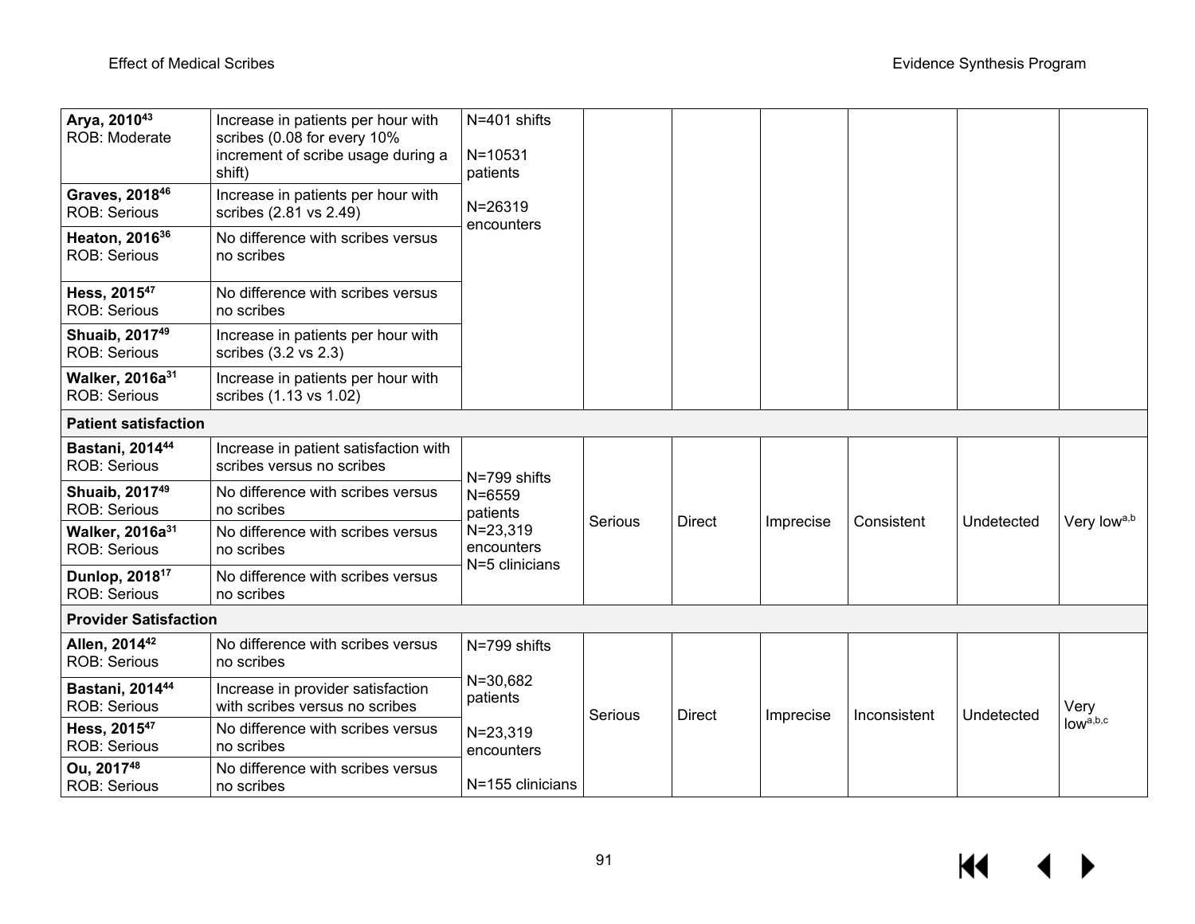| | | | | | | | | |
|---|---|---|---|---|---|---|---|---|
| **Arya, 2010**[43] ROB: Moderate | Increase in patients per hour with scribes (0.08 for every 10% increment of scribe usage during a shift) | N=401 shifts N=10531 patients N=26319 encounters | | | | | | |
| **Graves, 2018**[46] ROB: Serious | Increase in patients per hour with scribes (2.81 vs 2.49) | | | | | | | |
| **Heaton, 2016**[36] ROB: Serious | No difference with scribes versus no scribes | | | | | | | |
| **Hess, 2015**[47] ROB: Serious | No difference with scribes versus no scribes | | | | | | | |
| **Shuaib, 2017**[49] ROB: Serious | Increase in patients per hour with scribes (3.2 vs 2.3) | | | | | | | |
| **Walker, 2016a**[31] ROB: Serious | Increase in patients per hour with scribes (1.13 vs 1.02) | | | | | | | |
| **Patient satisfaction** | | | | | | | | |
| **Bastani, 2014**[44] ROB: Serious | Increase in patient satisfaction with scribes versus no scribes | N=799 shifts N=6559 patients N=23,319 encounters N=5 clinicians | Serious | Direct | Imprecise | Consistent | Undetected | Very low[a,b] |
| **Shuaib, 2017**[49] ROB: Serious | No difference with scribes versus no scribes | | | | | | | |
| **Walker, 2016a**[31] ROB: Serious | No difference with scribes versus no scribes | | | | | | | |
| **Dunlop, 2018**[17] ROB: Serious | No difference with scribes versus no scribes | | | | | | | |
| **Provider Satisfaction** | | | | | | | | |
| **Allen, 2014**[42] ROB: Serious | No difference with scribes versus no scribes | N=799 shifts N=30,682 patients N=23,319 encounters N=155 clinicians | Serious | Direct | Imprecise | Inconsistent | Undetected | Very low[a,b,c] |
| **Bastani, 2014**[44] ROB: Serious | Increase in provider satisfaction with scribes versus no scribes | | | | | | | |
| **Hess, 2015**[47] ROB: Serious | No difference with scribes versus no scribes | | | | | | | |
| **Ou, 2017**[48] ROB: Serious | No difference with scribes versus no scribes | | | | | | | |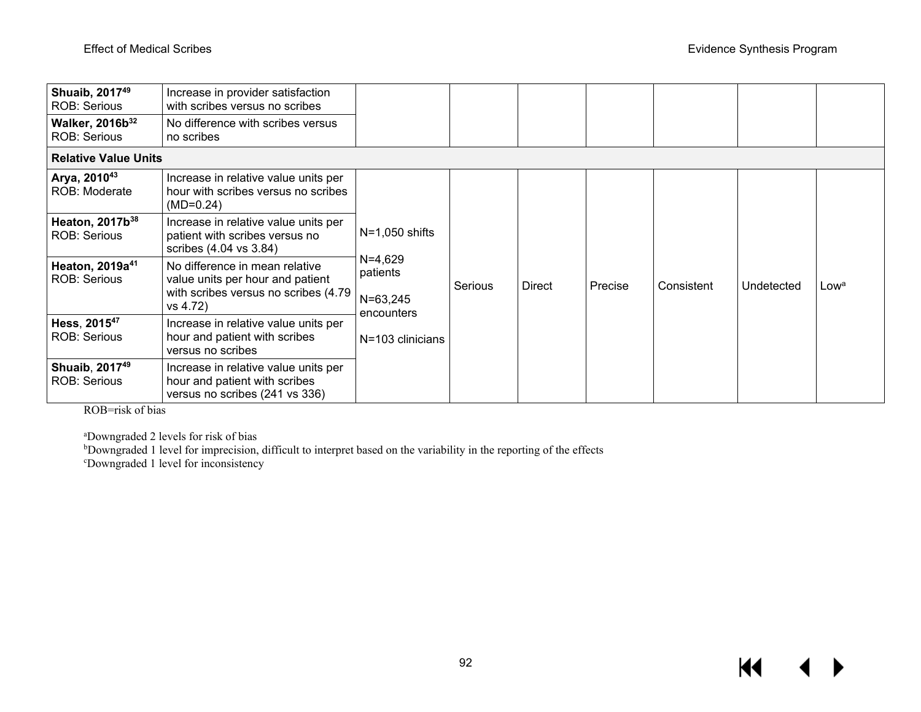| | | | | | | | | |
|---|---|---|---|---|---|---|---|---|
| **Shuaib, 2017**[49] ROB: Serious | Increase in provider satisfaction with scribes versus no scribes | | | | | | | |
| **Walker, 2016b**[32] ROB: Serious | No difference with scribes versus no scribes | | | | | | | |
| **Relative Value Units** | | | | | | | | |
| **Arya, 2010**[43] ROB: Moderate | Increase in relative value units per hour with scribes versus no scribes (MD=0.24) | N=1,050 shifts<br><br>N=4,629 patients<br><br>N=63,245 encounters<br><br>N=103 clinicians | Serious | Direct | Precise | Consistent | Undetected | Low[a] |
| **Heaton, 2017b**[38] ROB: Serious | Increase in relative value units per patient with scribes versus no scribes (4.04 vs 3.84) | | | | | | | |
| **Heaton, 2019a**[41] ROB: Serious | No difference in mean relative value units per hour and patient with scribes versus no scribes (4.79 vs 4.72) | | | | | | | |
| **Hess**, **2015**[47] ROB: Serious | Increase in relative value units per hour and patient with scribes versus no scribes | | | | | | | |
| **Shuaib**, **2017**[49] ROB: Serious | Increase in relative value units per hour and patient with scribes versus no scribes (241 vs 336) | | | | | | | |

ROB=risk of bias

[a]Downgraded 2 levels for risk of bias
[b]Downgraded 1 level for imprecision, difficult to interpret based on the variability in the reporting of the effects
[c]Downgraded 1 level for inconsistency